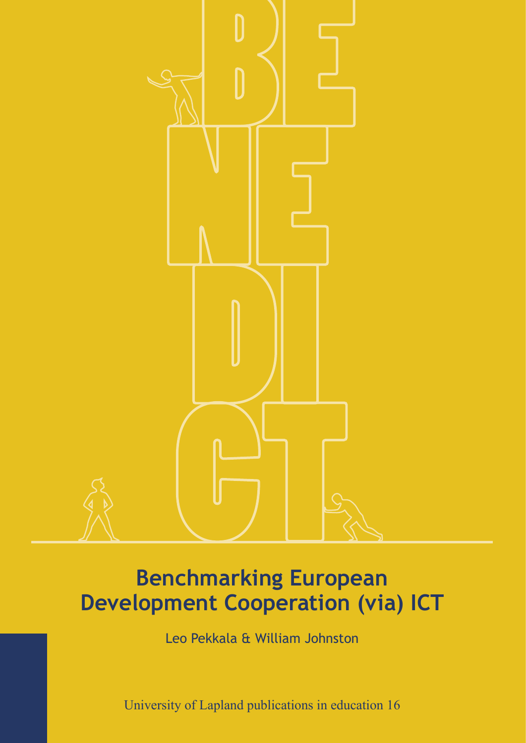# Benchmarking European Development Cooperation (via) ICT

Leo Pekkala & William Johnston

University of Lapland publications in education 16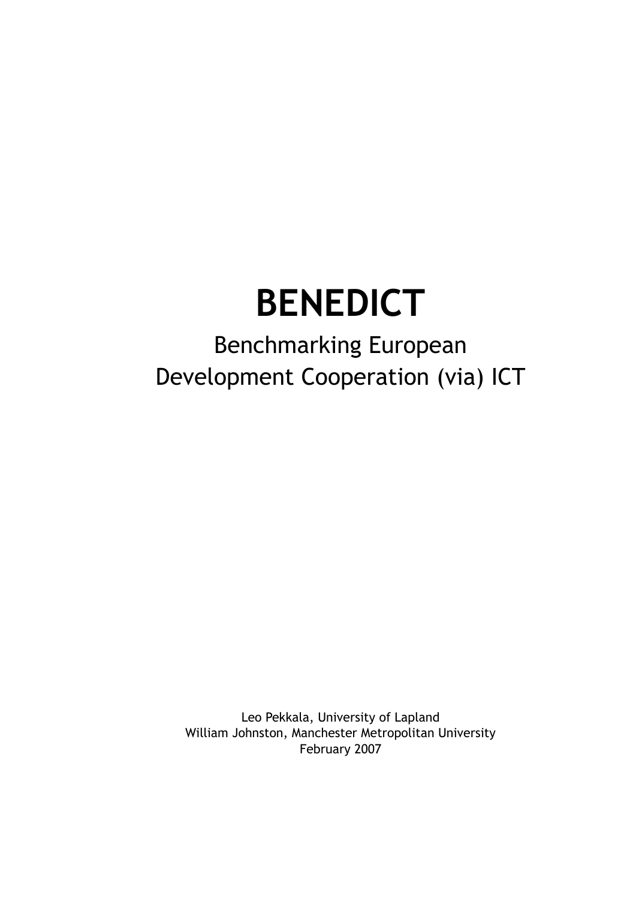# BENEDICT

Benchmarking European
Development Cooperation (via) ICT

Leo Pekkala, University of Lapland
William Johnston, Manchester Metropolitan University
February 2007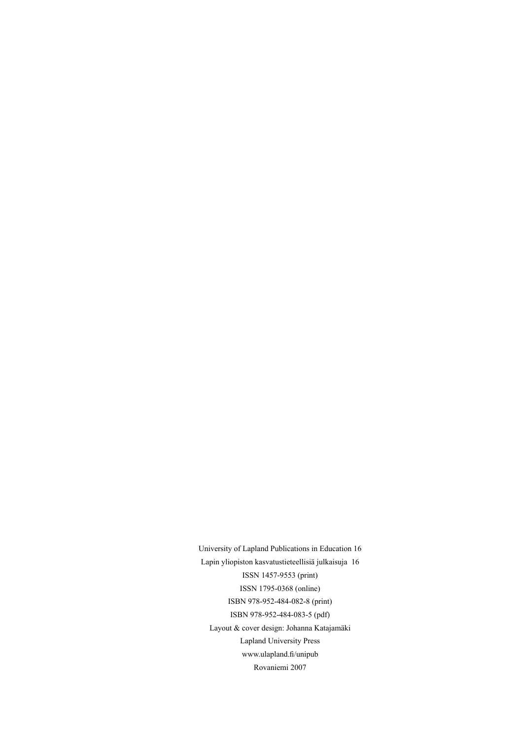University of Lapland Publications in Education 16

Lapin yliopiston kasvatustieteellisiä julkaisuja 16

ISSN 1457-9553 (print)

ISSN 1795-0368 (online)

ISBN 978-952-484-082-8 (print)

ISBN 978-952-484-083-5 (pdf)

Layout & cover design: Johanna Katajamäki

Lapland University Press

www.ulapland.fi/unipub

Rovaniemi 2007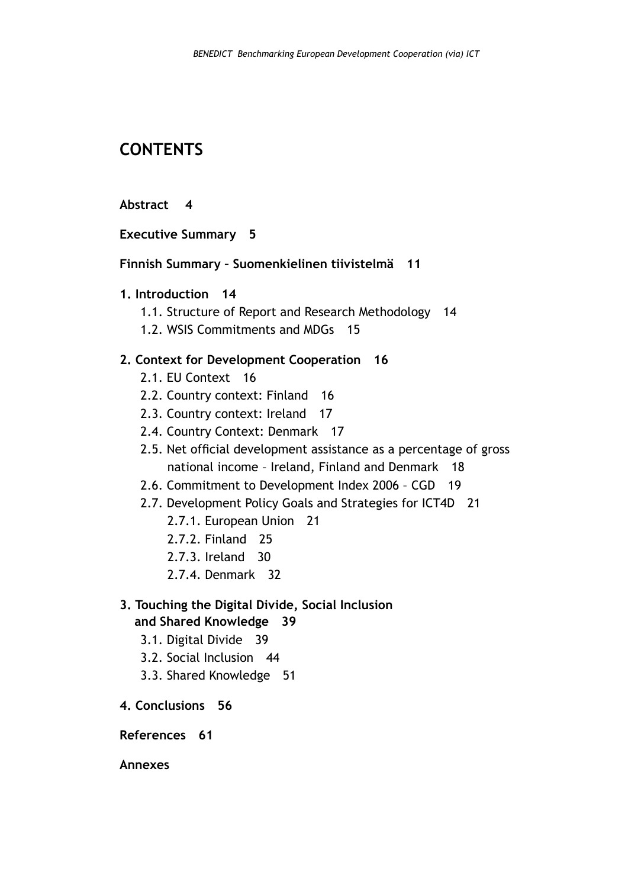# CONTENTS

**Abstract 4**

**Executive Summary 5**

**Finnish Summary – Suomenkielinen tiivistelmä 11**

**1. Introduction 14**

- 1.1. Structure of Report and Research Methodology 14
- 1.2. WSIS Commitments and MDGs 15

**2. Context for Development Cooperation 16**

- 2.1. EU Context 16
- 2.2. Country context: Finland 16
- 2.3. Country context: Ireland 17
- 2.4. Country Context: Denmark 17
- 2.5. Net official development assistance as a percentage of gross national income – Ireland, Finland and Denmark 18
- 2.6. Commitment to Development Index 2006 – CGD 19
- 2.7. Development Policy Goals and Strategies for ICT4D 21
  - 2.7.1. European Union 21
  - 2.7.2. Finland 25
  - 2.7.3. Ireland 30
  - 2.7.4. Denmark 32

**3. Touching the Digital Divide, Social Inclusion and Shared Knowledge 39**

- 3.1. Digital Divide 39
- 3.2. Social Inclusion 44
- 3.3. Shared Knowledge 51

**4. Conclusions 56**

**References 61**

**Annexes**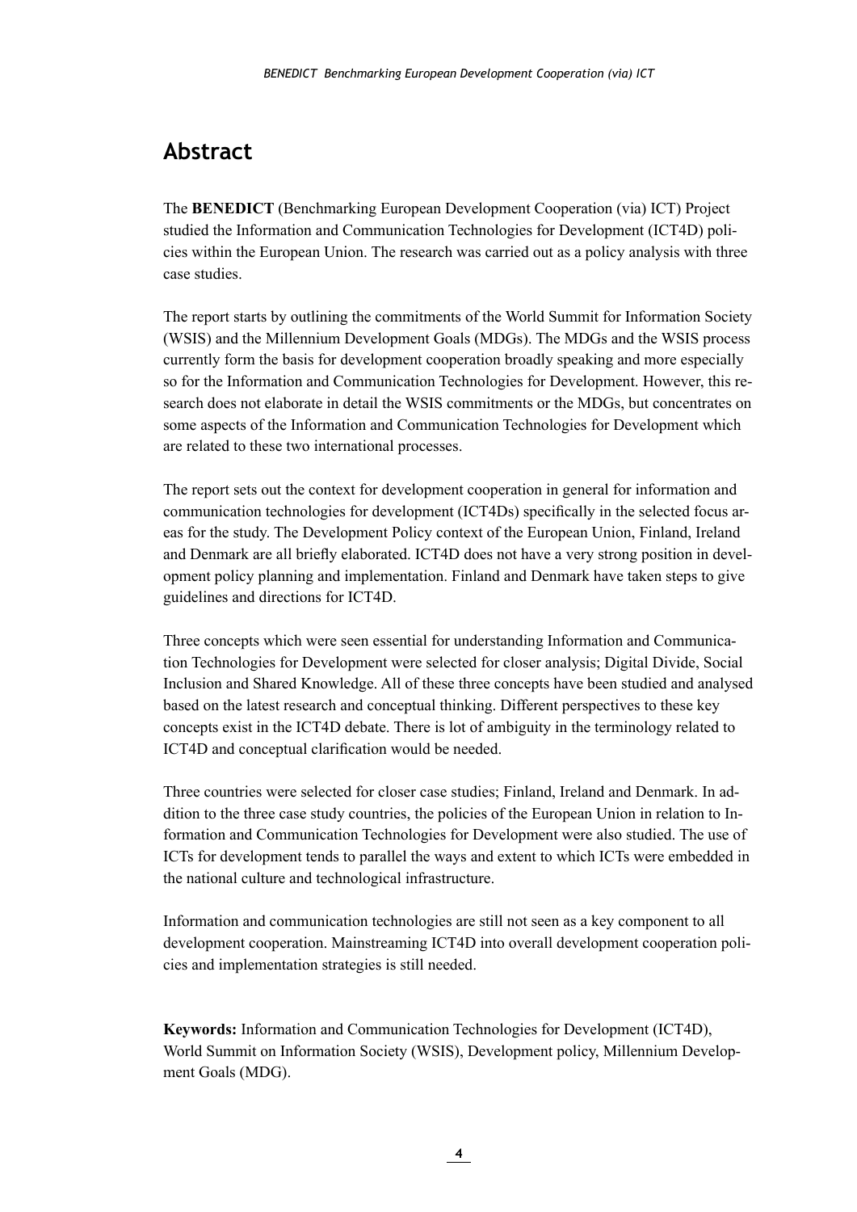## Abstract

The **BENEDICT** (Benchmarking European Development Cooperation (via) ICT) Project studied the Information and Communication Technologies for Development (ICT4D) policies within the European Union. The research was carried out as a policy analysis with three case studies.

The report starts by outlining the commitments of the World Summit for Information Society (WSIS) and the Millennium Development Goals (MDGs). The MDGs and the WSIS process currently form the basis for development cooperation broadly speaking and more especially so for the Information and Communication Technologies for Development. However, this research does not elaborate in detail the WSIS commitments or the MDGs, but concentrates on some aspects of the Information and Communication Technologies for Development which are related to these two international processes.

The report sets out the context for development cooperation in general for information and communication technologies for development (ICT4Ds) specifically in the selected focus areas for the study. The Development Policy context of the European Union, Finland, Ireland and Denmark are all briefly elaborated. ICT4D does not have a very strong position in development policy planning and implementation. Finland and Denmark have taken steps to give guidelines and directions for ICT4D.

Three concepts which were seen essential for understanding Information and Communication Technologies for Development were selected for closer analysis; Digital Divide, Social Inclusion and Shared Knowledge. All of these three concepts have been studied and analysed based on the latest research and conceptual thinking. Different perspectives to these key concepts exist in the ICT4D debate. There is lot of ambiguity in the terminology related to ICT4D and conceptual clarification would be needed.

Three countries were selected for closer case studies; Finland, Ireland and Denmark. In addition to the three case study countries, the policies of the European Union in relation to Information and Communication Technologies for Development were also studied. The use of ICTs for development tends to parallel the ways and extent to which ICTs were embedded in the national culture and technological infrastructure.

Information and communication technologies are still not seen as a key component to all development cooperation. Mainstreaming ICT4D into overall development cooperation policies and implementation strategies is still needed.

**Keywords:** Information and Communication Technologies for Development (ICT4D), World Summit on Information Society (WSIS), Development policy, Millennium Development Goals (MDG).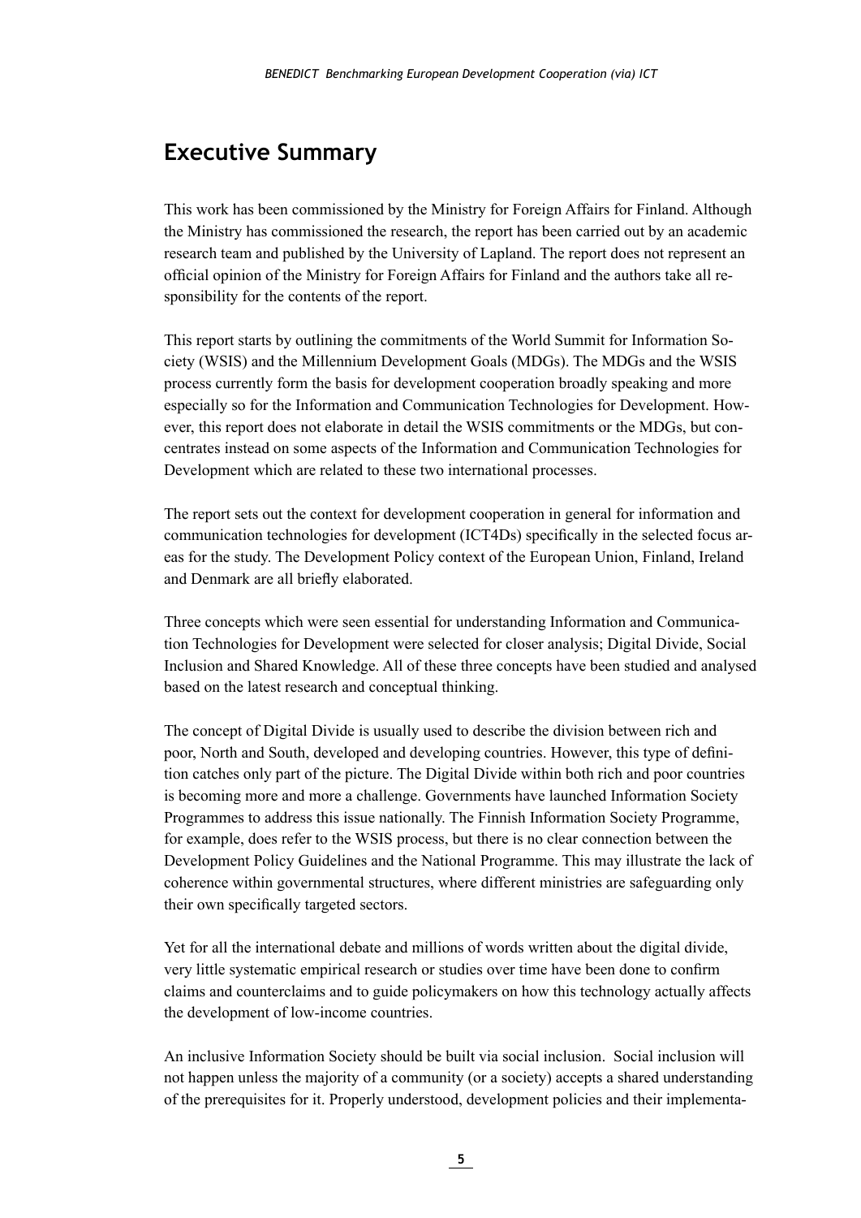## Executive Summary

This work has been commissioned by the Ministry for Foreign Affairs for Finland. Although the Ministry has commissioned the research, the report has been carried out by an academic research team and published by the University of Lapland. The report does not represent an official opinion of the Ministry for Foreign Affairs for Finland and the authors take all responsibility for the contents of the report.

This report starts by outlining the commitments of the World Summit for Information Society (WSIS) and the Millennium Development Goals (MDGs). The MDGs and the WSIS process currently form the basis for development cooperation broadly speaking and more especially so for the Information and Communication Technologies for Development. However, this report does not elaborate in detail the WSIS commitments or the MDGs, but concentrates instead on some aspects of the Information and Communication Technologies for Development which are related to these two international processes.

The report sets out the context for development cooperation in general for information and communication technologies for development (ICT4Ds) specifically in the selected focus areas for the study. The Development Policy context of the European Union, Finland, Ireland and Denmark are all briefly elaborated.

Three concepts which were seen essential for understanding Information and Communication Technologies for Development were selected for closer analysis; Digital Divide, Social Inclusion and Shared Knowledge. All of these three concepts have been studied and analysed based on the latest research and conceptual thinking.

The concept of Digital Divide is usually used to describe the division between rich and poor, North and South, developed and developing countries. However, this type of definition catches only part of the picture. The Digital Divide within both rich and poor countries is becoming more and more a challenge. Governments have launched Information Society Programmes to address this issue nationally. The Finnish Information Society Programme, for example, does refer to the WSIS process, but there is no clear connection between the Development Policy Guidelines and the National Programme. This may illustrate the lack of coherence within governmental structures, where different ministries are safeguarding only their own specifically targeted sectors.

Yet for all the international debate and millions of words written about the digital divide, very little systematic empirical research or studies over time have been done to confirm claims and counterclaims and to guide policymakers on how this technology actually affects the development of low-income countries.

An inclusive Information Society should be built via social inclusion. Social inclusion will not happen unless the majority of a community (or a society) accepts a shared understanding of the prerequisites for it. Properly understood, development policies and their implementa-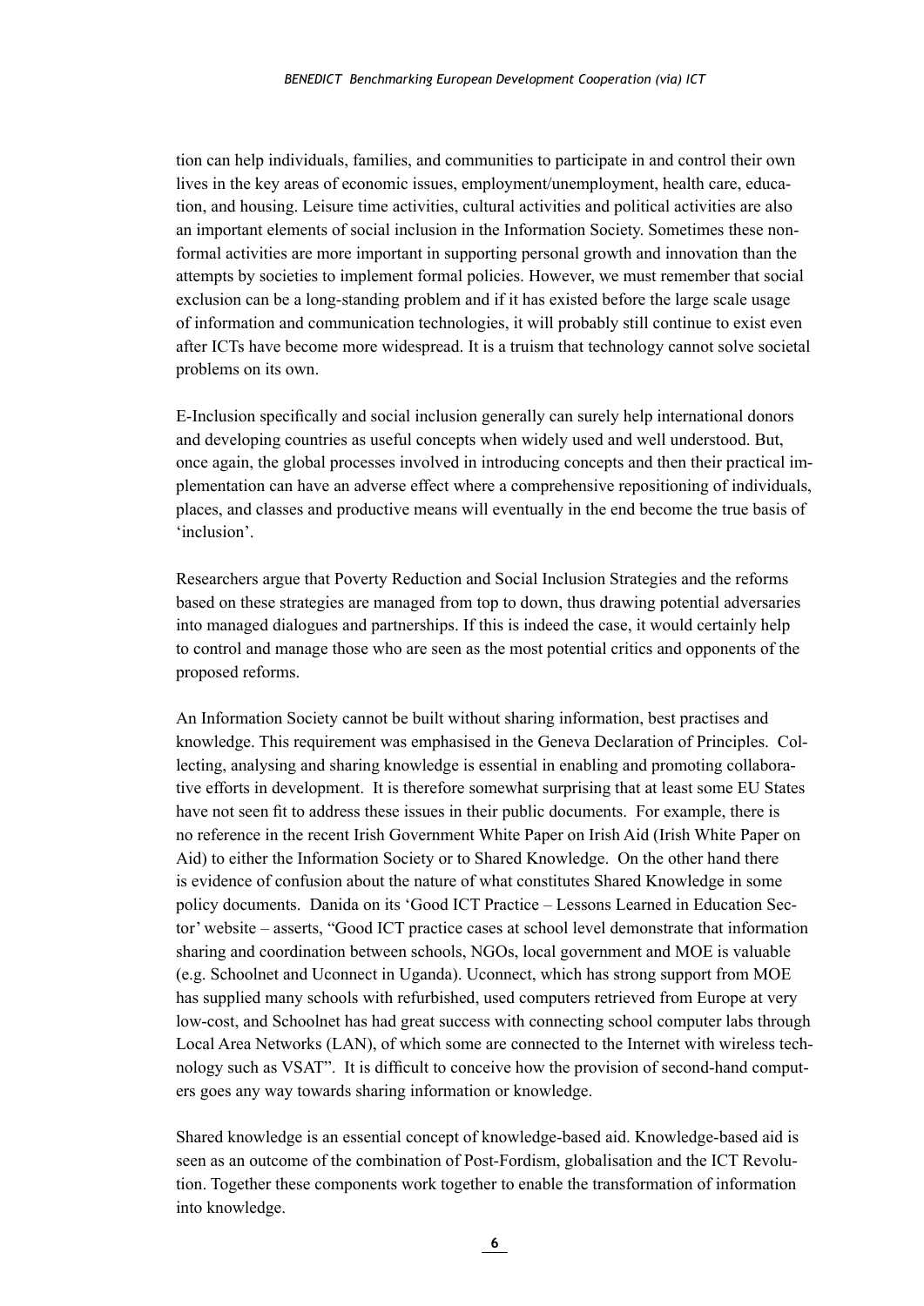tion can help individuals, families, and communities to participate in and control their own lives in the key areas of economic issues, employment/unemployment, health care, education, and housing. Leisure time activities, cultural activities and political activities are also an important elements of social inclusion in the Information Society. Sometimes these non-formal activities are more important in supporting personal growth and innovation than the attempts by societies to implement formal policies. However, we must remember that social exclusion can be a long-standing problem and if it has existed before the large scale usage of information and communication technologies, it will probably still continue to exist even after ICTs have become more widespread. It is a truism that technology cannot solve societal problems on its own.

E-Inclusion specifically and social inclusion generally can surely help international donors and developing countries as useful concepts when widely used and well understood. But, once again, the global processes involved in introducing concepts and then their practical implementation can have an adverse effect where a comprehensive repositioning of individuals, places, and classes and productive means will eventually in the end become the true basis of 'inclusion'.

Researchers argue that Poverty Reduction and Social Inclusion Strategies and the reforms based on these strategies are managed from top to down, thus drawing potential adversaries into managed dialogues and partnerships. If this is indeed the case, it would certainly help to control and manage those who are seen as the most potential critics and opponents of the proposed reforms.

An Information Society cannot be built without sharing information, best practises and knowledge. This requirement was emphasised in the Geneva Declaration of Principles. Collecting, analysing and sharing knowledge is essential in enabling and promoting collaborative efforts in development. It is therefore somewhat surprising that at least some EU States have not seen fit to address these issues in their public documents. For example, there is no reference in the recent Irish Government White Paper on Irish Aid (Irish White Paper on Aid) to either the Information Society or to Shared Knowledge. On the other hand there is evidence of confusion about the nature of what constitutes Shared Knowledge in some policy documents. Danida on its 'Good ICT Practice – Lessons Learned in Education Sector' website – asserts, "Good ICT practice cases at school level demonstrate that information sharing and coordination between schools, NGOs, local government and MOE is valuable (e.g. Schoolnet and Uconnect in Uganda). Uconnect, which has strong support from MOE has supplied many schools with refurbished, used computers retrieved from Europe at very low-cost, and Schoolnet has had great success with connecting school computer labs through Local Area Networks (LAN), of which some are connected to the Internet with wireless technology such as VSAT". It is difficult to conceive how the provision of second-hand computers goes any way towards sharing information or knowledge.

Shared knowledge is an essential concept of knowledge-based aid. Knowledge-based aid is seen as an outcome of the combination of Post-Fordism, globalisation and the ICT Revolution. Together these components work together to enable the transformation of information into knowledge.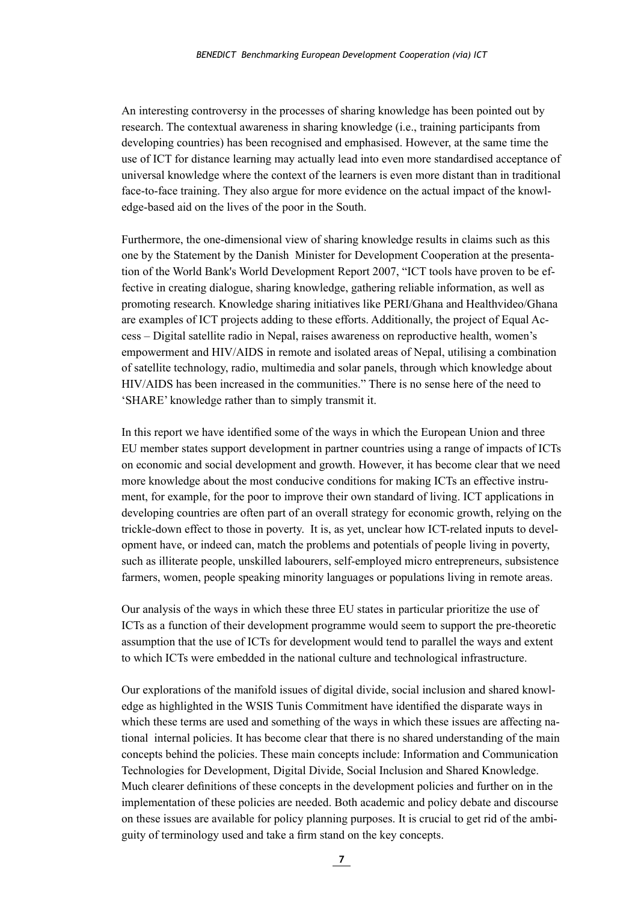An interesting controversy in the processes of sharing knowledge has been pointed out by research. The contextual awareness in sharing knowledge (i.e., training participants from developing countries) has been recognised and emphasised. However, at the same time the use of ICT for distance learning may actually lead into even more standardised acceptance of universal knowledge where the context of the learners is even more distant than in traditional face-to-face training. They also argue for more evidence on the actual impact of the knowledge-based aid on the lives of the poor in the South.

Furthermore, the one-dimensional view of sharing knowledge results in claims such as this one by the Statement by the Danish Minister for Development Cooperation at the presentation of the World Bank's World Development Report 2007, "ICT tools have proven to be effective in creating dialogue, sharing knowledge, gathering reliable information, as well as promoting research. Knowledge sharing initiatives like PERI/Ghana and Healthvideo/Ghana are examples of ICT projects adding to these efforts. Additionally, the project of Equal Access – Digital satellite radio in Nepal, raises awareness on reproductive health, women's empowerment and HIV/AIDS in remote and isolated areas of Nepal, utilising a combination of satellite technology, radio, multimedia and solar panels, through which knowledge about HIV/AIDS has been increased in the communities." There is no sense here of the need to 'SHARE' knowledge rather than to simply transmit it.

In this report we have identified some of the ways in which the European Union and three EU member states support development in partner countries using a range of impacts of ICTs on economic and social development and growth. However, it has become clear that we need more knowledge about the most conducive conditions for making ICTs an effective instrument, for example, for the poor to improve their own standard of living. ICT applications in developing countries are often part of an overall strategy for economic growth, relying on the trickle-down effect to those in poverty. It is, as yet, unclear how ICT-related inputs to development have, or indeed can, match the problems and potentials of people living in poverty, such as illiterate people, unskilled labourers, self-employed micro entrepreneurs, subsistence farmers, women, people speaking minority languages or populations living in remote areas.

Our analysis of the ways in which these three EU states in particular prioritize the use of ICTs as a function of their development programme would seem to support the pre-theoretic assumption that the use of ICTs for development would tend to parallel the ways and extent to which ICTs were embedded in the national culture and technological infrastructure.

Our explorations of the manifold issues of digital divide, social inclusion and shared knowledge as highlighted in the WSIS Tunis Commitment have identified the disparate ways in which these terms are used and something of the ways in which these issues are affecting national internal policies. It has become clear that there is no shared understanding of the main concepts behind the policies. These main concepts include: Information and Communication Technologies for Development, Digital Divide, Social Inclusion and Shared Knowledge. Much clearer definitions of these concepts in the development policies and further on in the implementation of these policies are needed. Both academic and policy debate and discourse on these issues are available for policy planning purposes. It is crucial to get rid of the ambiguity of terminology used and take a firm stand on the key concepts.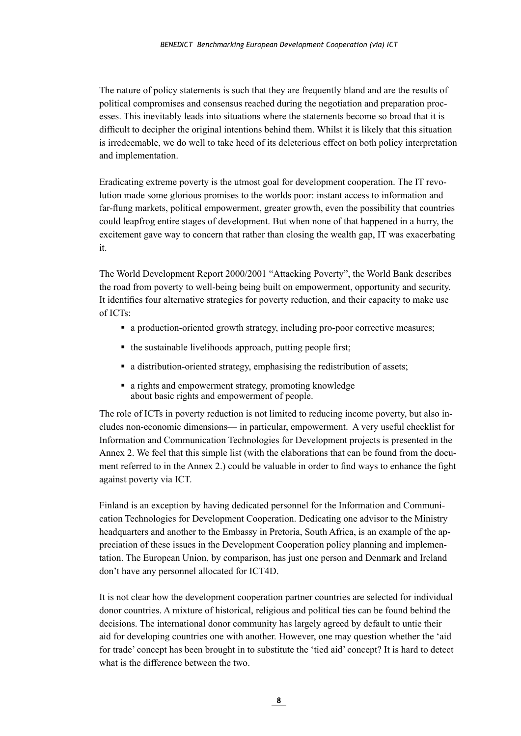The nature of policy statements is such that they are frequently bland and are the results of political compromises and consensus reached during the negotiation and preparation processes. This inevitably leads into situations where the statements become so broad that it is difficult to decipher the original intentions behind them. Whilst it is likely that this situation is irredeemable, we do well to take heed of its deleterious effect on both policy interpretation and implementation.

Eradicating extreme poverty is the utmost goal for development cooperation. The IT revolution made some glorious promises to the worlds poor: instant access to information and far-flung markets, political empowerment, greater growth, even the possibility that countries could leapfrog entire stages of development. But when none of that happened in a hurry, the excitement gave way to concern that rather than closing the wealth gap, IT was exacerbating it.

The World Development Report 2000/2001 "Attacking Poverty", the World Bank describes the road from poverty to well-being being built on empowerment, opportunity and security. It identifies four alternative strategies for poverty reduction, and their capacity to make use of ICTs:

- a production-oriented growth strategy, including pro-poor corrective measures;
- the sustainable livelihoods approach, putting people first;
- a distribution-oriented strategy, emphasising the redistribution of assets;
- a rights and empowerment strategy, promoting knowledge about basic rights and empowerment of people.

The role of ICTs in poverty reduction is not limited to reducing income poverty, but also includes non-economic dimensions— in particular, empowerment. A very useful checklist for Information and Communication Technologies for Development projects is presented in the Annex 2. We feel that this simple list (with the elaborations that can be found from the document referred to in the Annex 2.) could be valuable in order to find ways to enhance the fight against poverty via ICT.

Finland is an exception by having dedicated personnel for the Information and Communication Technologies for Development Cooperation. Dedicating one advisor to the Ministry headquarters and another to the Embassy in Pretoria, South Africa, is an example of the appreciation of these issues in the Development Cooperation policy planning and implementation. The European Union, by comparison, has just one person and Denmark and Ireland don't have any personnel allocated for ICT4D.

It is not clear how the development cooperation partner countries are selected for individual donor countries. A mixture of historical, religious and political ties can be found behind the decisions. The international donor community has largely agreed by default to untie their aid for developing countries one with another. However, one may question whether the 'aid for trade' concept has been brought in to substitute the 'tied aid' concept? It is hard to detect what is the difference between the two.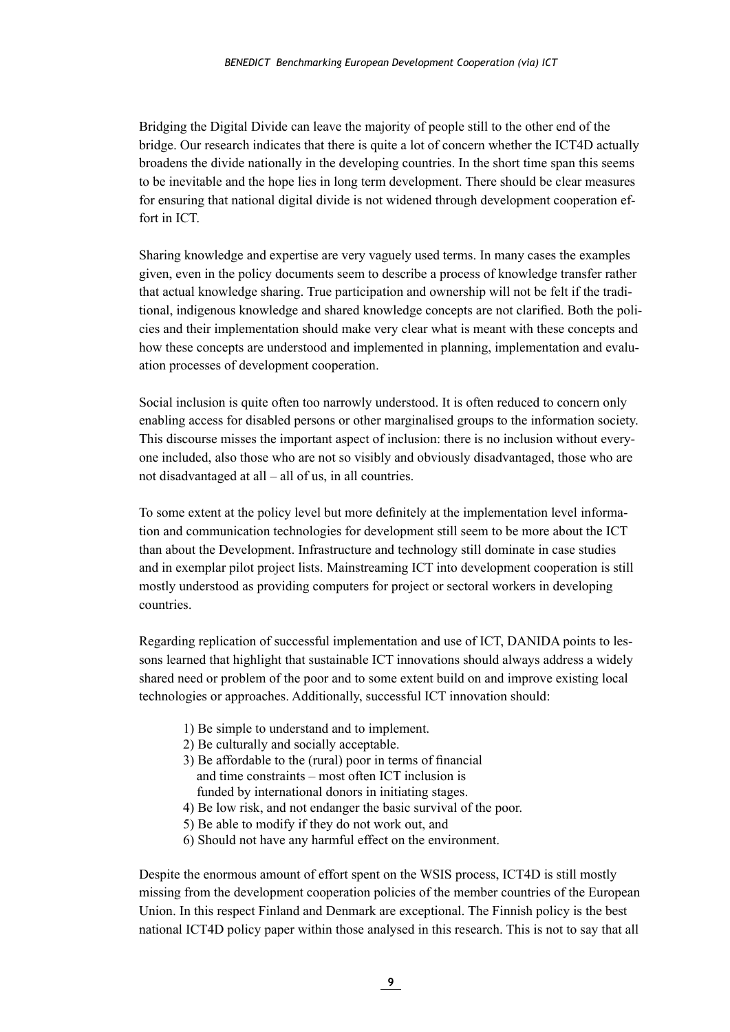Bridging the Digital Divide can leave the majority of people still to the other end of the bridge. Our research indicates that there is quite a lot of concern whether the ICT4D actually broadens the divide nationally in the developing countries. In the short time span this seems to be inevitable and the hope lies in long term development. There should be clear measures for ensuring that national digital divide is not widened through development cooperation effort in ICT.

Sharing knowledge and expertise are very vaguely used terms. In many cases the examples given, even in the policy documents seem to describe a process of knowledge transfer rather that actual knowledge sharing. True participation and ownership will not be felt if the traditional, indigenous knowledge and shared knowledge concepts are not clarified. Both the policies and their implementation should make very clear what is meant with these concepts and how these concepts are understood and implemented in planning, implementation and evaluation processes of development cooperation.

Social inclusion is quite often too narrowly understood. It is often reduced to concern only enabling access for disabled persons or other marginalised groups to the information society. This discourse misses the important aspect of inclusion: there is no inclusion without everyone included, also those who are not so visibly and obviously disadvantaged, those who are not disadvantaged at all – all of us, in all countries.

To some extent at the policy level but more definitely at the implementation level information and communication technologies for development still seem to be more about the ICT than about the Development. Infrastructure and technology still dominate in case studies and in exemplar pilot project lists. Mainstreaming ICT into development cooperation is still mostly understood as providing computers for project or sectoral workers in developing countries.

Regarding replication of successful implementation and use of ICT, DANIDA points to lessons learned that highlight that sustainable ICT innovations should always address a widely shared need or problem of the poor and to some extent build on and improve existing local technologies or approaches. Additionally, successful ICT innovation should:

1) Be simple to understand and to implement.
2) Be culturally and socially acceptable.
3) Be affordable to the (rural) poor in terms of financial and time constraints – most often ICT inclusion is funded by international donors in initiating stages.
4) Be low risk, and not endanger the basic survival of the poor.
5) Be able to modify if they do not work out, and
6) Should not have any harmful effect on the environment.

Despite the enormous amount of effort spent on the WSIS process, ICT4D is still mostly missing from the development cooperation policies of the member countries of the European Union. In this respect Finland and Denmark are exceptional. The Finnish policy is the best national ICT4D policy paper within those analysed in this research. This is not to say that all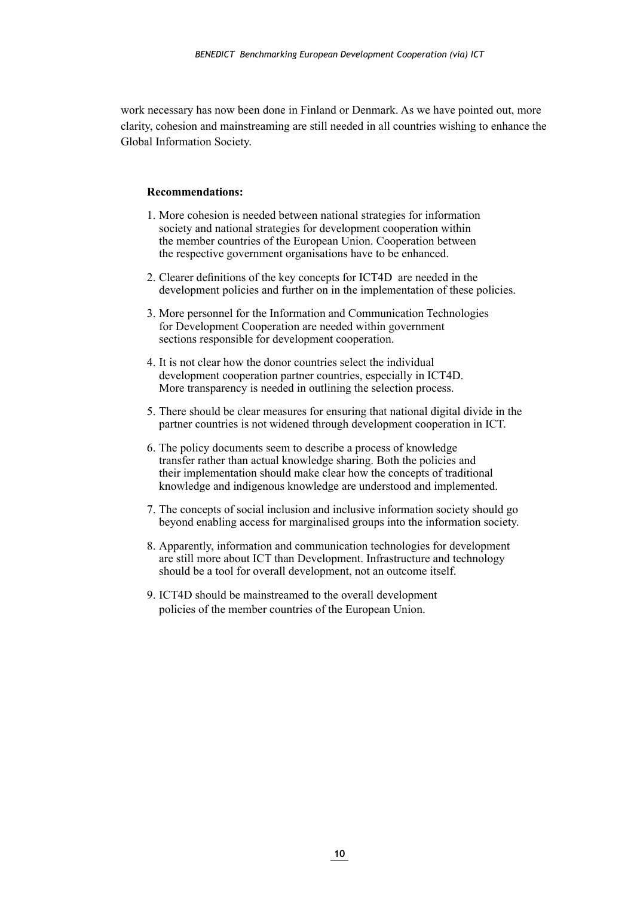work necessary has now been done in Finland or Denmark. As we have pointed out, more clarity, cohesion and mainstreaming are still needed in all countries wishing to enhance the Global Information Society.

**Recommendations:**

1. More cohesion is needed between national strategies for information society and national strategies for development cooperation within the member countries of the European Union. Cooperation between the respective government organisations have to be enhanced.

2. Clearer definitions of the key concepts for ICT4D are needed in the development policies and further on in the implementation of these policies.

3. More personnel for the Information and Communication Technologies for Development Cooperation are needed within government sections responsible for development cooperation.

4. It is not clear how the donor countries select the individual development cooperation partner countries, especially in ICT4D. More transparency is needed in outlining the selection process.

5. There should be clear measures for ensuring that national digital divide in the partner countries is not widened through development cooperation in ICT.

6. The policy documents seem to describe a process of knowledge transfer rather than actual knowledge sharing. Both the policies and their implementation should make clear how the concepts of traditional knowledge and indigenous knowledge are understood and implemented.

7. The concepts of social inclusion and inclusive information society should go beyond enabling access for marginalised groups into the information society.

8. Apparently, information and communication technologies for development are still more about ICT than Development. Infrastructure and technology should be a tool for overall development, not an outcome itself.

9. ICT4D should be mainstreamed to the overall development policies of the member countries of the European Union.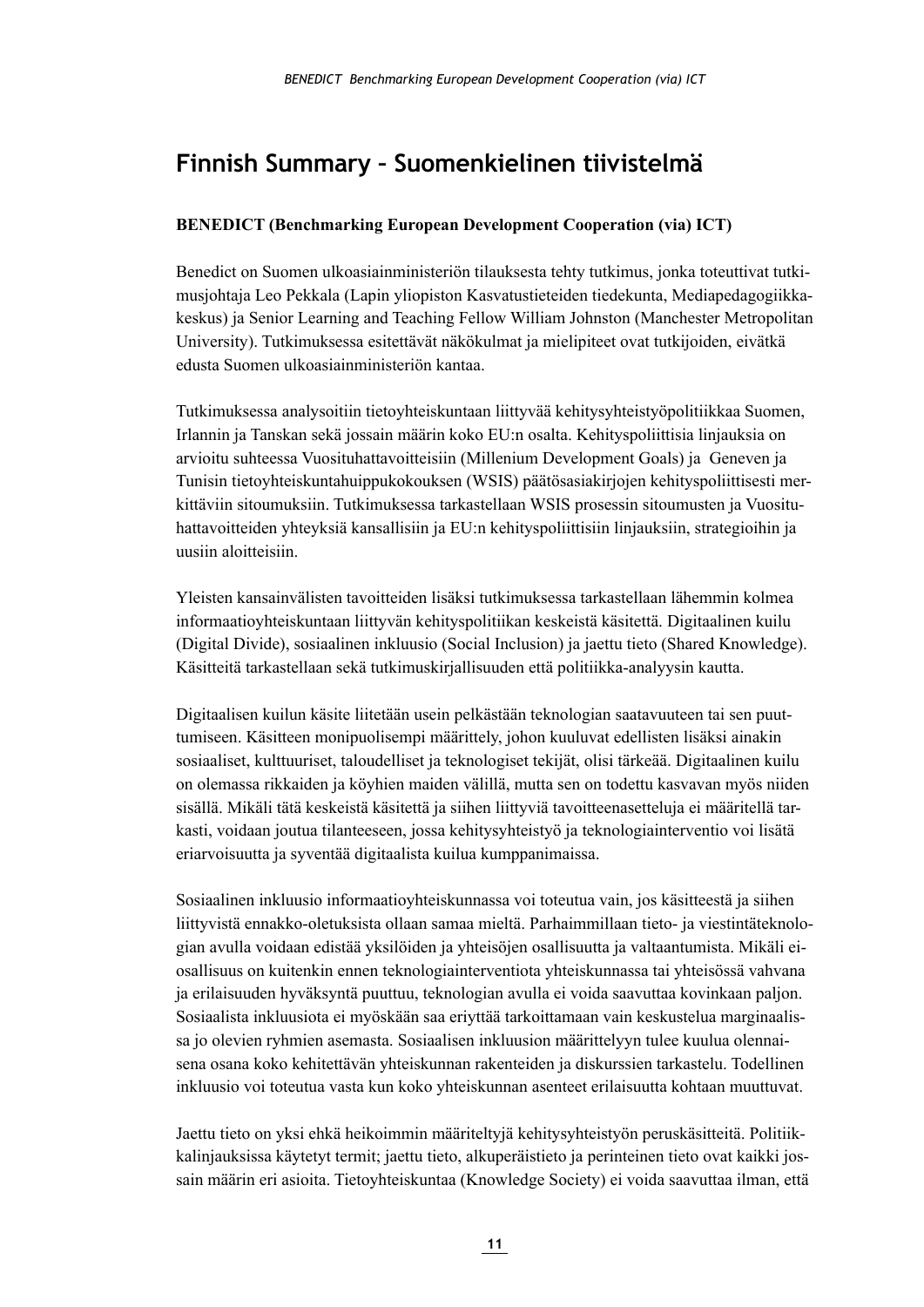# Finnish Summary – Suomenkielinen tiivistelmä

**BENEDICT (Benchmarking European Development Cooperation (via) ICT)**

Benedict on Suomen ulkoasiainministeriön tilauksesta tehty tutkimus, jonka toteuttivat tutkimusjohtaja Leo Pekkala (Lapin yliopiston Kasvatustieteiden tiedekunta, Mediapedagogiikkakeskus) ja Senior Learning and Teaching Fellow William Johnston (Manchester Metropolitan University). Tutkimuksessa esitettävät näkökulmat ja mielipiteet ovat tutkijoiden, eivätkä edusta Suomen ulkoasiainministeriön kantaa.

Tutkimuksessa analysoitiin tietoyhteiskuntaan liittyvää kehitysyhteistyöpolitiikkaa Suomen, Irlannin ja Tanskan sekä jossain määrin koko EU:n osalta. Kehityspoliittisia linjauksia on arvioitu suhteessa Vuosituhattavoitteisiin (Millenium Development Goals) ja Geneven ja Tunisin tietoyhteiskuntahuippukokouksen (WSIS) päätösasiakirjojen kehityspoliittisesti merkittäviin sitoumuksiin. Tutkimuksessa tarkastellaan WSIS prosessin sitoumusten ja Vuosituhattavoitteiden yhteyksiä kansallisiin ja EU:n kehityspoliittisiin linjauksiin, strategioihin ja uusiin aloitteisiin.

Yleisten kansainvälisten tavoitteiden lisäksi tutkimuksessa tarkastellaan lähemmin kolmea informaatioyhteiskuntaan liittyvän kehityspolitiikan keskeistä käsitettä. Digitaalinen kuilu (Digital Divide), sosiaalinen inkluusio (Social Inclusion) ja jaettu tieto (Shared Knowledge). Käsitteitä tarkastellaan sekä tutkimuskirjallisuuden että politiikka-analyysin kautta.

Digitaalisen kuilun käsite liitetään usein pelkästään teknologian saatavuuteen tai sen puuttumiseen. Käsitteen monipuolisempi määrittely, johon kuuluvat edellisten lisäksi ainakin sosiaaliset, kulttuuriset, taloudelliset ja teknologiset tekijät, olisi tärkeää. Digitaalinen kuilu on olemassa rikkaiden ja köyhien maiden välillä, mutta sen on todettu kasvavan myös niiden sisällä. Mikäli tätä keskeistä käsitettä ja siihen liittyviä tavoitteenasetteluja ei määritellä tarkasti, voidaan joutua tilanteeseen, jossa kehitysyhteistyö ja teknologiainterventio voi lisätä eriarvoisuutta ja syventää digitaalista kuilua kumppanimaissa.

Sosiaalinen inkluusio informaatioyhteiskunnassa voi toteutua vain, jos käsitteestä ja siihen liittyvistä ennakko-oletuksista ollaan samaa mieltä. Parhaimmillaan tieto- ja viestintäteknologian avulla voidaan edistää yksilöiden ja yhteisöjen osallisuutta ja valtaantumista. Mikäli ei-osallisuus on kuitenkin ennen teknologiainterventiota yhteiskunnassa tai yhteisössä vahvana ja erilaisuuden hyväksyntä puuttuu, teknologian avulla ei voida saavuttaa kovinkaan paljon. Sosiaalista inkluusiota ei myöskään saa eriyttää tarkoittamaan vain keskustelua marginaalissa jo olevien ryhmien asemasta. Sosiaalisen inkluusion määrittelyyn tulee kuulua olennaisena osana koko kehitettävän yhteiskunnan rakenteiden ja diskurssien tarkastelu. Todellinen inkluusio voi toteutua vasta kun koko yhteiskunnan asenteet erilaisuutta kohtaan muuttuvat.

Jaettu tieto on yksi ehkä heikoimmin määriteltyjä kehitysyhteistyön peruskäsitteitä. Politiikkalinjauksissa käytetyt termit; jaettu tieto, alkuperäistieto ja perinteinen tieto ovat kaikki jossain määrin eri asioita. Tietoyhteiskuntaa (Knowledge Society) ei voida saavuttaa ilman, että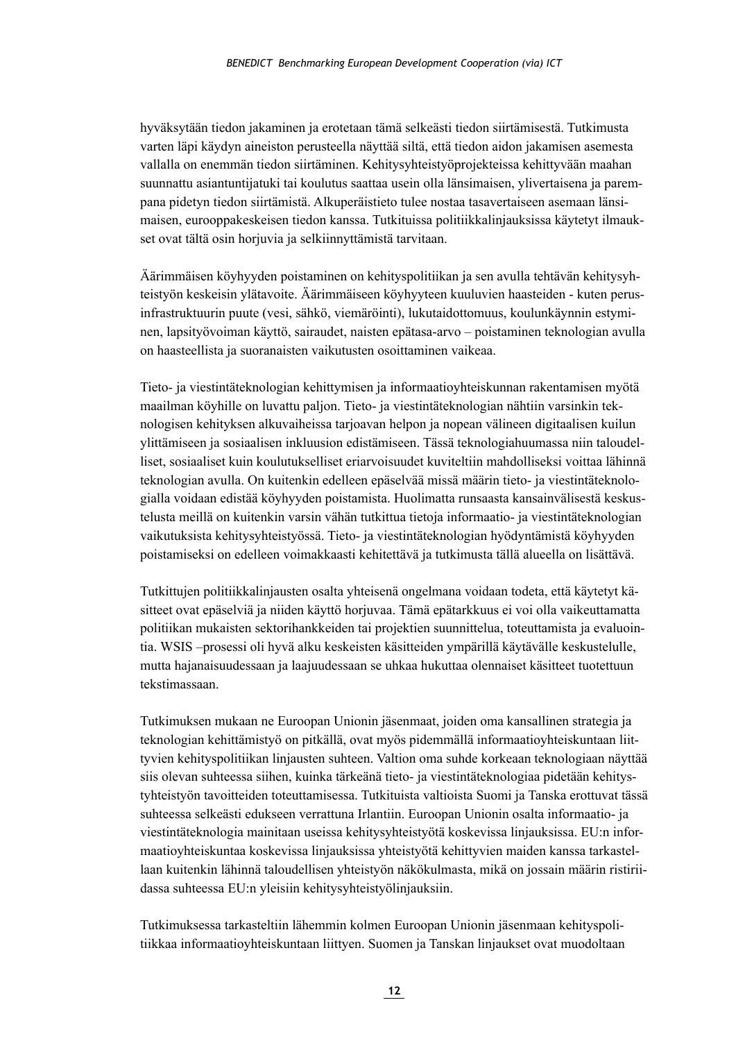hyväksytään tiedon jakaminen ja erotetaan tämä selkeästi tiedon siirtämisestä. Tutkimusta varten läpi käydyn aineiston perusteella näyttää siltä, että tiedon aidon jakamisen asemesta vallalla on enemmän tiedon siirtäminen. Kehitysyhteistyöprojekteissa kehittyvään maahan suunnattu asiantuntijatuki tai koulutus saattaa usein olla länsimaisen, ylivertaisena ja parempana pidetyn tiedon siirtämistä. Alkuperäistieto tulee nostaa tasavertaiseen asemaan länsimaisen, eurooppakeskeisen tiedon kanssa. Tutkituissa politiikkalinjauksissa käytetyt ilmaukset ovat tältä osin horjuvia ja selkiinnyttämistä tarvitaan.

Äärimmäisen köyhyyden poistaminen on kehityspolitiikan ja sen avulla tehtävän kehitysyhteistyön keskeisin ylätavoite. Äärimmäiseen köyhyyteen kuuluvien haasteiden - kuten perusinfrastruktuurin puute (vesi, sähkö, viemäröinti), lukutaidottomuus, koulunkäynnin estyminen, lapsityövoiman käyttö, sairaudet, naisten epätasa-arvo – poistaminen teknologian avulla on haasteellista ja suoranaisten vaikutusten osoittaminen vaikeaa.

Tieto- ja viestintäteknologian kehittymisen ja informaatioyhteiskunnan rakentamisen myötä maailman köyhille on luvattu paljon. Tieto- ja viestintäteknologian nähtiin varsinkin teknologisen kehityksen alkuvaiheissa tarjoavan helpon ja nopean välineen digitaalisen kuilun ylittämiseen ja sosiaalisen inkluusion edistämiseen. Tässä teknologiahuumassa niin taloudelliset, sosiaaliset kuin koulutukselliset eriarvoisuudet kuviteltiin mahdolliseksi voittaa lähinnä teknologian avulla. On kuitenkin edelleen epäselvää missä määrin tieto- ja viestintäteknologialla voidaan edistää köyhyyden poistamista. Huolimatta runsaasta kansainvälisestä keskustelusta meillä on kuitenkin varsin vähän tutkittua tietoja informaatio- ja viestintäteknologian vaikutuksista kehitysyhteistyössä. Tieto- ja viestintäteknologian hyödyntämistä köyhyyden poistamiseksi on edelleen voimakkaasti kehitettävä ja tutkimusta tällä alueella on lisättävä.

Tutkittujen politiikkalinjausten osalta yhteisenä ongelmana voidaan todeta, että käytetyt käsitteet ovat epäselviä ja niiden käyttö horjuvaa. Tämä epätarkkuus ei voi olla vaikeuttamatta politiikan mukaisten sektorihankkeiden tai projektien suunnittelua, toteuttamista ja evaluointia. WSIS –prosessi oli hyvä alku keskeisten käsitteiden ympärillä käytävälle keskustelulle, mutta hajanaisuudessaan ja laajuudessaan se uhkaa hukuttaa olennaiset käsitteet tuotettuun tekstimassaan.

Tutkimuksen mukaan ne Euroopan Unionin jäsenmaat, joiden oma kansallinen strategia ja teknologian kehittämistyö on pitkällä, ovat myös pidemmällä informaatioyhteiskuntaan liittyvien kehityspolitiikan linjausten suhteen. Valtion oma suhde korkeaan teknologiaan näyttää siis olevan suhteessa siihen, kuinka tärkeänä tieto- ja viestintäteknologiaa pidetään kehitysyhteistyön tavoitteiden toteuttamisessa. Tutkituista valtioista Suomi ja Tanska erottuvat tässä suhteessa selkeästi edukseen verrattuna Irlantiin. Euroopan Unionin osalta informaatio- ja viestintäteknologia mainitaan useissa kehitysyhteistyötä koskevissa linjauksissa. EU:n informaatioyhteiskuntaa koskevissa linjauksissa yhteistyötä kehittyvien maiden kanssa tarkastellaan kuitenkin lähinnä taloudellisen yhteistyön näkökulmasta, mikä on jossain määrin ristiriidassa suhteessa EU:n yleisiin kehitysyhteistyölinjauksiin.

Tutkimuksessa tarkasteltiin lähemmin kolmen Euroopan Unionin jäsenmaan kehityspolitiikkaa informaatioyhteiskuntaan liittyen. Suomen ja Tanskan linjaukset ovat muodoltaan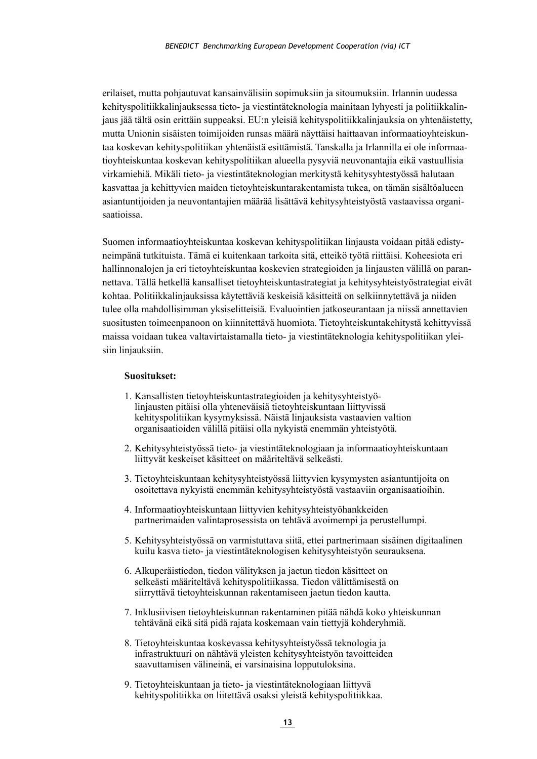erilaiset, mutta pohjautuvat kansainvälisiin sopimuksiin ja sitoumuksiin. Irlannin uudessa kehityspolitiikkalinjauksessa tieto- ja viestintäteknologia mainitaan lyhyesti ja politiikkalinjaus jää tältä osin erittäin suppeaksi. EU:n yleisiä kehityspolitiikkalinjauksia on yhtenäistetty, mutta Unionin sisäisten toimijoiden runsas määrä näyttäisi haittaavan informaatioyhteiskuntaa koskevan kehityspolitiikan yhtenäistä esittämistä. Tanskalla ja Irlannilla ei ole informaatioyhteiskuntaa koskevan kehityspolitiikan alueella pysyviä neuvonantajia eikä vastuullisia virkamiehiä. Mikäli tieto- ja viestintäteknologian merkitystä kehitysyhtestyössä halutaan kasvattaa ja kehittyvien maiden tietoyhteiskuntarakentamista tukea, on tämän sisältöalueen asiantuntijoiden ja neuvontantajien määrää lisättävä kehitysyhteistyöstä vastaavissa organisaatioissa.

Suomen informaatioyhteiskuntaa koskevan kehityspolitiikan linjausta voidaan pitää edistyneimpänä tutkituista. Tämä ei kuitenkaan tarkoita sitä, etteikö työtä riittäisi. Koheesiota eri hallinnonalojen ja eri tietoyhteiskuntaa koskevien strategioiden ja linjausten välillä on parannettava. Tällä hetkellä kansalliset tietoyhteiskuntastrategiat ja kehitysyhteistyöstrategiat eivät kohtaa. Politiikkalinjauksissa käytettäviä keskeisiä käsitteitä on selkiinnytettävä ja niiden tulee olla mahdollisimman yksiselitteisiä. Evaluointien jatkoseurantaan ja niissä annettavien suositusten toimeenpanoon on kiinnitettävä huomiota. Tietoyhteiskuntakehitystä kehittyvissä maissa voidaan tukea valtavirtaistamalla tieto- ja viestintäteknologia kehityspolitiikan yleisiin linjauksiin.

**Suositukset:**

1. Kansallisten tietoyhteiskuntastrategioiden ja kehitysyhteistyölinjausten pitäisi olla yhteneväisiä tietoyhteiskuntaan liittyvissä kehityspolitiikan kysymyksissä. Näistä linjauksista vastaavien valtion organisaatioiden välillä pitäisi olla nykyistä enemmän yhteistyötä.
2. Kehitysyhteistyössä tieto- ja viestintäteknologiaan ja informaatioyhteiskuntaan liittyvät keskeiset käsitteet on määriteltävä selkeästi.
3. Tietoyhteiskuntaan kehitysyhteistyössä liittyvien kysymysten asiantuntijoita on osoitettava nykyistä enemmän kehitysyhteistyöstä vastaaviin organisaatioihin.
4. Informaatioyhteiskuntaan liittyvien kehitysyhteistyöhankkeiden partnerimaiden valintaprosessista on tehtävä avoimempi ja perustellumpi.
5. Kehitysyhteistyössä on varmistuttava siitä, ettei partnerimaan sisäinen digitaalinen kuilu kasva tieto- ja viestintäteknologisen kehitysyhteistyön seurauksena.
6. Alkuperäistiedon, tiedon välityksen ja jaetun tiedon käsitteet on selkeästi määriteltävä kehityspolitiikassa. Tiedon välittämisestä on siirryttävä tietoyhteiskunnan rakentamiseen jaetun tiedon kautta.
7. Inklusiivisen tietoyhteiskunnan rakentaminen pitää nähdä koko yhteiskunnan tehtävänä eikä sitä pidä rajata koskemaan vain tiettyjä kohderyhmiä.
8. Tietoyhteiskuntaa koskevassa kehitysyhteistyössä teknologia ja infrastruktuuri on nähtävä yleisten kehitysyhteistyön tavoitteiden saavuttamisen välineinä, ei varsinaisina lopputuloksina.
9. Tietoyhteiskuntaan ja tieto- ja viestintäteknologiaan liittyvä kehityspolitiikka on liitettävä osaksi yleistä kehityspolitiikkaa.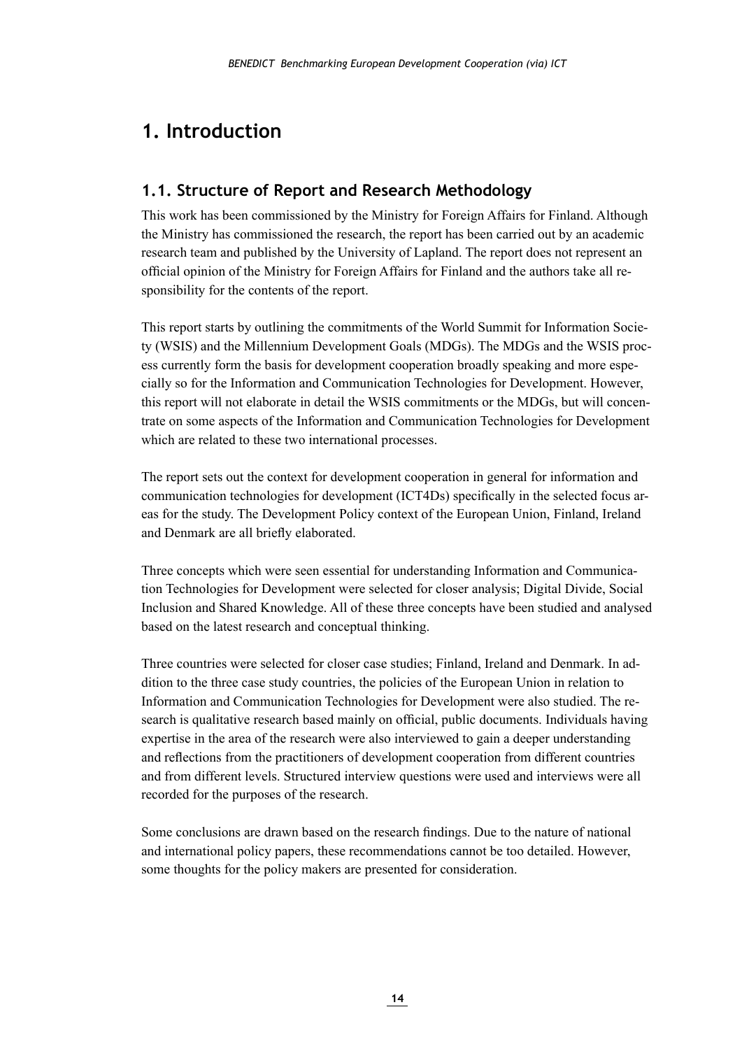# 1. Introduction

## 1.1. Structure of Report and Research Methodology

This work has been commissioned by the Ministry for Foreign Affairs for Finland. Although the Ministry has commissioned the research, the report has been carried out by an academic research team and published by the University of Lapland. The report does not represent an official opinion of the Ministry for Foreign Affairs for Finland and the authors take all responsibility for the contents of the report.

This report starts by outlining the commitments of the World Summit for Information Society (WSIS) and the Millennium Development Goals (MDGs). The MDGs and the WSIS process currently form the basis for development cooperation broadly speaking and more especially so for the Information and Communication Technologies for Development. However, this report will not elaborate in detail the WSIS commitments or the MDGs, but will concentrate on some aspects of the Information and Communication Technologies for Development which are related to these two international processes.

The report sets out the context for development cooperation in general for information and communication technologies for development (ICT4Ds) specifically in the selected focus areas for the study. The Development Policy context of the European Union, Finland, Ireland and Denmark are all briefly elaborated.

Three concepts which were seen essential for understanding Information and Communication Technologies for Development were selected for closer analysis; Digital Divide, Social Inclusion and Shared Knowledge. All of these three concepts have been studied and analysed based on the latest research and conceptual thinking.

Three countries were selected for closer case studies; Finland, Ireland and Denmark. In addition to the three case study countries, the policies of the European Union in relation to Information and Communication Technologies for Development were also studied. The research is qualitative research based mainly on official, public documents. Individuals having expertise in the area of the research were also interviewed to gain a deeper understanding and reflections from the practitioners of development cooperation from different countries and from different levels. Structured interview questions were used and interviews were all recorded for the purposes of the research.

Some conclusions are drawn based on the research findings. Due to the nature of national and international policy papers, these recommendations cannot be too detailed. However, some thoughts for the policy makers are presented for consideration.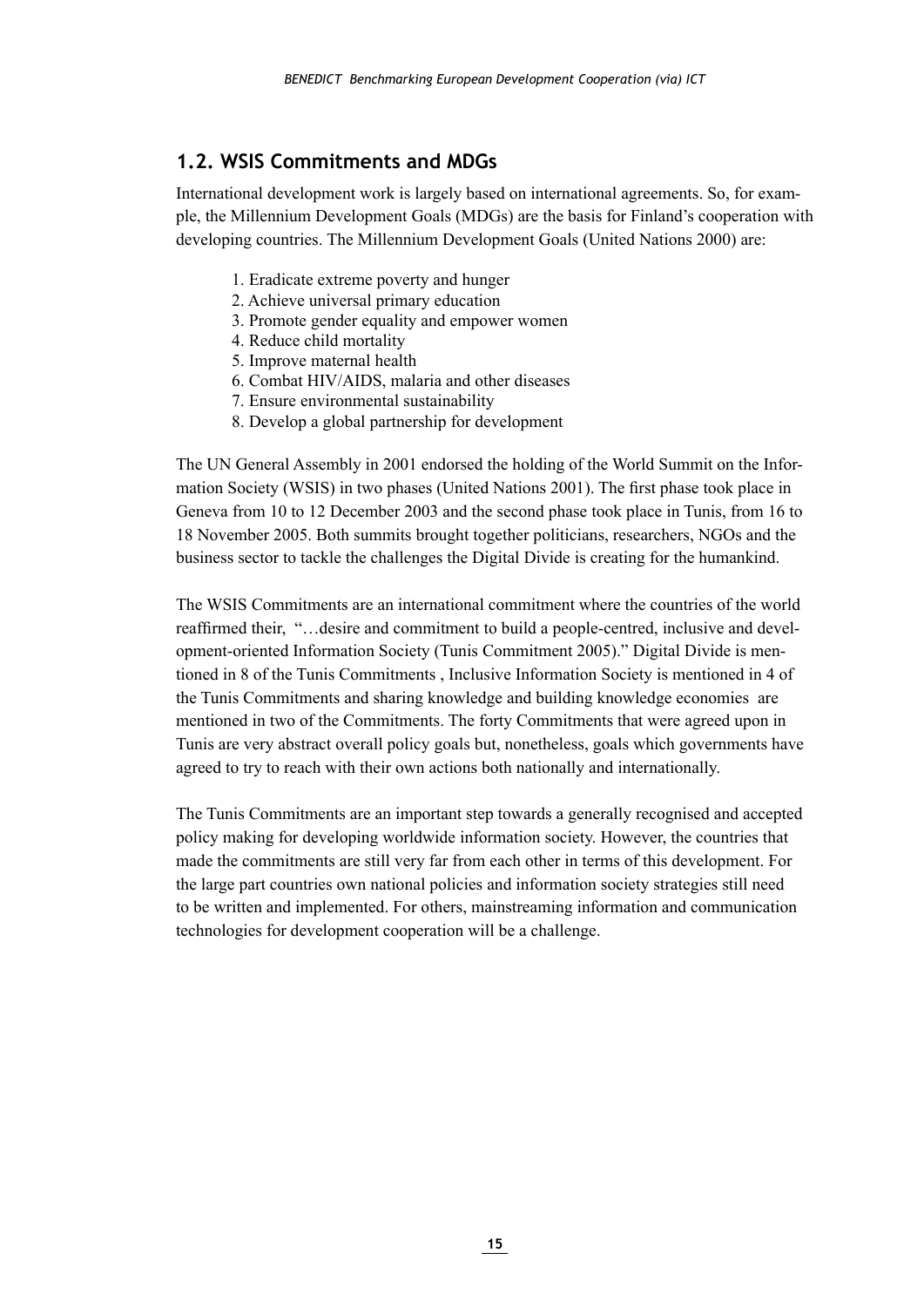## 1.2. WSIS Commitments and MDGs

International development work is largely based on international agreements. So, for example, the Millennium Development Goals (MDGs) are the basis for Finland's cooperation with developing countries. The Millennium Development Goals (United Nations 2000) are:

1. Eradicate extreme poverty and hunger
2. Achieve universal primary education
3. Promote gender equality and empower women
4. Reduce child mortality
5. Improve maternal health
6. Combat HIV/AIDS, malaria and other diseases
7. Ensure environmental sustainability
8. Develop a global partnership for development

The UN General Assembly in 2001 endorsed the holding of the World Summit on the Information Society (WSIS) in two phases (United Nations 2001). The first phase took place in Geneva from 10 to 12 December 2003 and the second phase took place in Tunis, from 16 to 18 November 2005. Both summits brought together politicians, researchers, NGOs and the business sector to tackle the challenges the Digital Divide is creating for the humankind.

The WSIS Commitments are an international commitment where the countries of the world reaffirmed their, "…desire and commitment to build a people-centred, inclusive and development-oriented Information Society (Tunis Commitment 2005)." Digital Divide is mentioned in 8 of the Tunis Commitments , Inclusive Information Society is mentioned in 4 of the Tunis Commitments and sharing knowledge and building knowledge economies are mentioned in two of the Commitments. The forty Commitments that were agreed upon in Tunis are very abstract overall policy goals but, nonetheless, goals which governments have agreed to try to reach with their own actions both nationally and internationally.

The Tunis Commitments are an important step towards a generally recognised and accepted policy making for developing worldwide information society. However, the countries that made the commitments are still very far from each other in terms of this development. For the large part countries own national policies and information society strategies still need to be written and implemented. For others, mainstreaming information and communication technologies for development cooperation will be a challenge.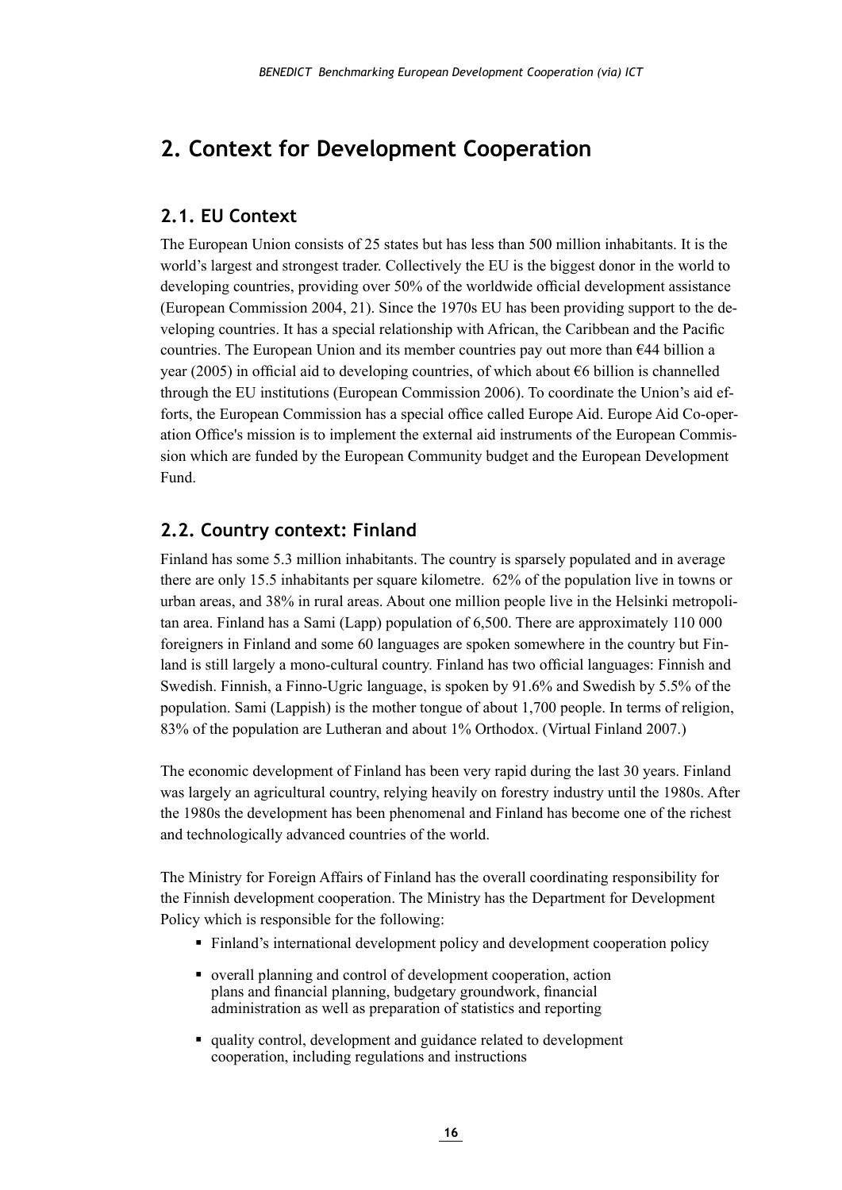## 2. Context for Development Cooperation

### 2.1. EU Context

The European Union consists of 25 states but has less than 500 million inhabitants. It is the world's largest and strongest trader. Collectively the EU is the biggest donor in the world to developing countries, providing over 50% of the worldwide official development assistance (European Commission 2004, 21). Since the 1970s EU has been providing support to the developing countries. It has a special relationship with African, the Caribbean and the Pacific countries. The European Union and its member countries pay out more than €44 billion a year (2005) in official aid to developing countries, of which about €6 billion is channelled through the EU institutions (European Commission 2006). To coordinate the Union's aid efforts, the European Commission has a special office called Europe Aid. Europe Aid Co-operation Office's mission is to implement the external aid instruments of the European Commission which are funded by the European Community budget and the European Development Fund.

### 2.2. Country context: Finland

Finland has some 5.3 million inhabitants. The country is sparsely populated and in average there are only 15.5 inhabitants per square kilometre. 62% of the population live in towns or urban areas, and 38% in rural areas. About one million people live in the Helsinki metropolitan area. Finland has a Sami (Lapp) population of 6,500. There are approximately 110 000 foreigners in Finland and some 60 languages are spoken somewhere in the country but Finland is still largely a mono-cultural country. Finland has two official languages: Finnish and Swedish. Finnish, a Finno-Ugric language, is spoken by 91.6% and Swedish by 5.5% of the population. Sami (Lappish) is the mother tongue of about 1,700 people. In terms of religion, 83% of the population are Lutheran and about 1% Orthodox. (Virtual Finland 2007.)

The economic development of Finland has been very rapid during the last 30 years. Finland was largely an agricultural country, relying heavily on forestry industry until the 1980s. After the 1980s the development has been phenomenal and Finland has become one of the richest and technologically advanced countries of the world.

The Ministry for Foreign Affairs of Finland has the overall coordinating responsibility for the Finnish development cooperation. The Ministry has the Department for Development Policy which is responsible for the following:

- Finland's international development policy and development cooperation policy
- overall planning and control of development cooperation, action plans and financial planning, budgetary groundwork, financial administration as well as preparation of statistics and reporting
- quality control, development and guidance related to development cooperation, including regulations and instructions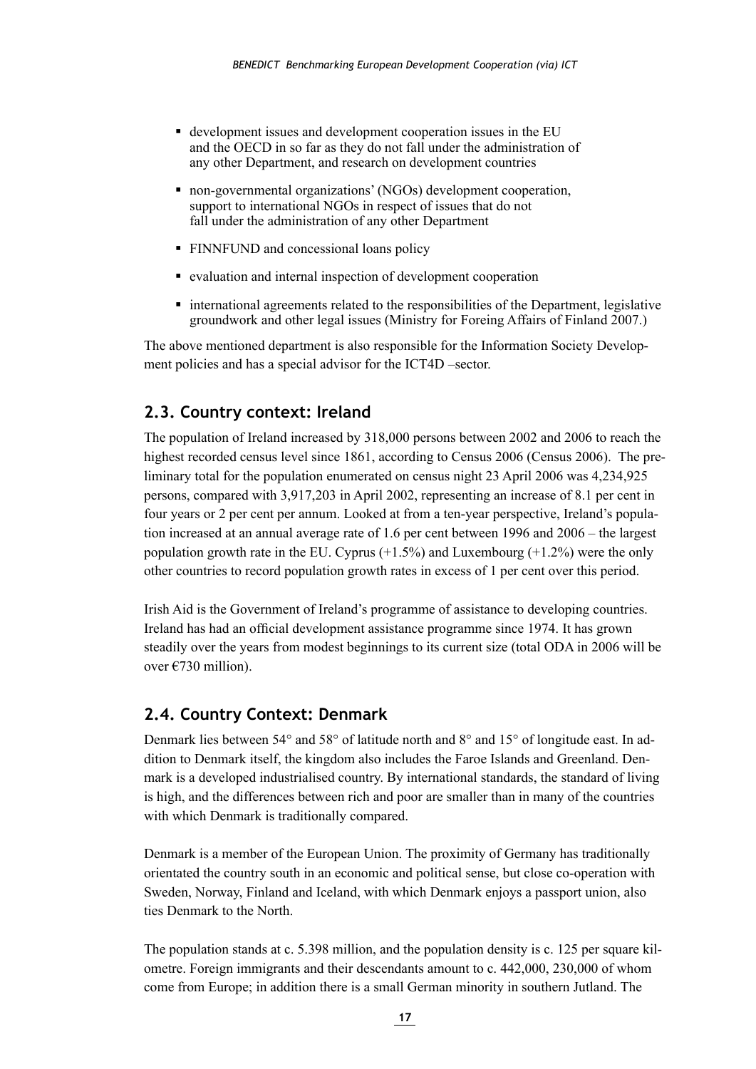- development issues and development cooperation issues in the EU and the OECD in so far as they do not fall under the administration of any other Department, and research on development countries
- non-governmental organizations' (NGOs) development cooperation, support to international NGOs in respect of issues that do not fall under the administration of any other Department
- FINNFUND and concessional loans policy
- evaluation and internal inspection of development cooperation
- international agreements related to the responsibilities of the Department, legislative groundwork and other legal issues (Ministry for Foreing Affairs of Finland 2007.)

The above mentioned department is also responsible for the Information Society Development policies and has a special advisor for the ICT4D –sector.

## 2.3. Country context: Ireland

The population of Ireland increased by 318,000 persons between 2002 and 2006 to reach the highest recorded census level since 1861, according to Census 2006 (Census 2006). The preliminary total for the population enumerated on census night 23 April 2006 was 4,234,925 persons, compared with 3,917,203 in April 2002, representing an increase of 8.1 per cent in four years or 2 per cent per annum. Looked at from a ten-year perspective, Ireland's population increased at an annual average rate of 1.6 per cent between 1996 and 2006 – the largest population growth rate in the EU. Cyprus (+1.5%) and Luxembourg (+1.2%) were the only other countries to record population growth rates in excess of 1 per cent over this period.

Irish Aid is the Government of Ireland's programme of assistance to developing countries. Ireland has had an official development assistance programme since 1974. It has grown steadily over the years from modest beginnings to its current size (total ODA in 2006 will be over €730 million).

## 2.4. Country Context: Denmark

Denmark lies between 54° and 58° of latitude north and 8° and 15° of longitude east. In addition to Denmark itself, the kingdom also includes the Faroe Islands and Greenland. Denmark is a developed industrialised country. By international standards, the standard of living is high, and the differences between rich and poor are smaller than in many of the countries with which Denmark is traditionally compared.

Denmark is a member of the European Union. The proximity of Germany has traditionally orientated the country south in an economic and political sense, but close co-operation with Sweden, Norway, Finland and Iceland, with which Denmark enjoys a passport union, also ties Denmark to the North.

The population stands at c. 5.398 million, and the population density is c. 125 per square kilometre. Foreign immigrants and their descendants amount to c. 442,000, 230,000 of whom come from Europe; in addition there is a small German minority in southern Jutland. The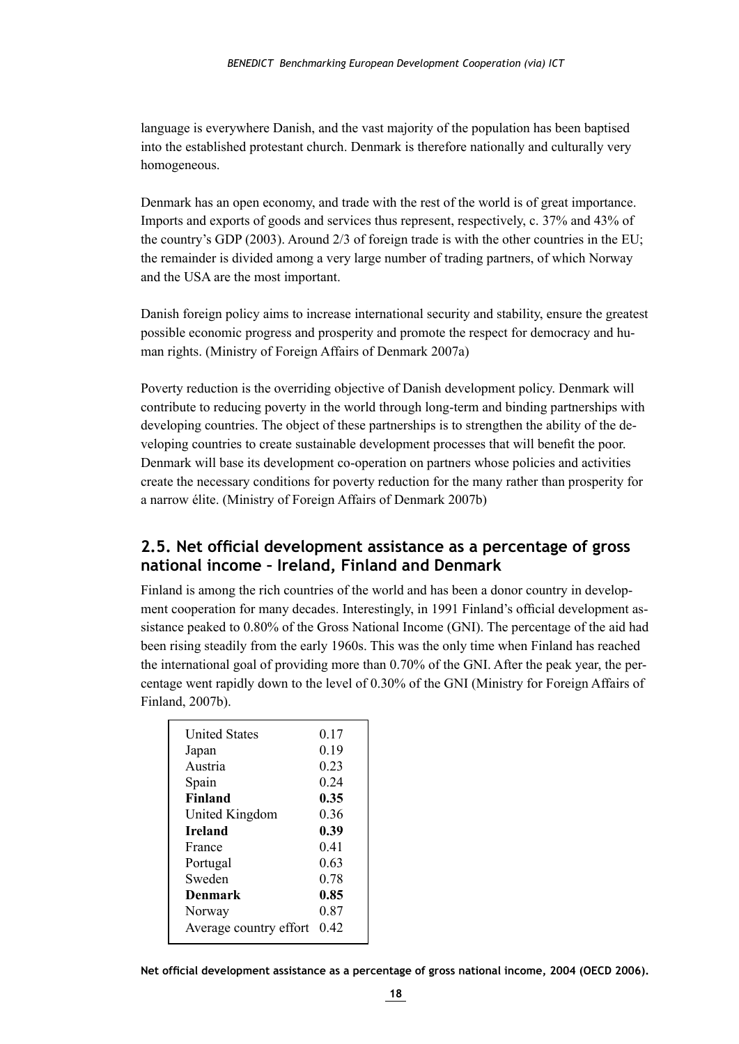language is everywhere Danish, and the vast majority of the population has been baptised into the established protestant church. Denmark is therefore nationally and culturally very homogeneous.

Denmark has an open economy, and trade with the rest of the world is of great importance. Imports and exports of goods and services thus represent, respectively, c. 37% and 43% of the country's GDP (2003). Around 2/3 of foreign trade is with the other countries in the EU; the remainder is divided among a very large number of trading partners, of which Norway and the USA are the most important.

Danish foreign policy aims to increase international security and stability, ensure the greatest possible economic progress and prosperity and promote the respect for democracy and human rights. (Ministry of Foreign Affairs of Denmark 2007a)

Poverty reduction is the overriding objective of Danish development policy. Denmark will contribute to reducing poverty in the world through long-term and binding partnerships with developing countries. The object of these partnerships is to strengthen the ability of the developing countries to create sustainable development processes that will benefit the poor. Denmark will base its development co-operation on partners whose policies and activities create the necessary conditions for poverty reduction for the many rather than prosperity for a narrow élite. (Ministry of Foreign Affairs of Denmark 2007b)

## 2.5. Net official development assistance as a percentage of gross national income – Ireland, Finland and Denmark

Finland is among the rich countries of the world and has been a donor country in development cooperation for many decades. Interestingly, in 1991 Finland's official development assistance peaked to 0.80% of the Gross National Income (GNI). The percentage of the aid had been rising steadily from the early 1960s. This was the only time when Finland has reached the international goal of providing more than 0.70% of the GNI. After the peak year, the percentage went rapidly down to the level of 0.30% of the GNI (Ministry for Foreign Affairs of Finland, 2007b).

| Country | % |
|---|---|
| United States | 0.17 |
| Japan | 0.19 |
| Austria | 0.23 |
| Spain | 0.24 |
| **Finland** | **0.35** |
| United Kingdom | 0.36 |
| **Ireland** | **0.39** |
| France | 0.41 |
| Portugal | 0.63 |
| Sweden | 0.78 |
| **Denmark** | **0.85** |
| Norway | 0.87 |
| Average country effort | 0.42 |

**Net official development assistance as a percentage of gross national income, 2004 (OECD 2006).**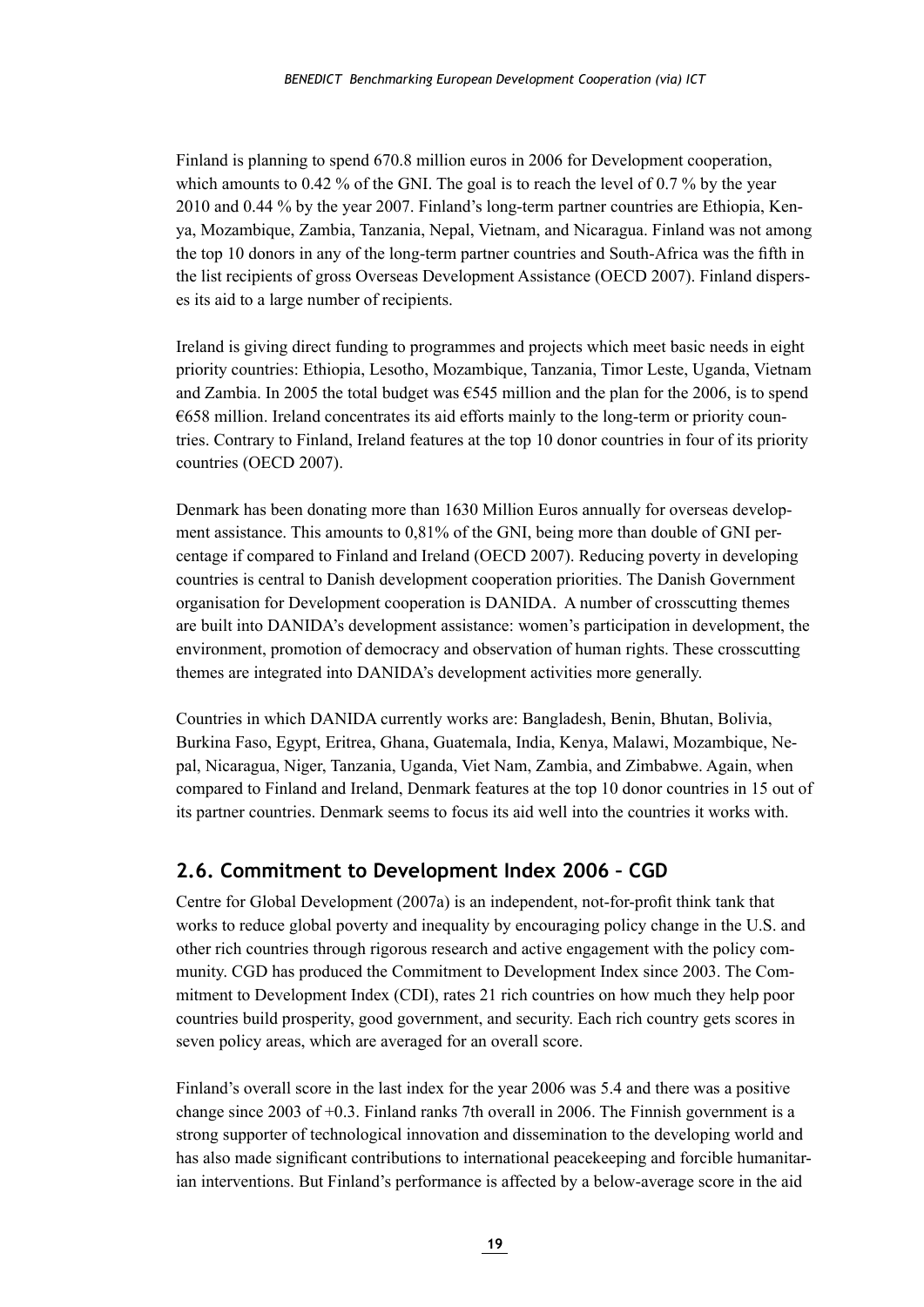Finland is planning to spend 670.8 million euros in 2006 for Development cooperation, which amounts to 0.42 % of the GNI. The goal is to reach the level of 0.7 % by the year 2010 and 0.44 % by the year 2007. Finland's long-term partner countries are Ethiopia, Kenya, Mozambique, Zambia, Tanzania, Nepal, Vietnam, and Nicaragua. Finland was not among the top 10 donors in any of the long-term partner countries and South-Africa was the fifth in the list recipients of gross Overseas Development Assistance (OECD 2007). Finland disperses its aid to a large number of recipients.

Ireland is giving direct funding to programmes and projects which meet basic needs in eight priority countries: Ethiopia, Lesotho, Mozambique, Tanzania, Timor Leste, Uganda, Vietnam and Zambia. In 2005 the total budget was €545 million and the plan for the 2006, is to spend €658 million. Ireland concentrates its aid efforts mainly to the long-term or priority countries. Contrary to Finland, Ireland features at the top 10 donor countries in four of its priority countries (OECD 2007).

Denmark has been donating more than 1630 Million Euros annually for overseas development assistance. This amounts to 0,81% of the GNI, being more than double of GNI percentage if compared to Finland and Ireland (OECD 2007). Reducing poverty in developing countries is central to Danish development cooperation priorities. The Danish Government organisation for Development cooperation is DANIDA. A number of crosscutting themes are built into DANIDA's development assistance: women's participation in development, the environment, promotion of democracy and observation of human rights. These crosscutting themes are integrated into DANIDA's development activities more generally.

Countries in which DANIDA currently works are: Bangladesh, Benin, Bhutan, Bolivia, Burkina Faso, Egypt, Eritrea, Ghana, Guatemala, India, Kenya, Malawi, Mozambique, Nepal, Nicaragua, Niger, Tanzania, Uganda, Viet Nam, Zambia, and Zimbabwe. Again, when compared to Finland and Ireland, Denmark features at the top 10 donor countries in 15 out of its partner countries. Denmark seems to focus its aid well into the countries it works with.

## 2.6. Commitment to Development Index 2006 – CGD

Centre for Global Development (2007a) is an independent, not-for-profit think tank that works to reduce global poverty and inequality by encouraging policy change in the U.S. and other rich countries through rigorous research and active engagement with the policy community. CGD has produced the Commitment to Development Index since 2003. The Commitment to Development Index (CDI), rates 21 rich countries on how much they help poor countries build prosperity, good government, and security. Each rich country gets scores in seven policy areas, which are averaged for an overall score.

Finland's overall score in the last index for the year 2006 was 5.4 and there was a positive change since 2003 of +0.3. Finland ranks 7th overall in 2006. The Finnish government is a strong supporter of technological innovation and dissemination to the developing world and has also made significant contributions to international peacekeeping and forcible humanitarian interventions. But Finland's performance is affected by a below-average score in the aid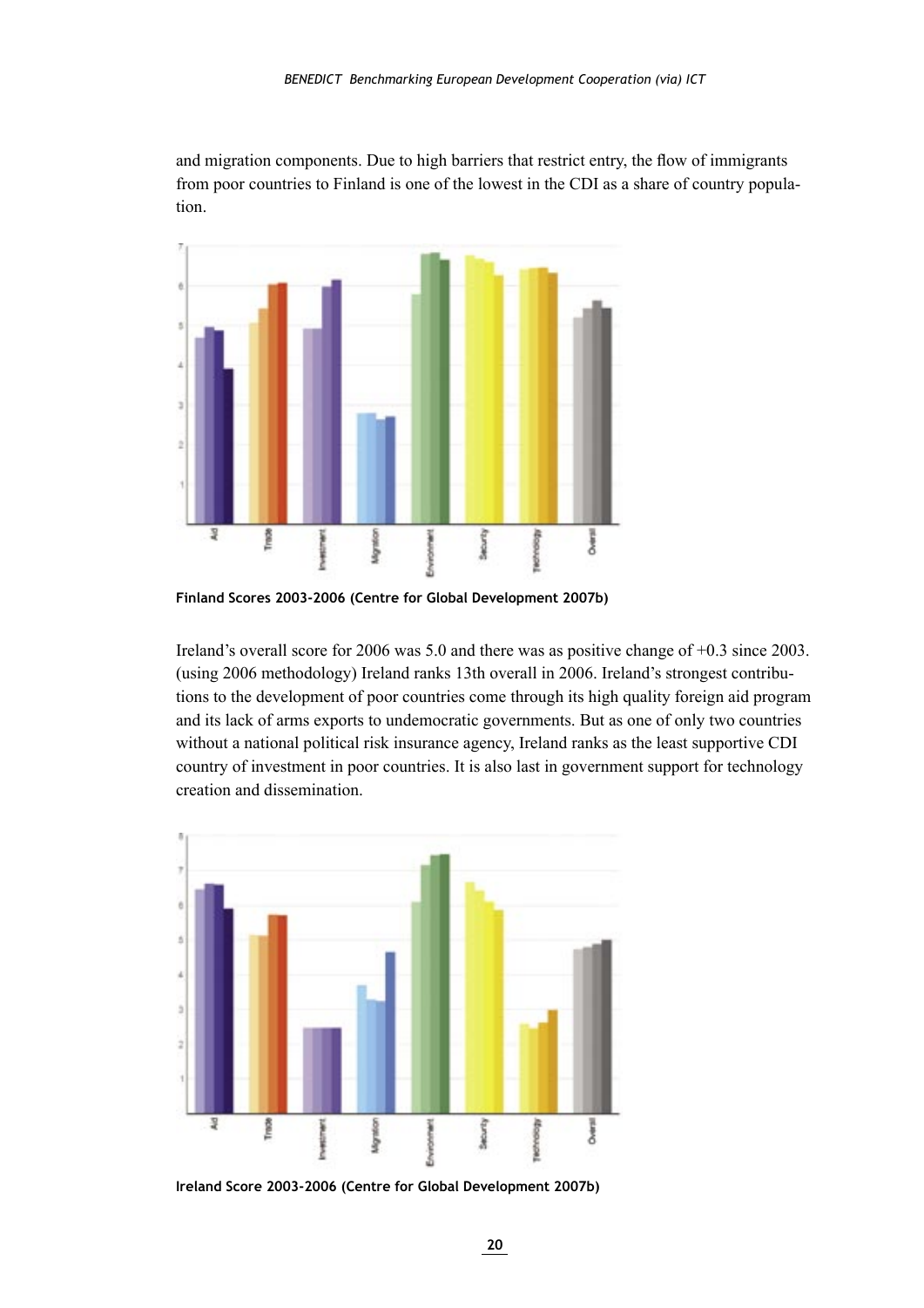and migration components. Due to high barriers that restrict entry, the flow of immigrants from poor countries to Finland is one of the lowest in the CDI as a share of country population.

**Finland Scores 2003-2006 (Centre for Global Development 2007b)**

Ireland's overall score for 2006 was 5.0 and there was as positive change of +0.3 since 2003. (using 2006 methodology) Ireland ranks 13th overall in 2006. Ireland's strongest contributions to the development of poor countries come through its high quality foreign aid program and its lack of arms exports to undemocratic governments. But as one of only two countries without a national political risk insurance agency, Ireland ranks as the least supportive CDI country of investment in poor countries. It is also last in government support for technology creation and dissemination.

**Ireland Score 2003-2006 (Centre for Global Development 2007b)**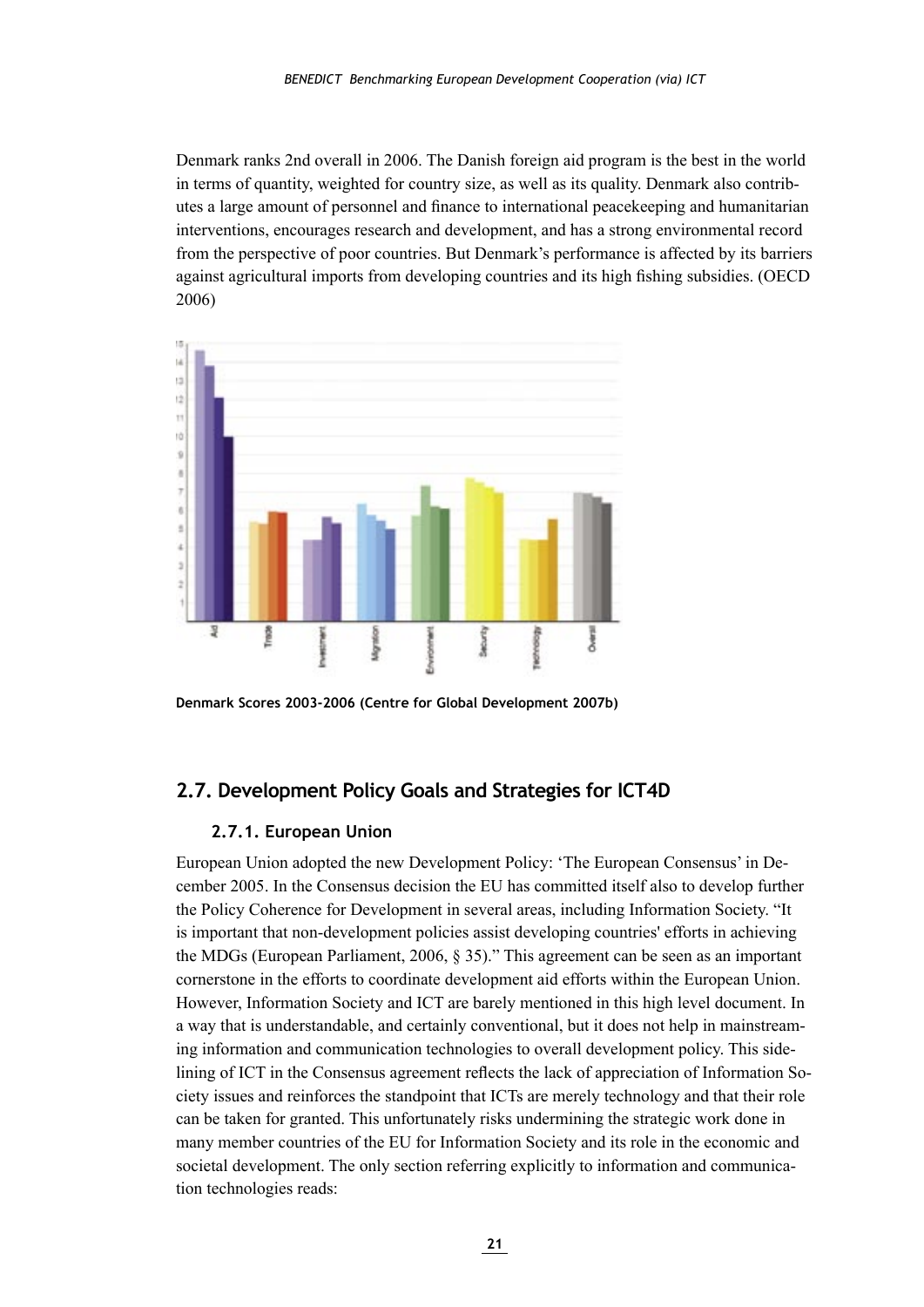Denmark ranks 2nd overall in 2006. The Danish foreign aid program is the best in the world in terms of quantity, weighted for country size, as well as its quality. Denmark also contributes a large amount of personnel and finance to international peacekeeping and humanitarian interventions, encourages research and development, and has a strong environmental record from the perspective of poor countries. But Denmark's performance is affected by its barriers against agricultural imports from developing countries and its high fishing subsidies. (OECD 2006)

**Denmark Scores 2003-2006 (Centre for Global Development 2007b)**

## 2.7. Development Policy Goals and Strategies for ICT4D

### 2.7.1. European Union

European Union adopted the new Development Policy: 'The European Consensus' in December 2005. In the Consensus decision the EU has committed itself also to develop further the Policy Coherence for Development in several areas, including Information Society. "It is important that non-development policies assist developing countries' efforts in achieving the MDGs (European Parliament, 2006, § 35)." This agreement can be seen as an important cornerstone in the efforts to coordinate development aid efforts within the European Union. However, Information Society and ICT are barely mentioned in this high level document. In a way that is understandable, and certainly conventional, but it does not help in mainstreaming information and communication technologies to overall development policy. This sidelining of ICT in the Consensus agreement reflects the lack of appreciation of Information Society issues and reinforces the standpoint that ICTs are merely technology and that their role can be taken for granted. This unfortunately risks undermining the strategic work done in many member countries of the EU for Information Society and its role in the economic and societal development. The only section referring explicitly to information and communication technologies reads: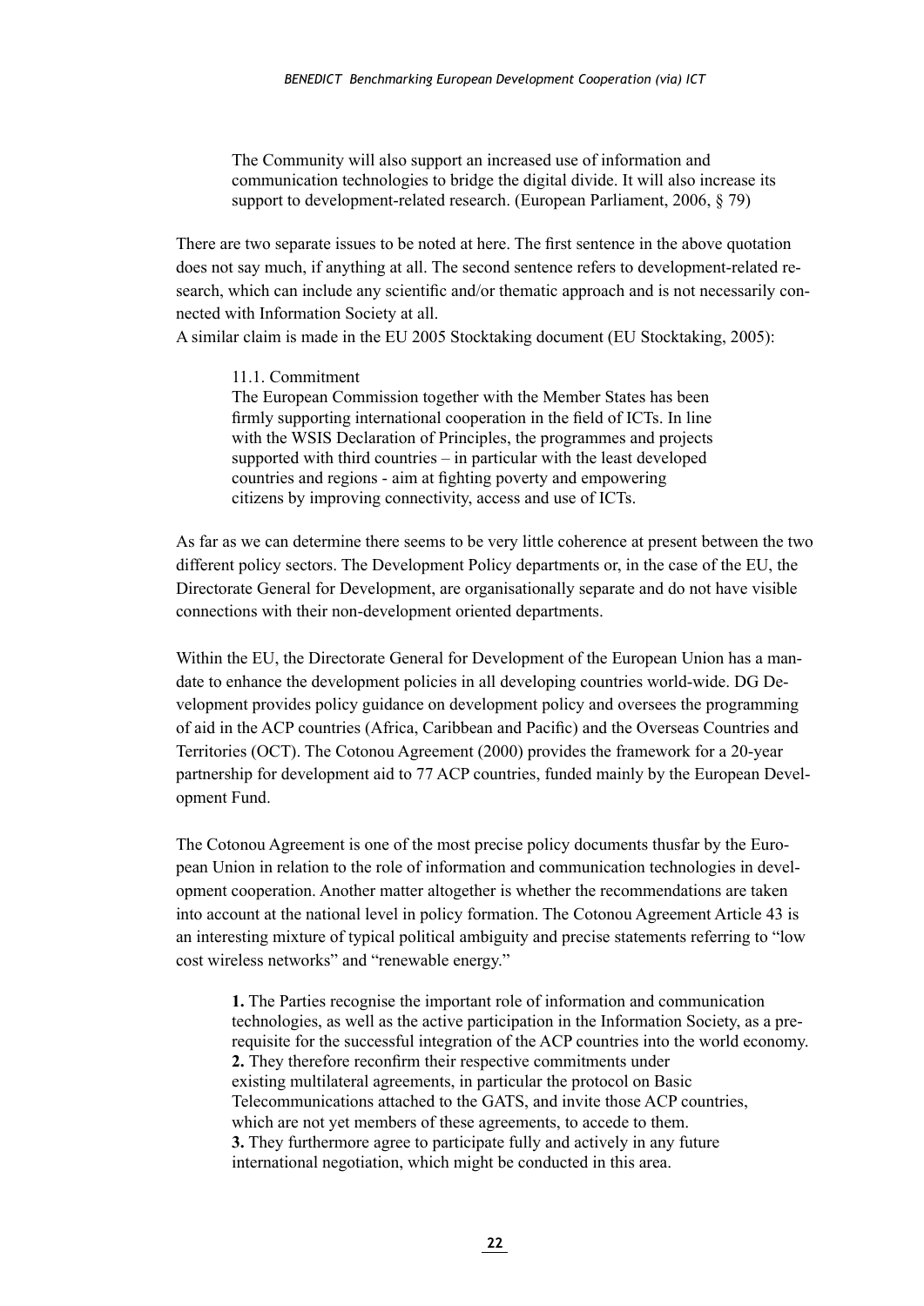> The Community will also support an increased use of information and communication technologies to bridge the digital divide. It will also increase its support to development-related research. (European Parliament, 2006, § 79)

There are two separate issues to be noted at here. The first sentence in the above quotation does not say much, if anything at all. The second sentence refers to development-related research, which can include any scientific and/or thematic approach and is not necessarily connected with Information Society at all.

A similar claim is made in the EU 2005 Stocktaking document (EU Stocktaking, 2005):

> 11.1. Commitment
> The European Commission together with the Member States has been firmly supporting international cooperation in the field of ICTs. In line with the WSIS Declaration of Principles, the programmes and projects supported with third countries – in particular with the least developed countries and regions - aim at fighting poverty and empowering citizens by improving connectivity, access and use of ICTs.

As far as we can determine there seems to be very little coherence at present between the two different policy sectors. The Development Policy departments or, in the case of the EU, the Directorate General for Development, are organisationally separate and do not have visible connections with their non-development oriented departments.

Within the EU, the Directorate General for Development of the European Union has a mandate to enhance the development policies in all developing countries world-wide. DG Development provides policy guidance on development policy and oversees the programming of aid in the ACP countries (Africa, Caribbean and Pacific) and the Overseas Countries and Territories (OCT). The Cotonou Agreement (2000) provides the framework for a 20-year partnership for development aid to 77 ACP countries, funded mainly by the European Development Fund.

The Cotonou Agreement is one of the most precise policy documents thusfar by the European Union in relation to the role of information and communication technologies in development cooperation. Another matter altogether is whether the recommendations are taken into account at the national level in policy formation. The Cotonou Agreement Article 43 is an interesting mixture of typical political ambiguity and precise statements referring to "low cost wireless networks" and "renewable energy."

> **1.** The Parties recognise the important role of information and communication technologies, as well as the active participation in the Information Society, as a prerequisite for the successful integration of the ACP countries into the world economy.
> **2.** They therefore reconfirm their respective commitments under existing multilateral agreements, in particular the protocol on Basic Telecommunications attached to the GATS, and invite those ACP countries, which are not yet members of these agreements, to accede to them.
> **3.** They furthermore agree to participate fully and actively in any future international negotiation, which might be conducted in this area.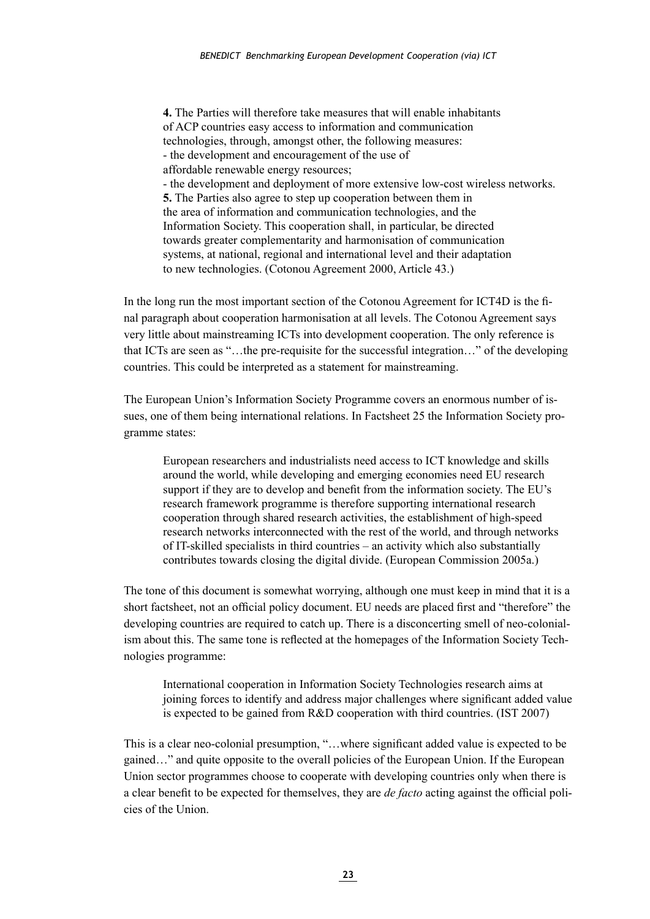> **4.** The Parties will therefore take measures that will enable inhabitants of ACP countries easy access to information and communication technologies, through, amongst other, the following measures:
> - the development and encouragement of the use of affordable renewable energy resources;
> - the development and deployment of more extensive low-cost wireless networks.
>
> **5.** The Parties also agree to step up cooperation between them in the area of information and communication technologies, and the Information Society. This cooperation shall, in particular, be directed towards greater complementarity and harmonisation of communication systems, at national, regional and international level and their adaptation to new technologies. (Cotonou Agreement 2000, Article 43.)

In the long run the most important section of the Cotonou Agreement for ICT4D is the final paragraph about cooperation harmonisation at all levels. The Cotonou Agreement says very little about mainstreaming ICTs into development cooperation. The only reference is that ICTs are seen as "…the pre-requisite for the successful integration…" of the developing countries. This could be interpreted as a statement for mainstreaming.

The European Union's Information Society Programme covers an enormous number of issues, one of them being international relations. In Factsheet 25 the Information Society programme states:

> European researchers and industrialists need access to ICT knowledge and skills around the world, while developing and emerging economies need EU research support if they are to develop and benefit from the information society. The EU's research framework programme is therefore supporting international research cooperation through shared research activities, the establishment of high-speed research networks interconnected with the rest of the world, and through networks of IT-skilled specialists in third countries – an activity which also substantially contributes towards closing the digital divide. (European Commission 2005a.)

The tone of this document is somewhat worrying, although one must keep in mind that it is a short factsheet, not an official policy document. EU needs are placed first and "therefore" the developing countries are required to catch up. There is a disconcerting smell of neo-colonialism about this. The same tone is reflected at the homepages of the Information Society Technologies programme:

> International cooperation in Information Society Technologies research aims at joining forces to identify and address major challenges where significant added value is expected to be gained from R&D cooperation with third countries. (IST 2007)

This is a clear neo-colonial presumption, "…where significant added value is expected to be gained…" and quite opposite to the overall policies of the European Union. If the European Union sector programmes choose to cooperate with developing countries only when there is a clear benefit to be expected for themselves, they are *de facto* acting against the official policies of the Union.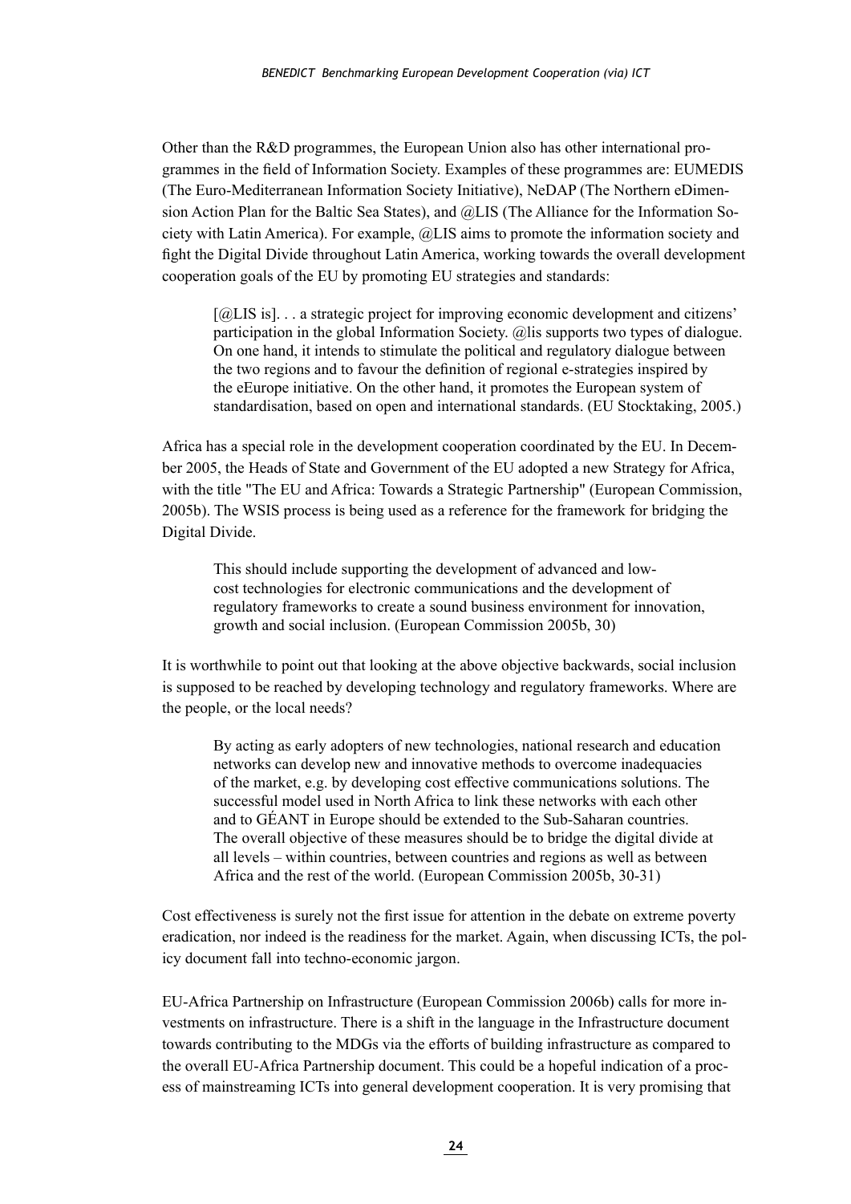Other than the R&D programmes, the European Union also has other international programmes in the field of Information Society. Examples of these programmes are: EUMEDIS (The Euro-Mediterranean Information Society Initiative), NeDAP (The Northern eDimension Action Plan for the Baltic Sea States), and @LIS (The Alliance for the Information Society with Latin America). For example, @LIS aims to promote the information society and fight the Digital Divide throughout Latin America, working towards the overall development cooperation goals of the EU by promoting EU strategies and standards:

> [@LIS is]. . . a strategic project for improving economic development and citizens' participation in the global Information Society. @lis supports two types of dialogue. On one hand, it intends to stimulate the political and regulatory dialogue between the two regions and to favour the definition of regional e-strategies inspired by the eEurope initiative. On the other hand, it promotes the European system of standardisation, based on open and international standards. (EU Stocktaking, 2005.)

Africa has a special role in the development cooperation coordinated by the EU. In December 2005, the Heads of State and Government of the EU adopted a new Strategy for Africa, with the title "The EU and Africa: Towards a Strategic Partnership" (European Commission, 2005b). The WSIS process is being used as a reference for the framework for bridging the Digital Divide.

> This should include supporting the development of advanced and low-cost technologies for electronic communications and the development of regulatory frameworks to create a sound business environment for innovation, growth and social inclusion. (European Commission 2005b, 30)

It is worthwhile to point out that looking at the above objective backwards, social inclusion is supposed to be reached by developing technology and regulatory frameworks. Where are the people, or the local needs?

> By acting as early adopters of new technologies, national research and education networks can develop new and innovative methods to overcome inadequacies of the market, e.g. by developing cost effective communications solutions. The successful model used in North Africa to link these networks with each other and to GÉANT in Europe should be extended to the Sub-Saharan countries. The overall objective of these measures should be to bridge the digital divide at all levels – within countries, between countries and regions as well as between Africa and the rest of the world. (European Commission 2005b, 30-31)

Cost effectiveness is surely not the first issue for attention in the debate on extreme poverty eradication, nor indeed is the readiness for the market. Again, when discussing ICTs, the policy document fall into techno-economic jargon.

EU-Africa Partnership on Infrastructure (European Commission 2006b) calls for more investments on infrastructure. There is a shift in the language in the Infrastructure document towards contributing to the MDGs via the efforts of building infrastructure as compared to the overall EU-Africa Partnership document. This could be a hopeful indication of a process of mainstreaming ICTs into general development cooperation. It is very promising that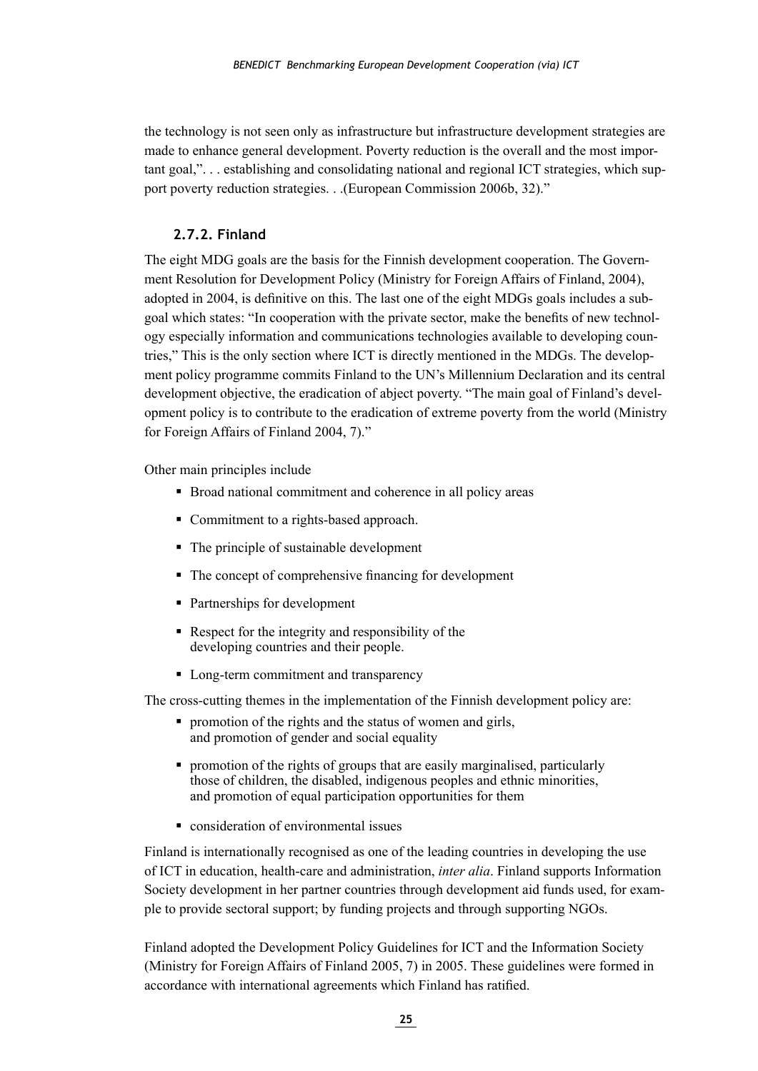the technology is not seen only as infrastructure but infrastructure development strategies are made to enhance general development. Poverty reduction is the overall and the most important goal,". . . establishing and consolidating national and regional ICT strategies, which support poverty reduction strategies. . .(European Commission 2006b, 32)."

### 2.7.2. Finland

The eight MDG goals are the basis for the Finnish development cooperation. The Government Resolution for Development Policy (Ministry for Foreign Affairs of Finland, 2004), adopted in 2004, is definitive on this. The last one of the eight MDGs goals includes a subgoal which states: "In cooperation with the private sector, make the benefits of new technology especially information and communications technologies available to developing countries," This is the only section where ICT is directly mentioned in the MDGs. The development policy programme commits Finland to the UN's Millennium Declaration and its central development objective, the eradication of abject poverty. "The main goal of Finland's development policy is to contribute to the eradication of extreme poverty from the world (Ministry for Foreign Affairs of Finland 2004, 7)."

Other main principles include

- Broad national commitment and coherence in all policy areas
- Commitment to a rights-based approach.
- The principle of sustainable development
- The concept of comprehensive financing for development
- Partnerships for development
- Respect for the integrity and responsibility of the developing countries and their people.
- Long-term commitment and transparency

The cross-cutting themes in the implementation of the Finnish development policy are:

- promotion of the rights and the status of women and girls, and promotion of gender and social equality
- promotion of the rights of groups that are easily marginalised, particularly those of children, the disabled, indigenous peoples and ethnic minorities, and promotion of equal participation opportunities for them
- consideration of environmental issues

Finland is internationally recognised as one of the leading countries in developing the use of ICT in education, health-care and administration, *inter alia*. Finland supports Information Society development in her partner countries through development aid funds used, for example to provide sectoral support; by funding projects and through supporting NGOs.

Finland adopted the Development Policy Guidelines for ICT and the Information Society (Ministry for Foreign Affairs of Finland 2005, 7) in 2005. These guidelines were formed in accordance with international agreements which Finland has ratified.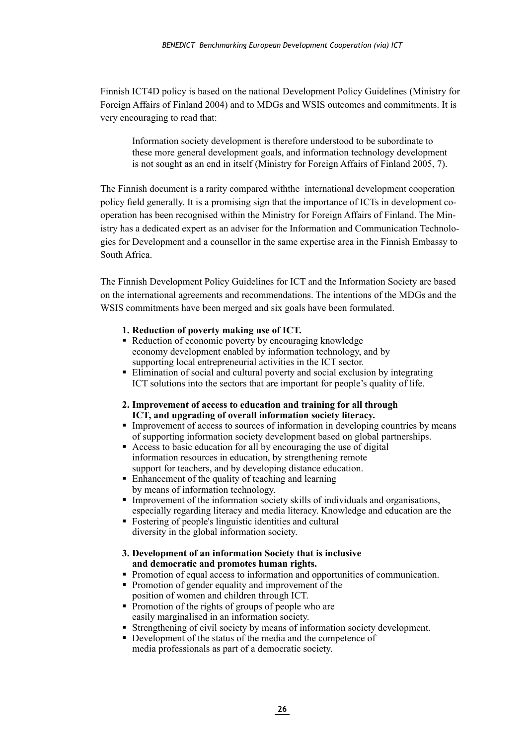Finnish ICT4D policy is based on the national Development Policy Guidelines (Ministry for Foreign Affairs of Finland 2004) and to MDGs and WSIS outcomes and commitments. It is very encouraging to read that:

> Information society development is therefore understood to be subordinate to these more general development goals, and information technology development is not sought as an end in itself (Ministry for Foreign Affairs of Finland 2005, 7).

The Finnish document is a rarity compared withthe international development cooperation policy field generally. It is a promising sign that the importance of ICTs in development co-operation has been recognised within the Ministry for Foreign Affairs of Finland. The Ministry has a dedicated expert as an adviser for the Information and Communication Technologies for Development and a counsellor in the same expertise area in the Finnish Embassy to South Africa.

The Finnish Development Policy Guidelines for ICT and the Information Society are based on the international agreements and recommendations. The intentions of the MDGs and the WSIS commitments have been merged and six goals have been formulated.

**1. Reduction of poverty making use of ICT.**

- Reduction of economic poverty by encouraging knowledge economy development enabled by information technology, and by supporting local entrepreneurial activities in the ICT sector.
- Elimination of social and cultural poverty and social exclusion by integrating ICT solutions into the sectors that are important for people's quality of life.

**2. Improvement of access to education and training for all through ICT, and upgrading of overall information society literacy.**

- Improvement of access to sources of information in developing countries by means of supporting information society development based on global partnerships.
- Access to basic education for all by encouraging the use of digital information resources in education, by strengthening remote support for teachers, and by developing distance education.
- Enhancement of the quality of teaching and learning by means of information technology.
- Improvement of the information society skills of individuals and organisations, especially regarding literacy and media literacy. Knowledge and education are the
- Fostering of people's linguistic identities and cultural diversity in the global information society.

**3. Development of an information Society that is inclusive and democratic and promotes human rights.**

- Promotion of equal access to information and opportunities of communication.
- Promotion of gender equality and improvement of the position of women and children through ICT.
- Promotion of the rights of groups of people who are easily marginalised in an information society.
- Strengthening of civil society by means of information society development.
- Development of the status of the media and the competence of media professionals as part of a democratic society.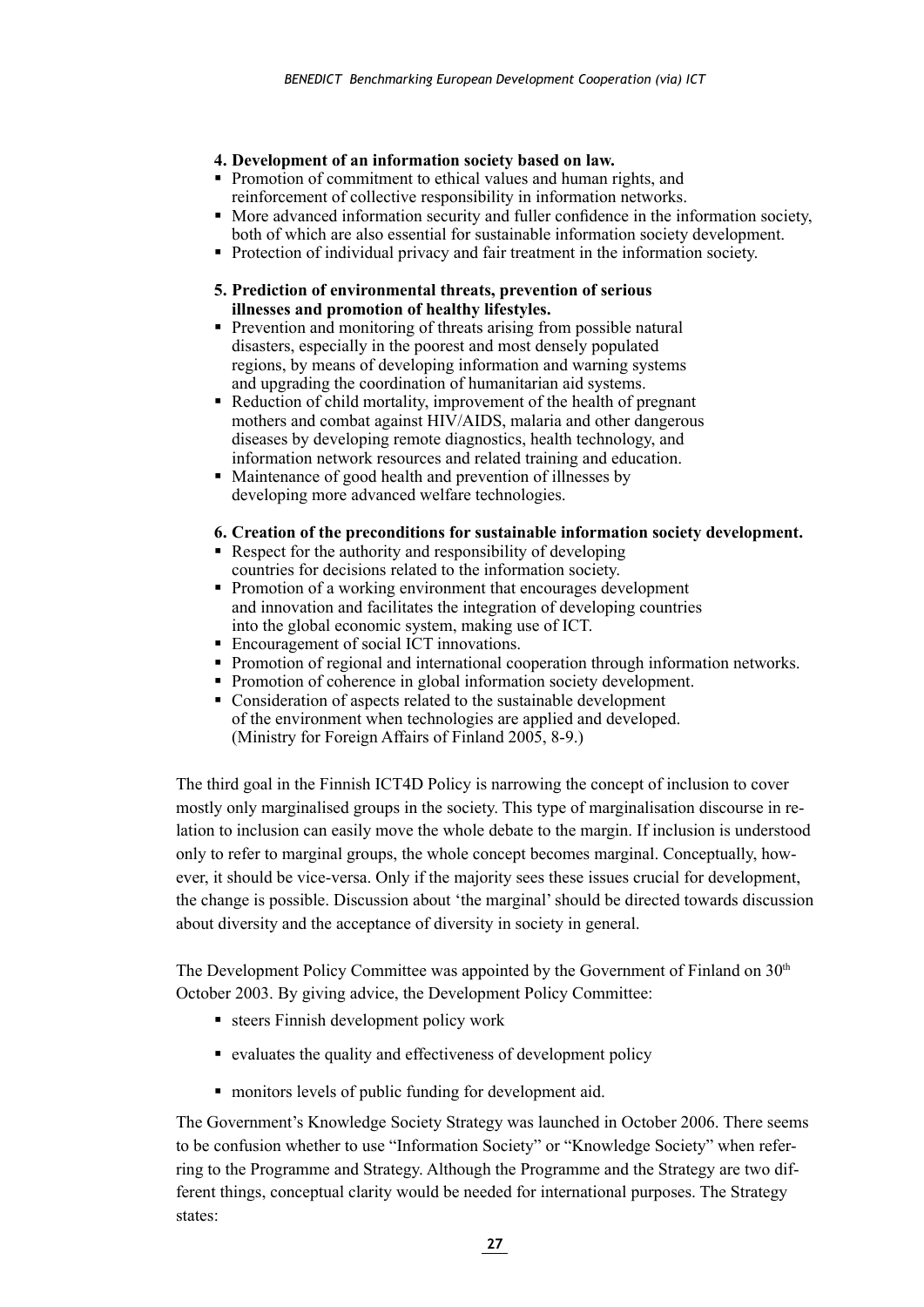**4. Development of an information society based on law.**

- Promotion of commitment to ethical values and human rights, and reinforcement of collective responsibility in information networks.
- More advanced information security and fuller confidence in the information society, both of which are also essential for sustainable information society development.
- Protection of individual privacy and fair treatment in the information society.

**5. Prediction of environmental threats, prevention of serious illnesses and promotion of healthy lifestyles.**

- Prevention and monitoring of threats arising from possible natural disasters, especially in the poorest and most densely populated regions, by means of developing information and warning systems and upgrading the coordination of humanitarian aid systems.
- Reduction of child mortality, improvement of the health of pregnant mothers and combat against HIV/AIDS, malaria and other dangerous diseases by developing remote diagnostics, health technology, and information network resources and related training and education.
- Maintenance of good health and prevention of illnesses by developing more advanced welfare technologies.

**6. Creation of the preconditions for sustainable information society development.**

- Respect for the authority and responsibility of developing countries for decisions related to the information society.
- Promotion of a working environment that encourages development and innovation and facilitates the integration of developing countries into the global economic system, making use of ICT.
- Encouragement of social ICT innovations.
- Promotion of regional and international cooperation through information networks.
- Promotion of coherence in global information society development.
- Consideration of aspects related to the sustainable development of the environment when technologies are applied and developed. (Ministry for Foreign Affairs of Finland 2005, 8-9.)

The third goal in the Finnish ICT4D Policy is narrowing the concept of inclusion to cover mostly only marginalised groups in the society. This type of marginalisation discourse in relation to inclusion can easily move the whole debate to the margin. If inclusion is understood only to refer to marginal groups, the whole concept becomes marginal. Conceptually, however, it should be vice-versa. Only if the majority sees these issues crucial for development, the change is possible. Discussion about 'the marginal' should be directed towards discussion about diversity and the acceptance of diversity in society in general.

The Development Policy Committee was appointed by the Government of Finland on 30th October 2003. By giving advice, the Development Policy Committee:

- steers Finnish development policy work
- evaluates the quality and effectiveness of development policy
- monitors levels of public funding for development aid.

The Government's Knowledge Society Strategy was launched in October 2006. There seems to be confusion whether to use "Information Society" or "Knowledge Society" when referring to the Programme and Strategy. Although the Programme and the Strategy are two different things, conceptual clarity would be needed for international purposes. The Strategy states: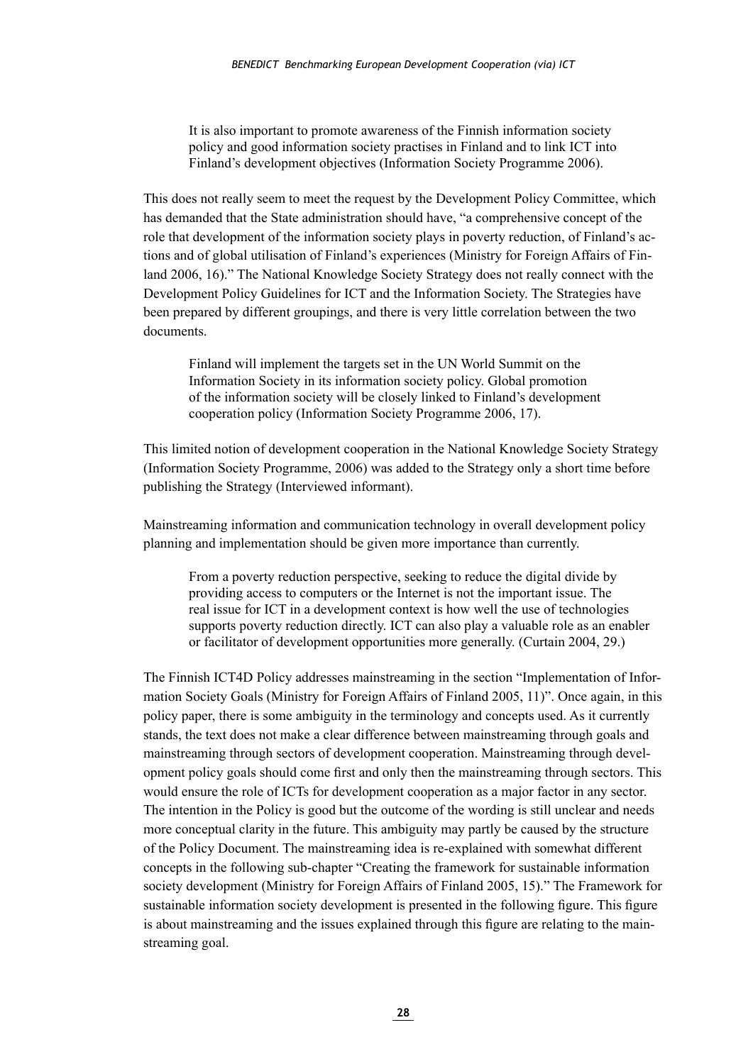> It is also important to promote awareness of the Finnish information society policy and good information society practises in Finland and to link ICT into Finland's development objectives (Information Society Programme 2006).

This does not really seem to meet the request by the Development Policy Committee, which has demanded that the State administration should have, "a comprehensive concept of the role that development of the information society plays in poverty reduction, of Finland's actions and of global utilisation of Finland's experiences (Ministry for Foreign Affairs of Finland 2006, 16)." The National Knowledge Society Strategy does not really connect with the Development Policy Guidelines for ICT and the Information Society. The Strategies have been prepared by different groupings, and there is very little correlation between the two documents.

> Finland will implement the targets set in the UN World Summit on the Information Society in its information society policy. Global promotion of the information society will be closely linked to Finland's development cooperation policy (Information Society Programme 2006, 17).

This limited notion of development cooperation in the National Knowledge Society Strategy (Information Society Programme, 2006) was added to the Strategy only a short time before publishing the Strategy (Interviewed informant).

Mainstreaming information and communication technology in overall development policy planning and implementation should be given more importance than currently.

> From a poverty reduction perspective, seeking to reduce the digital divide by providing access to computers or the Internet is not the important issue. The real issue for ICT in a development context is how well the use of technologies supports poverty reduction directly. ICT can also play a valuable role as an enabler or facilitator of development opportunities more generally. (Curtain 2004, 29.)

The Finnish ICT4D Policy addresses mainstreaming in the section "Implementation of Information Society Goals (Ministry for Foreign Affairs of Finland 2005, 11)". Once again, in this policy paper, there is some ambiguity in the terminology and concepts used. As it currently stands, the text does not make a clear difference between mainstreaming through goals and mainstreaming through sectors of development cooperation. Mainstreaming through development policy goals should come first and only then the mainstreaming through sectors. This would ensure the role of ICTs for development cooperation as a major factor in any sector. The intention in the Policy is good but the outcome of the wording is still unclear and needs more conceptual clarity in the future. This ambiguity may partly be caused by the structure of the Policy Document. The mainstreaming idea is re-explained with somewhat different concepts in the following sub-chapter "Creating the framework for sustainable information society development (Ministry for Foreign Affairs of Finland 2005, 15)." The Framework for sustainable information society development is presented in the following figure. This figure is about mainstreaming and the issues explained through this figure are relating to the mainstreaming goal.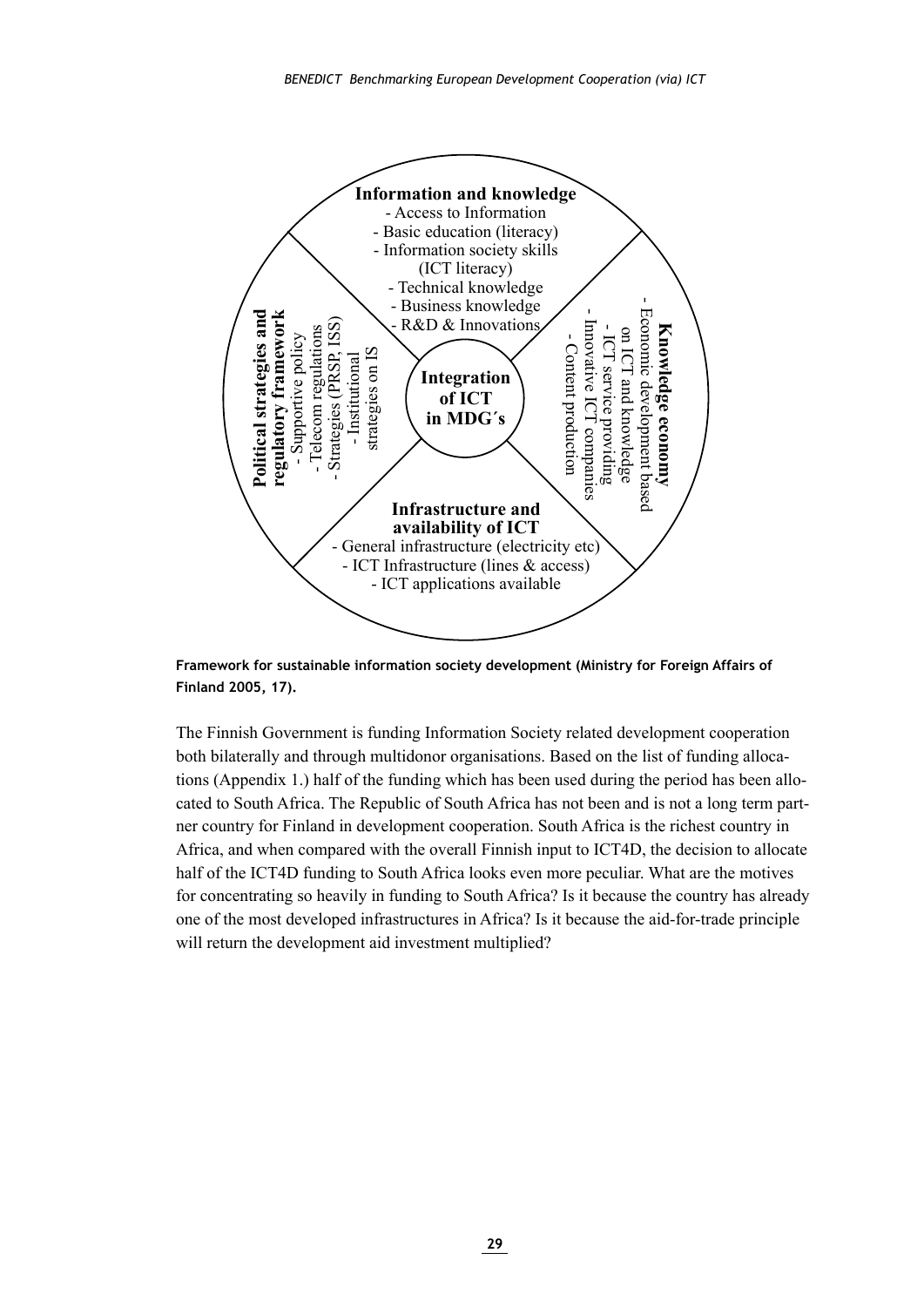**Information and knowledge**
- Access to Information
- Basic education (literacy)
- Information society skills (ICT literacy)
- Technical knowledge
- Business knowledge
- R&D & Innovations

**Political strategies and regulatory framework**
- Supportive policy
- Telecom regulations
- Strategies (PRSP, ISS)
- Institutional strategies on IS

**Integration of ICT in MDG´s**

**Knowledge economy**
- Economic development based on ICT and knowledge
- ICT service providing
- Innovative ICT companies
- Content production

**Infrastructure and availability of ICT**
- General infrastructure (electricity etc)
- ICT Infrastructure (lines & access)
- ICT applications available

**Framework for sustainable information society development (Ministry for Foreign Affairs of Finland 2005, 17).**

The Finnish Government is funding Information Society related development cooperation both bilaterally and through multidonor organisations. Based on the list of funding allocations (Appendix 1.) half of the funding which has been used during the period has been allocated to South Africa. The Republic of South Africa has not been and is not a long term partner country for Finland in development cooperation. South Africa is the richest country in Africa, and when compared with the overall Finnish input to ICT4D, the decision to allocate half of the ICT4D funding to South Africa looks even more peculiar. What are the motives for concentrating so heavily in funding to South Africa? Is it because the country has already one of the most developed infrastructures in Africa? Is it because the aid-for-trade principle will return the development aid investment multiplied?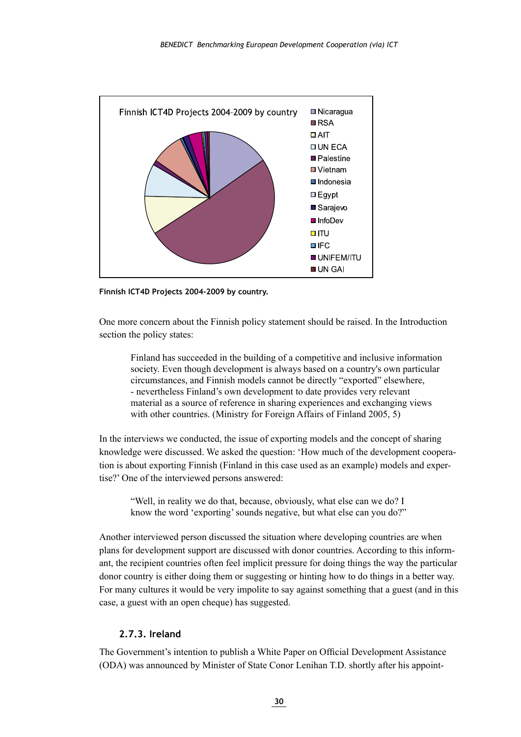**Finnish ICT4D Projects 2004-2009 by country.**

One more concern about the Finnish policy statement should be raised. In the Introduction section the policy states:

> Finland has succeeded in the building of a competitive and inclusive information society. Even though development is always based on a country's own particular circumstances, and Finnish models cannot be directly "exported" elsewhere, - nevertheless Finland's own development to date provides very relevant material as a source of reference in sharing experiences and exchanging views with other countries. (Ministry for Foreign Affairs of Finland 2005, 5)

In the interviews we conducted, the issue of exporting models and the concept of sharing knowledge were discussed. We asked the question: 'How much of the development cooperation is about exporting Finnish (Finland in this case used as an example) models and expertise?' One of the interviewed persons answered:

> "Well, in reality we do that, because, obviously, what else can we do? I know the word 'exporting' sounds negative, but what else can you do?"

Another interviewed person discussed the situation where developing countries are when plans for development support are discussed with donor countries. According to this informant, the recipient countries often feel implicit pressure for doing things the way the particular donor country is either doing them or suggesting or hinting how to do things in a better way. For many cultures it would be very impolite to say against something that a guest (and in this case, a guest with an open cheque) has suggested.

### 2.7.3. Ireland

The Government's intention to publish a White Paper on Official Development Assistance (ODA) was announced by Minister of State Conor Lenihan T.D. shortly after his appoint-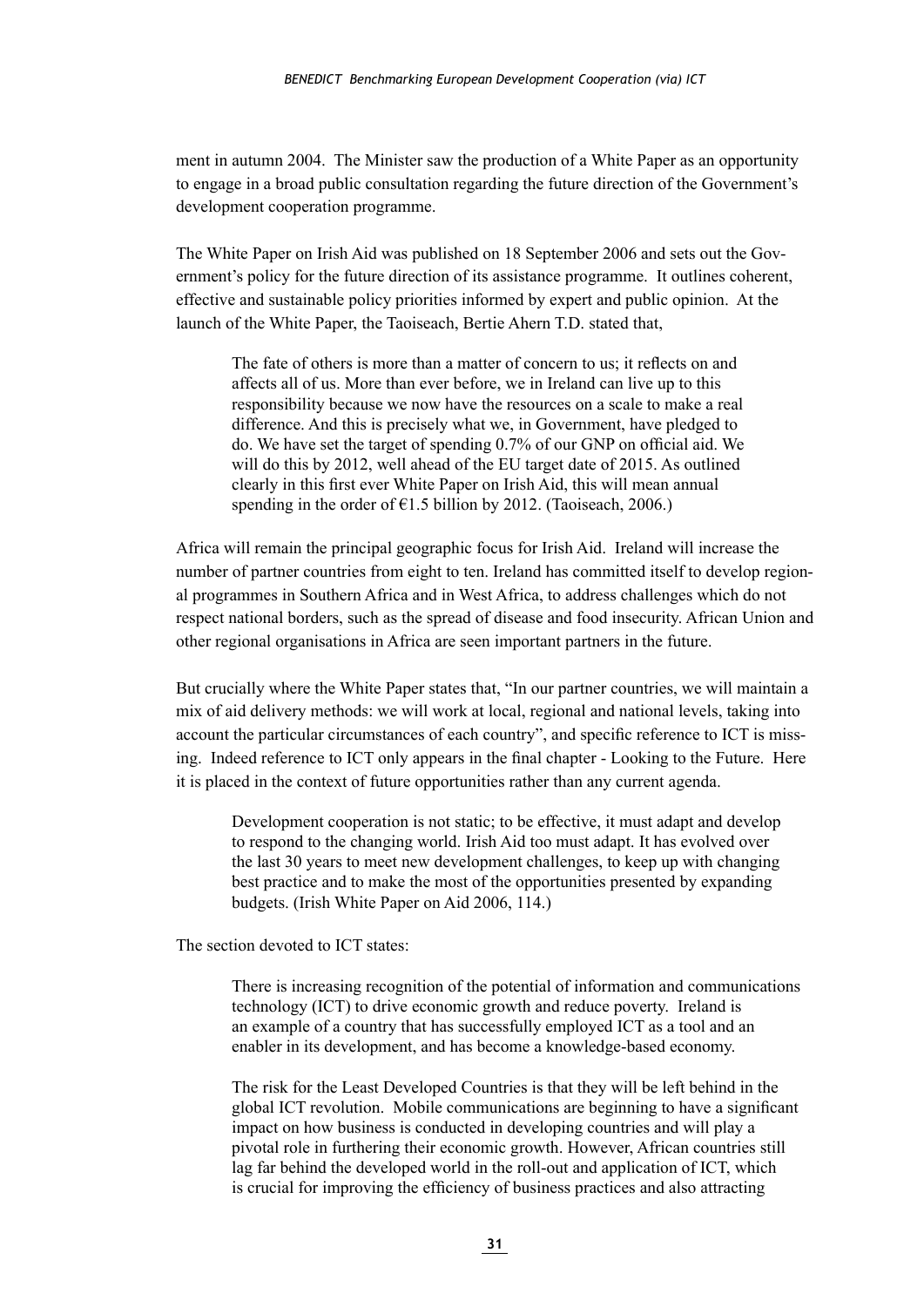ment in autumn 2004. The Minister saw the production of a White Paper as an opportunity to engage in a broad public consultation regarding the future direction of the Government's development cooperation programme.

The White Paper on Irish Aid was published on 18 September 2006 and sets out the Government's policy for the future direction of its assistance programme. It outlines coherent, effective and sustainable policy priorities informed by expert and public opinion. At the launch of the White Paper, the Taoiseach, Bertie Ahern T.D. stated that,

> The fate of others is more than a matter of concern to us; it reflects on and affects all of us. More than ever before, we in Ireland can live up to this responsibility because we now have the resources on a scale to make a real difference. And this is precisely what we, in Government, have pledged to do. We have set the target of spending 0.7% of our GNP on official aid. We will do this by 2012, well ahead of the EU target date of 2015. As outlined clearly in this first ever White Paper on Irish Aid, this will mean annual spending in the order of €1.5 billion by 2012. (Taoiseach, 2006.)

Africa will remain the principal geographic focus for Irish Aid. Ireland will increase the number of partner countries from eight to ten. Ireland has committed itself to develop regional programmes in Southern Africa and in West Africa, to address challenges which do not respect national borders, such as the spread of disease and food insecurity. African Union and other regional organisations in Africa are seen important partners in the future.

But crucially where the White Paper states that, "In our partner countries, we will maintain a mix of aid delivery methods: we will work at local, regional and national levels, taking into account the particular circumstances of each country", and specific reference to ICT is missing. Indeed reference to ICT only appears in the final chapter - Looking to the Future. Here it is placed in the context of future opportunities rather than any current agenda.

> Development cooperation is not static; to be effective, it must adapt and develop to respond to the changing world. Irish Aid too must adapt. It has evolved over the last 30 years to meet new development challenges, to keep up with changing best practice and to make the most of the opportunities presented by expanding budgets. (Irish White Paper on Aid 2006, 114.)

The section devoted to ICT states:

> There is increasing recognition of the potential of information and communications technology (ICT) to drive economic growth and reduce poverty. Ireland is an example of a country that has successfully employed ICT as a tool and an enabler in its development, and has become a knowledge-based economy.
>
> The risk for the Least Developed Countries is that they will be left behind in the global ICT revolution. Mobile communications are beginning to have a significant impact on how business is conducted in developing countries and will play a pivotal role in furthering their economic growth. However, African countries still lag far behind the developed world in the roll-out and application of ICT, which is crucial for improving the efficiency of business practices and also attracting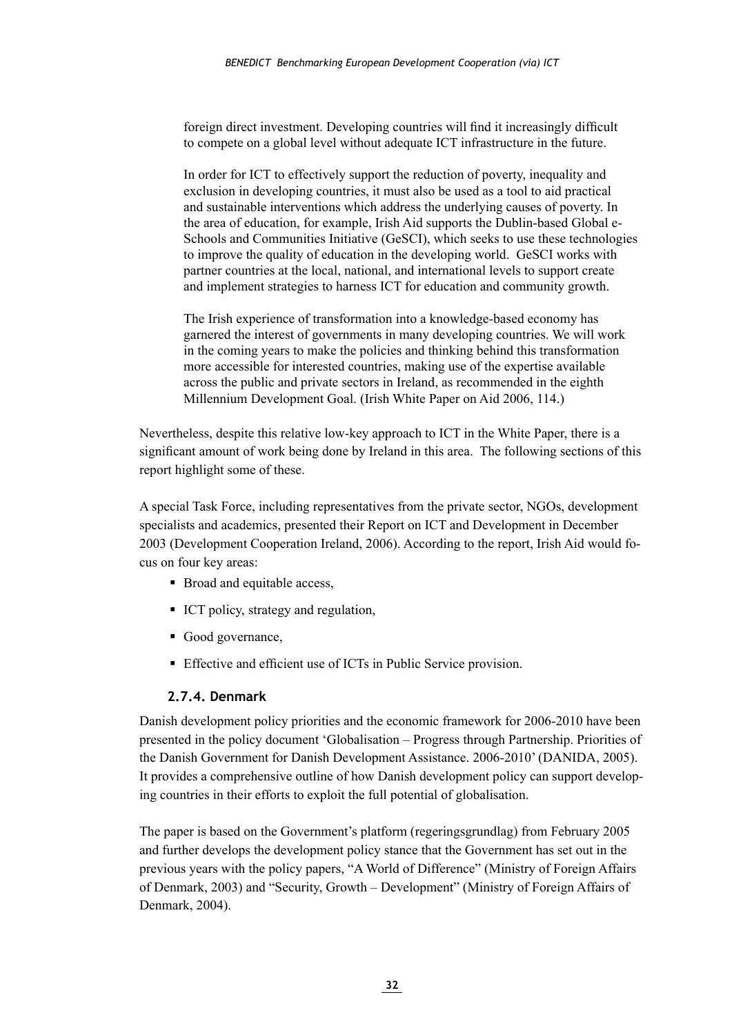> foreign direct investment. Developing countries will find it increasingly difficult to compete on a global level without adequate ICT infrastructure in the future.
>
> In order for ICT to effectively support the reduction of poverty, inequality and exclusion in developing countries, it must also be used as a tool to aid practical and sustainable interventions which address the underlying causes of poverty. In the area of education, for example, Irish Aid supports the Dublin-based Global e-Schools and Communities Initiative (GeSCI), which seeks to use these technologies to improve the quality of education in the developing world. GeSCI works with partner countries at the local, national, and international levels to support create and implement strategies to harness ICT for education and community growth.
>
> The Irish experience of transformation into a knowledge-based economy has garnered the interest of governments in many developing countries. We will work in the coming years to make the policies and thinking behind this transformation more accessible for interested countries, making use of the expertise available across the public and private sectors in Ireland, as recommended in the eighth Millennium Development Goal. (Irish White Paper on Aid 2006, 114.)

Nevertheless, despite this relative low-key approach to ICT in the White Paper, there is a significant amount of work being done by Ireland in this area. The following sections of this report highlight some of these.

A special Task Force, including representatives from the private sector, NGOs, development specialists and academics, presented their Report on ICT and Development in December 2003 (Development Cooperation Ireland, 2006). According to the report, Irish Aid would focus on four key areas:

- Broad and equitable access,
- ICT policy, strategy and regulation,
- Good governance,
- Effective and efficient use of ICTs in Public Service provision.

### 2.7.4. Denmark

Danish development policy priorities and the economic framework for 2006-2010 have been presented in the policy document 'Globalisation – Progress through Partnership. Priorities of the Danish Government for Danish Development Assistance. 2006-2010' (DANIDA, 2005). It provides a comprehensive outline of how Danish development policy can support developing countries in their efforts to exploit the full potential of globalisation.

The paper is based on the Government's platform (regeringsgrundlag) from February 2005 and further develops the development policy stance that the Government has set out in the previous years with the policy papers, "A World of Difference" (Ministry of Foreign Affairs of Denmark, 2003) and "Security, Growth – Development" (Ministry of Foreign Affairs of Denmark, 2004).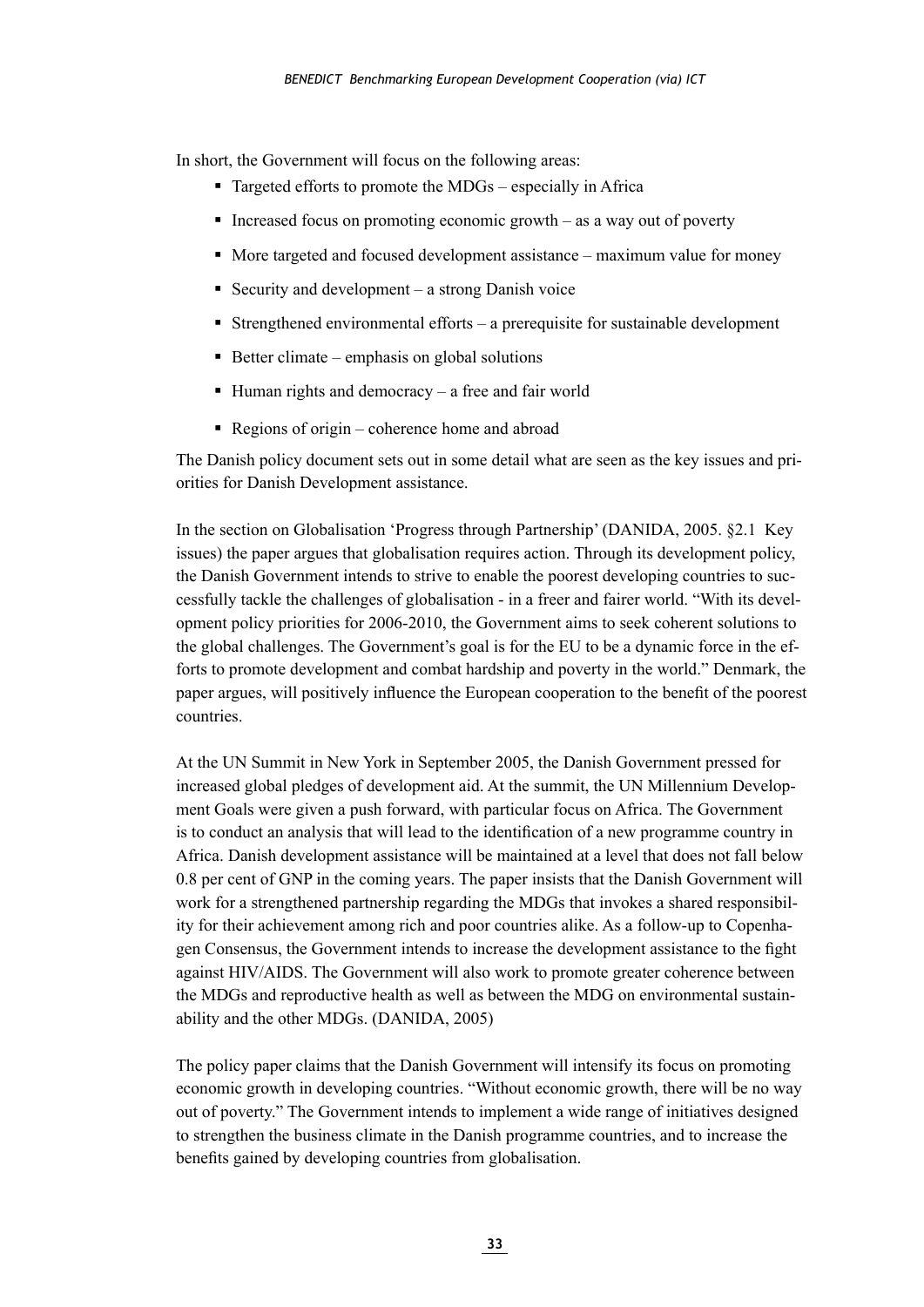In short, the Government will focus on the following areas:

- Targeted efforts to promote the MDGs – especially in Africa
- Increased focus on promoting economic growth – as a way out of poverty
- More targeted and focused development assistance – maximum value for money
- Security and development – a strong Danish voice
- Strengthened environmental efforts – a prerequisite for sustainable development
- Better climate – emphasis on global solutions
- Human rights and democracy – a free and fair world
- Regions of origin – coherence home and abroad

The Danish policy document sets out in some detail what are seen as the key issues and priorities for Danish Development assistance.

In the section on Globalisation 'Progress through Partnership' (DANIDA, 2005. §2.1 Key issues) the paper argues that globalisation requires action. Through its development policy, the Danish Government intends to strive to enable the poorest developing countries to successfully tackle the challenges of globalisation - in a freer and fairer world. "With its development policy priorities for 2006-2010, the Government aims to seek coherent solutions to the global challenges. The Government's goal is for the EU to be a dynamic force in the efforts to promote development and combat hardship and poverty in the world." Denmark, the paper argues, will positively influence the European cooperation to the benefit of the poorest countries.

At the UN Summit in New York in September 2005, the Danish Government pressed for increased global pledges of development aid. At the summit, the UN Millennium Development Goals were given a push forward, with particular focus on Africa. The Government is to conduct an analysis that will lead to the identification of a new programme country in Africa. Danish development assistance will be maintained at a level that does not fall below 0.8 per cent of GNP in the coming years. The paper insists that the Danish Government will work for a strengthened partnership regarding the MDGs that invokes a shared responsibility for their achievement among rich and poor countries alike. As a follow-up to Copenhagen Consensus, the Government intends to increase the development assistance to the fight against HIV/AIDS. The Government will also work to promote greater coherence between the MDGs and reproductive health as well as between the MDG on environmental sustainability and the other MDGs. (DANIDA, 2005)

The policy paper claims that the Danish Government will intensify its focus on promoting economic growth in developing countries. "Without economic growth, there will be no way out of poverty." The Government intends to implement a wide range of initiatives designed to strengthen the business climate in the Danish programme countries, and to increase the benefits gained by developing countries from globalisation.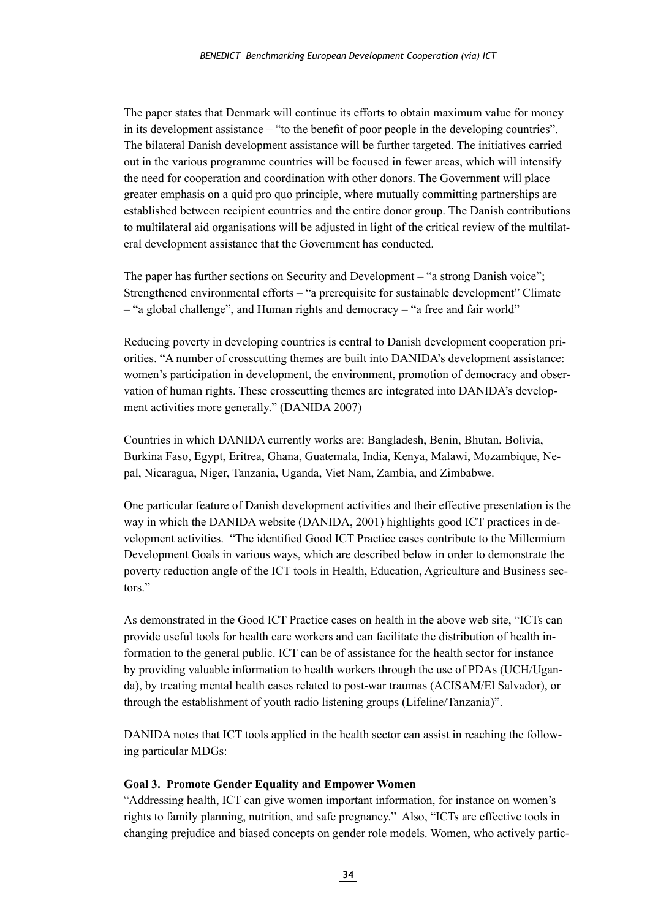The paper states that Denmark will continue its efforts to obtain maximum value for money in its development assistance – "to the benefit of poor people in the developing countries". The bilateral Danish development assistance will be further targeted. The initiatives carried out in the various programme countries will be focused in fewer areas, which will intensify the need for cooperation and coordination with other donors. The Government will place greater emphasis on a quid pro quo principle, where mutually committing partnerships are established between recipient countries and the entire donor group. The Danish contributions to multilateral aid organisations will be adjusted in light of the critical review of the multilateral development assistance that the Government has conducted.

The paper has further sections on Security and Development – "a strong Danish voice"; Strengthened environmental efforts – "a prerequisite for sustainable development" Climate – "a global challenge", and Human rights and democracy – "a free and fair world"

Reducing poverty in developing countries is central to Danish development cooperation priorities. "A number of crosscutting themes are built into DANIDA's development assistance: women's participation in development, the environment, promotion of democracy and observation of human rights. These crosscutting themes are integrated into DANIDA's development activities more generally." (DANIDA 2007)

Countries in which DANIDA currently works are: Bangladesh, Benin, Bhutan, Bolivia, Burkina Faso, Egypt, Eritrea, Ghana, Guatemala, India, Kenya, Malawi, Mozambique, Nepal, Nicaragua, Niger, Tanzania, Uganda, Viet Nam, Zambia, and Zimbabwe.

One particular feature of Danish development activities and their effective presentation is the way in which the DANIDA website (DANIDA, 2001) highlights good ICT practices in development activities. "The identified Good ICT Practice cases contribute to the Millennium Development Goals in various ways, which are described below in order to demonstrate the poverty reduction angle of the ICT tools in Health, Education, Agriculture and Business sectors."

As demonstrated in the Good ICT Practice cases on health in the above web site, "ICTs can provide useful tools for health care workers and can facilitate the distribution of health information to the general public. ICT can be of assistance for the health sector for instance by providing valuable information to health workers through the use of PDAs (UCH/Uganda), by treating mental health cases related to post-war traumas (ACISAM/El Salvador), or through the establishment of youth radio listening groups (Lifeline/Tanzania)".

DANIDA notes that ICT tools applied in the health sector can assist in reaching the following particular MDGs:

**Goal 3. Promote Gender Equality and Empower Women**

"Addressing health, ICT can give women important information, for instance on women's rights to family planning, nutrition, and safe pregnancy." Also, "ICTs are effective tools in changing prejudice and biased concepts on gender role models. Women, who actively partic-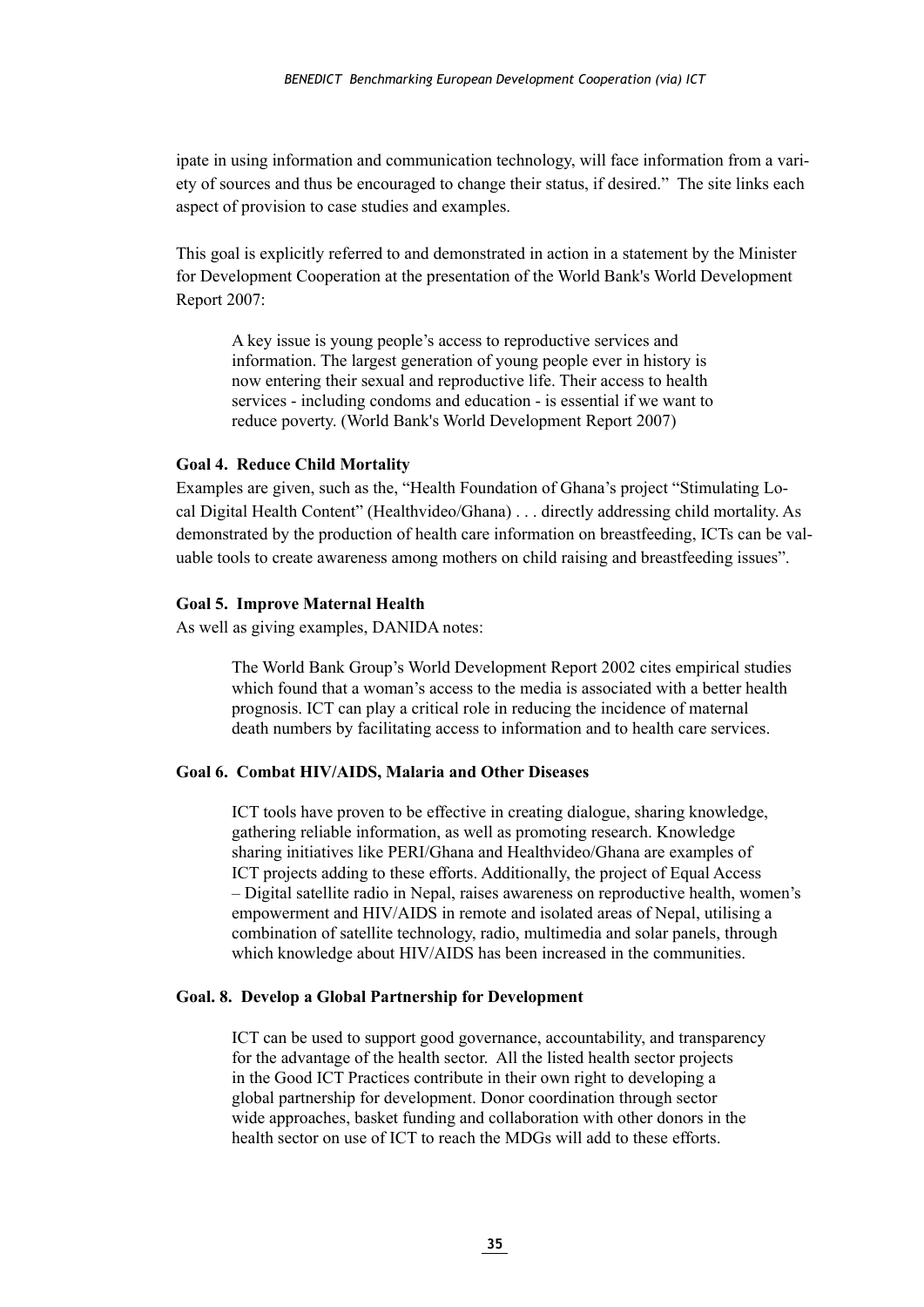ipate in using information and communication technology, will face information from a variety of sources and thus be encouraged to change their status, if desired." The site links each aspect of provision to case studies and examples.

This goal is explicitly referred to and demonstrated in action in a statement by the Minister for Development Cooperation at the presentation of the World Bank's World Development Report 2007:

> A key issue is young people's access to reproductive services and information. The largest generation of young people ever in history is now entering their sexual and reproductive life. Their access to health services - including condoms and education - is essential if we want to reduce poverty. (World Bank's World Development Report 2007)

**Goal 4. Reduce Child Mortality**

Examples are given, such as the, "Health Foundation of Ghana's project "Stimulating Local Digital Health Content" (Healthvideo/Ghana) . . . directly addressing child mortality. As demonstrated by the production of health care information on breastfeeding, ICTs can be valuable tools to create awareness among mothers on child raising and breastfeeding issues".

**Goal 5. Improve Maternal Health**

As well as giving examples, DANIDA notes:

> The World Bank Group's World Development Report 2002 cites empirical studies which found that a woman's access to the media is associated with a better health prognosis. ICT can play a critical role in reducing the incidence of maternal death numbers by facilitating access to information and to health care services.

**Goal 6. Combat HIV/AIDS, Malaria and Other Diseases**

> ICT tools have proven to be effective in creating dialogue, sharing knowledge, gathering reliable information, as well as promoting research. Knowledge sharing initiatives like PERI/Ghana and Healthvideo/Ghana are examples of ICT projects adding to these efforts. Additionally, the project of Equal Access – Digital satellite radio in Nepal, raises awareness on reproductive health, women's empowerment and HIV/AIDS in remote and isolated areas of Nepal, utilising a combination of satellite technology, radio, multimedia and solar panels, through which knowledge about HIV/AIDS has been increased in the communities.

**Goal. 8. Develop a Global Partnership for Development**

> ICT can be used to support good governance, accountability, and transparency for the advantage of the health sector. All the listed health sector projects in the Good ICT Practices contribute in their own right to developing a global partnership for development. Donor coordination through sector wide approaches, basket funding and collaboration with other donors in the health sector on use of ICT to reach the MDGs will add to these efforts.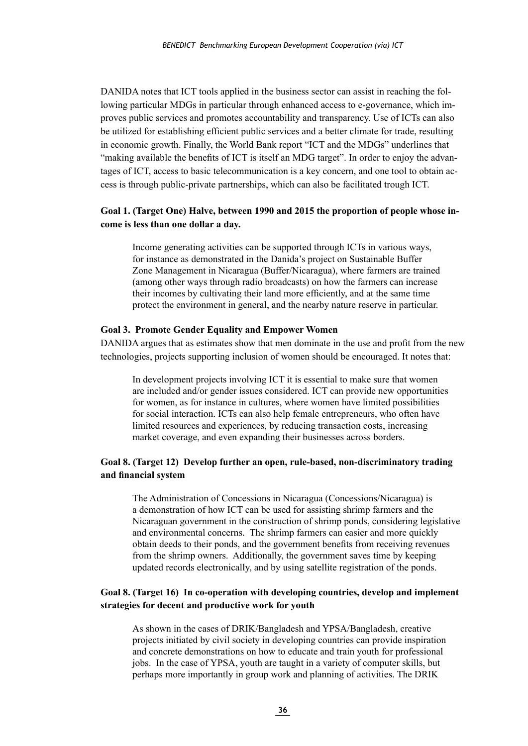DANIDA notes that ICT tools applied in the business sector can assist in reaching the following particular MDGs in particular through enhanced access to e-governance, which improves public services and promotes accountability and transparency. Use of ICTs can also be utilized for establishing efficient public services and a better climate for trade, resulting in economic growth. Finally, the World Bank report "ICT and the MDGs" underlines that "making available the benefits of ICT is itself an MDG target". In order to enjoy the advantages of ICT, access to basic telecommunication is a key concern, and one tool to obtain access is through public-private partnerships, which can also be facilitated trough ICT.

**Goal 1. (Target One) Halve, between 1990 and 2015 the proportion of people whose income is less than one dollar a day.**

> Income generating activities can be supported through ICTs in various ways, for instance as demonstrated in the Danida's project on Sustainable Buffer Zone Management in Nicaragua (Buffer/Nicaragua), where farmers are trained (among other ways through radio broadcasts) on how the farmers can increase their incomes by cultivating their land more efficiently, and at the same time protect the environment in general, and the nearby nature reserve in particular.

**Goal 3. Promote Gender Equality and Empower Women**

DANIDA argues that as estimates show that men dominate in the use and profit from the new technologies, projects supporting inclusion of women should be encouraged. It notes that:

> In development projects involving ICT it is essential to make sure that women are included and/or gender issues considered. ICT can provide new opportunities for women, as for instance in cultures, where women have limited possibilities for social interaction. ICTs can also help female entrepreneurs, who often have limited resources and experiences, by reducing transaction costs, increasing market coverage, and even expanding their businesses across borders.

**Goal 8. (Target 12) Develop further an open, rule-based, non-discriminatory trading and financial system**

> The Administration of Concessions in Nicaragua (Concessions/Nicaragua) is a demonstration of how ICT can be used for assisting shrimp farmers and the Nicaraguan government in the construction of shrimp ponds, considering legislative and environmental concerns. The shrimp farmers can easier and more quickly obtain deeds to their ponds, and the government benefits from receiving revenues from the shrimp owners. Additionally, the government saves time by keeping updated records electronically, and by using satellite registration of the ponds.

**Goal 8. (Target 16) In co-operation with developing countries, develop and implement strategies for decent and productive work for youth**

> As shown in the cases of DRIK/Bangladesh and YPSA/Bangladesh, creative projects initiated by civil society in developing countries can provide inspiration and concrete demonstrations on how to educate and train youth for professional jobs. In the case of YPSA, youth are taught in a variety of computer skills, but perhaps more importantly in group work and planning of activities. The DRIK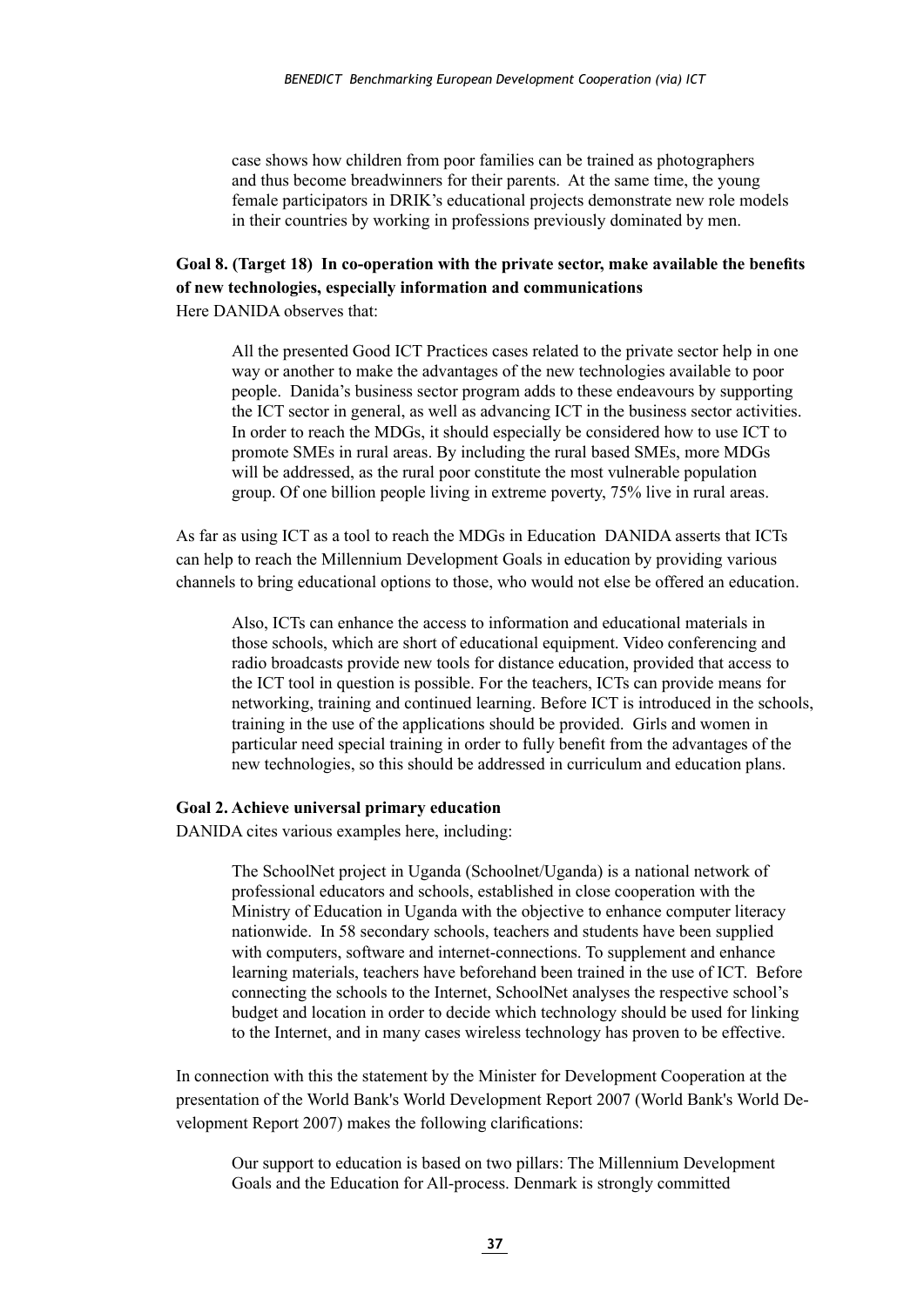case shows how children from poor families can be trained as photographers and thus become breadwinners for their parents. At the same time, the young female participators in DRIK's educational projects demonstrate new role models in their countries by working in professions previously dominated by men.

**Goal 8. (Target 18) In co-operation with the private sector, make available the benefits of new technologies, especially information and communications**

Here DANIDA observes that:

> All the presented Good ICT Practices cases related to the private sector help in one way or another to make the advantages of the new technologies available to poor people. Danida's business sector program adds to these endeavours by supporting the ICT sector in general, as well as advancing ICT in the business sector activities. In order to reach the MDGs, it should especially be considered how to use ICT to promote SMEs in rural areas. By including the rural based SMEs, more MDGs will be addressed, as the rural poor constitute the most vulnerable population group. Of one billion people living in extreme poverty, 75% live in rural areas.

As far as using ICT as a tool to reach the MDGs in Education DANIDA asserts that ICTs can help to reach the Millennium Development Goals in education by providing various channels to bring educational options to those, who would not else be offered an education.

> Also, ICTs can enhance the access to information and educational materials in those schools, which are short of educational equipment. Video conferencing and radio broadcasts provide new tools for distance education, provided that access to the ICT tool in question is possible. For the teachers, ICTs can provide means for networking, training and continued learning. Before ICT is introduced in the schools, training in the use of the applications should be provided. Girls and women in particular need special training in order to fully benefit from the advantages of the new technologies, so this should be addressed in curriculum and education plans.

**Goal 2. Achieve universal primary education**

DANIDA cites various examples here, including:

> The SchoolNet project in Uganda (Schoolnet/Uganda) is a national network of professional educators and schools, established in close cooperation with the Ministry of Education in Uganda with the objective to enhance computer literacy nationwide. In 58 secondary schools, teachers and students have been supplied with computers, software and internet-connections. To supplement and enhance learning materials, teachers have beforehand been trained in the use of ICT. Before connecting the schools to the Internet, SchoolNet analyses the respective school's budget and location in order to decide which technology should be used for linking to the Internet, and in many cases wireless technology has proven to be effective.

In connection with this the statement by the Minister for Development Cooperation at the presentation of the World Bank's World Development Report 2007 (World Bank's World Development Report 2007) makes the following clarifications:

> Our support to education is based on two pillars: The Millennium Development Goals and the Education for All-process. Denmark is strongly committed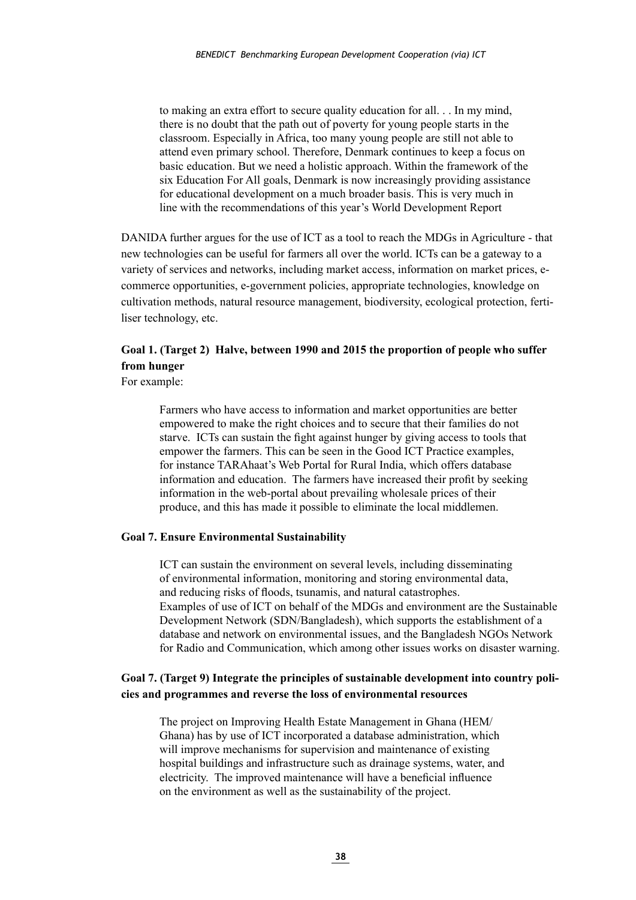> to making an extra effort to secure quality education for all. . . In my mind, there is no doubt that the path out of poverty for young people starts in the classroom. Especially in Africa, too many young people are still not able to attend even primary school. Therefore, Denmark continues to keep a focus on basic education. But we need a holistic approach. Within the framework of the six Education For All goals, Denmark is now increasingly providing assistance for educational development on a much broader basis. This is very much in line with the recommendations of this year's World Development Report

DANIDA further argues for the use of ICT as a tool to reach the MDGs in Agriculture - that new technologies can be useful for farmers all over the world. ICTs can be a gateway to a variety of services and networks, including market access, information on market prices, e-commerce opportunities, e-government policies, appropriate technologies, knowledge on cultivation methods, natural resource management, biodiversity, ecological protection, fertiliser technology, etc.

**Goal 1. (Target 2) Halve, between 1990 and 2015 the proportion of people who suffer from hunger**

For example:

> Farmers who have access to information and market opportunities are better empowered to make the right choices and to secure that their families do not starve. ICTs can sustain the fight against hunger by giving access to tools that empower the farmers. This can be seen in the Good ICT Practice examples, for instance TARAhaat's Web Portal for Rural India, which offers database information and education. The farmers have increased their profit by seeking information in the web-portal about prevailing wholesale prices of their produce, and this has made it possible to eliminate the local middlemen.

**Goal 7. Ensure Environmental Sustainability**

> ICT can sustain the environment on several levels, including disseminating of environmental information, monitoring and storing environmental data, and reducing risks of floods, tsunamis, and natural catastrophes.
> Examples of use of ICT on behalf of the MDGs and environment are the Sustainable Development Network (SDN/Bangladesh), which supports the establishment of a database and network on environmental issues, and the Bangladesh NGOs Network for Radio and Communication, which among other issues works on disaster warning.

**Goal 7. (Target 9) Integrate the principles of sustainable development into country policies and programmes and reverse the loss of environmental resources**

> The project on Improving Health Estate Management in Ghana (HEM/Ghana) has by use of ICT incorporated a database administration, which will improve mechanisms for supervision and maintenance of existing hospital buildings and infrastructure such as drainage systems, water, and electricity. The improved maintenance will have a beneficial influence on the environment as well as the sustainability of the project.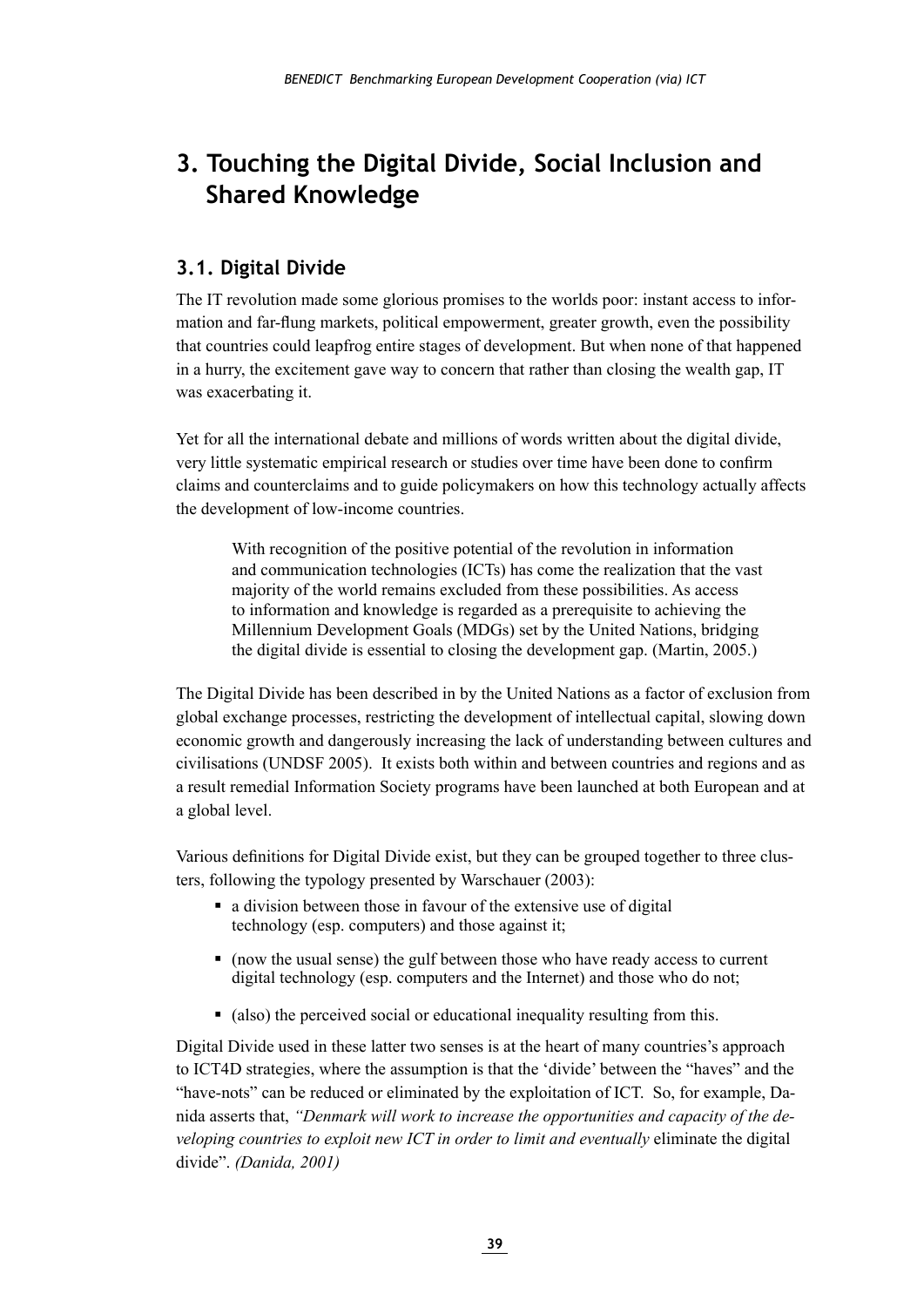# 3. Touching the Digital Divide, Social Inclusion and Shared Knowledge

## 3.1. Digital Divide

The IT revolution made some glorious promises to the worlds poor: instant access to information and far-flung markets, political empowerment, greater growth, even the possibility that countries could leapfrog entire stages of development. But when none of that happened in a hurry, the excitement gave way to concern that rather than closing the wealth gap, IT was exacerbating it.

Yet for all the international debate and millions of words written about the digital divide, very little systematic empirical research or studies over time have been done to confirm claims and counterclaims and to guide policymakers on how this technology actually affects the development of low-income countries.

> With recognition of the positive potential of the revolution in information and communication technologies (ICTs) has come the realization that the vast majority of the world remains excluded from these possibilities. As access to information and knowledge is regarded as a prerequisite to achieving the Millennium Development Goals (MDGs) set by the United Nations, bridging the digital divide is essential to closing the development gap. (Martin, 2005.)

The Digital Divide has been described in by the United Nations as a factor of exclusion from global exchange processes, restricting the development of intellectual capital, slowing down economic growth and dangerously increasing the lack of understanding between cultures and civilisations (UNDSF 2005). It exists both within and between countries and regions and as a result remedial Information Society programs have been launched at both European and at a global level.

Various definitions for Digital Divide exist, but they can be grouped together to three clusters, following the typology presented by Warschauer (2003):

- a division between those in favour of the extensive use of digital technology (esp. computers) and those against it;
- (now the usual sense) the gulf between those who have ready access to current digital technology (esp. computers and the Internet) and those who do not;
- (also) the perceived social or educational inequality resulting from this.

Digital Divide used in these latter two senses is at the heart of many countries's approach to ICT4D strategies, where the assumption is that the 'divide' between the "haves" and the "have-nots" can be reduced or eliminated by the exploitation of ICT. So, for example, Danida asserts that, *"Denmark will work to increase the opportunities and capacity of the developing countries to exploit new ICT in order to limit and eventually* eliminate the digital divide". *(Danida, 2001)*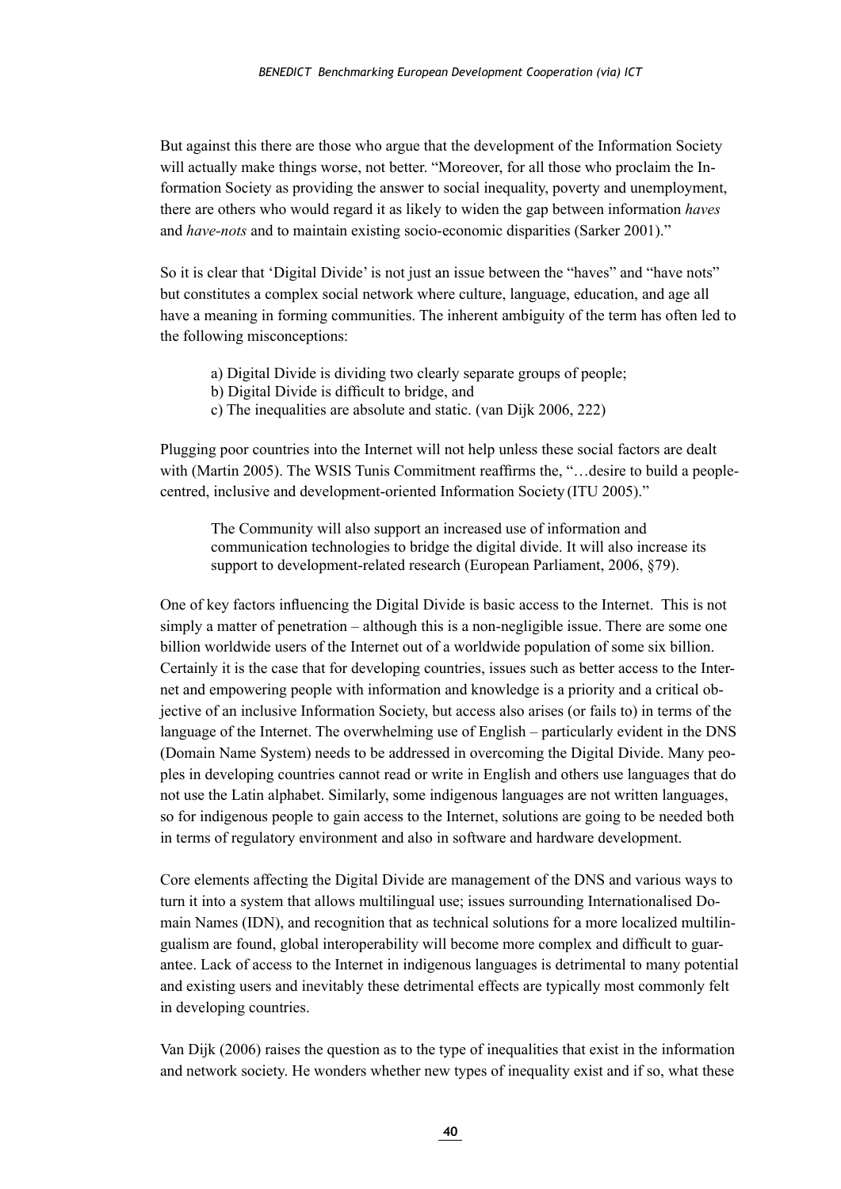But against this there are those who argue that the development of the Information Society will actually make things worse, not better. "Moreover, for all those who proclaim the Information Society as providing the answer to social inequality, poverty and unemployment, there are others who would regard it as likely to widen the gap between information *haves* and *have-nots* and to maintain existing socio-economic disparities (Sarker 2001)."

So it is clear that 'Digital Divide' is not just an issue between the "haves" and "have nots" but constitutes a complex social network where culture, language, education, and age all have a meaning in forming communities. The inherent ambiguity of the term has often led to the following misconceptions:

a) Digital Divide is dividing two clearly separate groups of people;
b) Digital Divide is difficult to bridge, and
c) The inequalities are absolute and static. (van Dijk 2006, 222)

Plugging poor countries into the Internet will not help unless these social factors are dealt with (Martin 2005). The WSIS Tunis Commitment reaffirms the, "…desire to build a people-centred, inclusive and development-oriented Information Society (ITU 2005)."

> The Community will also support an increased use of information and communication technologies to bridge the digital divide. It will also increase its support to development-related research (European Parliament, 2006, §79).

One of key factors influencing the Digital Divide is basic access to the Internet. This is not simply a matter of penetration – although this is a non-negligible issue. There are some one billion worldwide users of the Internet out of a worldwide population of some six billion. Certainly it is the case that for developing countries, issues such as better access to the Internet and empowering people with information and knowledge is a priority and a critical objective of an inclusive Information Society, but access also arises (or fails to) in terms of the language of the Internet. The overwhelming use of English – particularly evident in the DNS (Domain Name System) needs to be addressed in overcoming the Digital Divide. Many peoples in developing countries cannot read or write in English and others use languages that do not use the Latin alphabet. Similarly, some indigenous languages are not written languages, so for indigenous people to gain access to the Internet, solutions are going to be needed both in terms of regulatory environment and also in software and hardware development.

Core elements affecting the Digital Divide are management of the DNS and various ways to turn it into a system that allows multilingual use; issues surrounding Internationalised Domain Names (IDN), and recognition that as technical solutions for a more localized multilingualism are found, global interoperability will become more complex and difficult to guarantee. Lack of access to the Internet in indigenous languages is detrimental to many potential and existing users and inevitably these detrimental effects are typically most commonly felt in developing countries.

Van Dijk (2006) raises the question as to the type of inequalities that exist in the information and network society. He wonders whether new types of inequality exist and if so, what these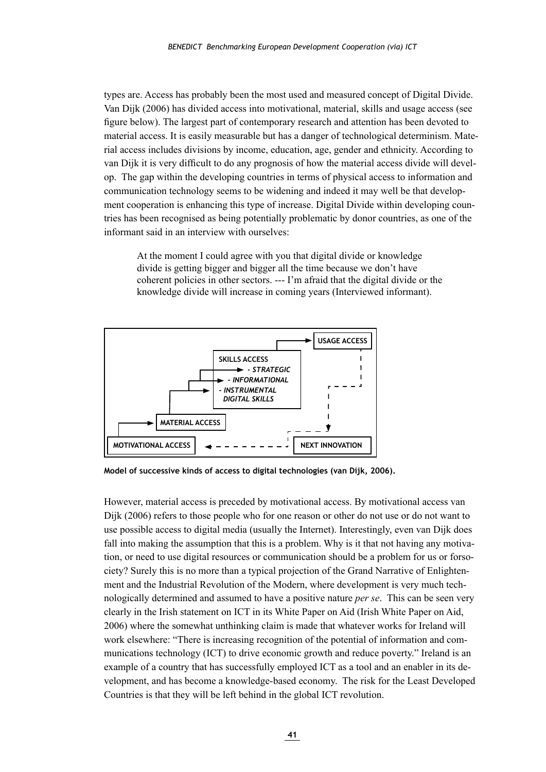types are. Access has probably been the most used and measured concept of Digital Divide. Van Dijk (2006) has divided access into motivational, material, skills and usage access (see figure below). The largest part of contemporary research and attention has been devoted to material access. It is easily measurable but has a danger of technological determinism. Material access includes divisions by income, education, age, gender and ethnicity. According to van Dijk it is very difficult to do any prognosis of how the material access divide will develop. The gap within the developing countries in terms of physical access to information and communication technology seems to be widening and indeed it may well be that development cooperation is enhancing this type of increase. Digital Divide within developing countries has been recognised as being potentially problematic by donor countries, as one of the informant said in an interview with ourselves:

> At the moment I could agree with you that digital divide or knowledge divide is getting bigger and bigger all the time because we don't have coherent policies in other sectors. --- I'm afraid that the digital divide or the knowledge divide will increase in coming years (Interviewed informant).

USAGE ACCESS

SKILLS ACCESS
- STRATEGIC
- INFORMATIONAL
- INSTRUMENTAL DIGITAL SKILLS

MATERIAL ACCESS

MOTIVATIONAL ACCESS

NEXT INNOVATION

**Model of successive kinds of access to digital technologies (van Dijk, 2006).**

However, material access is preceded by motivational access. By motivational access van Dijk (2006) refers to those people who for one reason or other do not use or do not want to use possible access to digital media (usually the Internet). Interestingly, even van Dijk does fall into making the assumption that this is a problem. Why is it that not having any motivation, or need to use digital resources or communication should be a problem for us or forsociety? Surely this is no more than a typical projection of the Grand Narrative of Enlightenment and the Industrial Revolution of the Modern, where development is very much technologically determined and assumed to have a positive nature *per se*. This can be seen very clearly in the Irish statement on ICT in its White Paper on Aid (Irish White Paper on Aid, 2006) where the somewhat unthinking claim is made that whatever works for Ireland will work elsewhere: "There is increasing recognition of the potential of information and communications technology (ICT) to drive economic growth and reduce poverty." Ireland is an example of a country that has successfully employed ICT as a tool and an enabler in its development, and has become a knowledge-based economy. The risk for the Least Developed Countries is that they will be left behind in the global ICT revolution.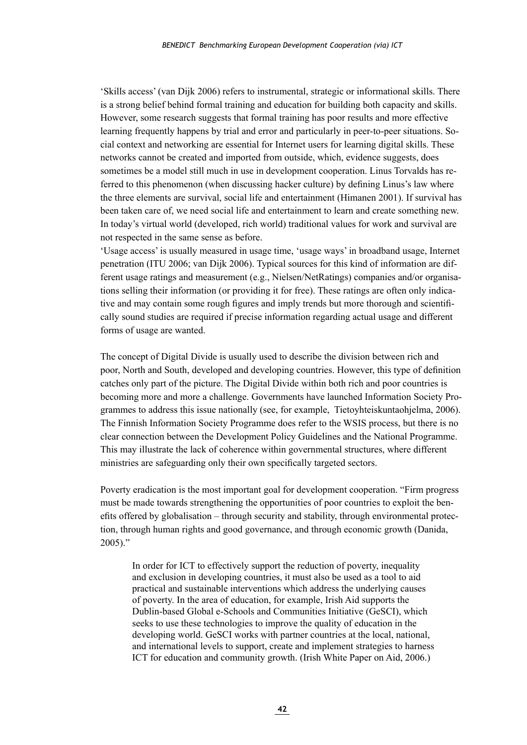'Skills access' (van Dijk 2006) refers to instrumental, strategic or informational skills. There is a strong belief behind formal training and education for building both capacity and skills. However, some research suggests that formal training has poor results and more effective learning frequently happens by trial and error and particularly in peer-to-peer situations. Social context and networking are essential for Internet users for learning digital skills. These networks cannot be created and imported from outside, which, evidence suggests, does sometimes be a model still much in use in development cooperation. Linus Torvalds has referred to this phenomenon (when discussing hacker culture) by defining Linus's law where the three elements are survival, social life and entertainment (Himanen 2001). If survival has been taken care of, we need social life and entertainment to learn and create something new. In today's virtual world (developed, rich world) traditional values for work and survival are not respected in the same sense as before.

'Usage access' is usually measured in usage time, 'usage ways' in broadband usage, Internet penetration (ITU 2006; van Dijk 2006). Typical sources for this kind of information are different usage ratings and measurement (e.g., Nielsen/NetRatings) companies and/or organisations selling their information (or providing it for free). These ratings are often only indicative and may contain some rough figures and imply trends but more thorough and scientifically sound studies are required if precise information regarding actual usage and different forms of usage are wanted.

The concept of Digital Divide is usually used to describe the division between rich and poor, North and South, developed and developing countries. However, this type of definition catches only part of the picture. The Digital Divide within both rich and poor countries is becoming more and more a challenge. Governments have launched Information Society Programmes to address this issue nationally (see, for example, Tietoyhteiskuntaohjelma, 2006). The Finnish Information Society Programme does refer to the WSIS process, but there is no clear connection between the Development Policy Guidelines and the National Programme. This may illustrate the lack of coherence within governmental structures, where different ministries are safeguarding only their own specifically targeted sectors.

Poverty eradication is the most important goal for development cooperation. "Firm progress must be made towards strengthening the opportunities of poor countries to exploit the benefits offered by globalisation – through security and stability, through environmental protection, through human rights and good governance, and through economic growth (Danida, 2005)."

> In order for ICT to effectively support the reduction of poverty, inequality and exclusion in developing countries, it must also be used as a tool to aid practical and sustainable interventions which address the underlying causes of poverty. In the area of education, for example, Irish Aid supports the Dublin-based Global e-Schools and Communities Initiative (GeSCI), which seeks to use these technologies to improve the quality of education in the developing world. GeSCI works with partner countries at the local, national, and international levels to support, create and implement strategies to harness ICT for education and community growth. (Irish White Paper on Aid, 2006.)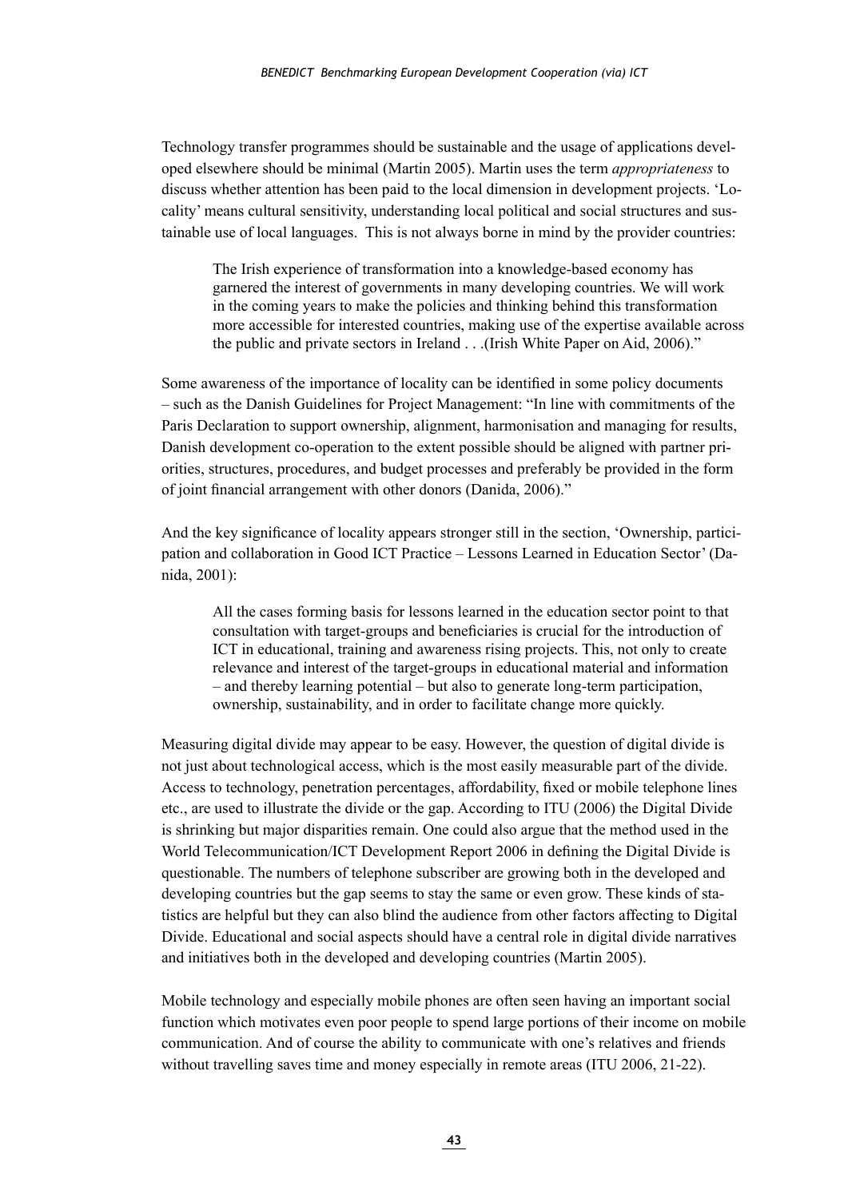Technology transfer programmes should be sustainable and the usage of applications developed elsewhere should be minimal (Martin 2005). Martin uses the term *appropriateness* to discuss whether attention has been paid to the local dimension in development projects. 'Locality' means cultural sensitivity, understanding local political and social structures and sustainable use of local languages. This is not always borne in mind by the provider countries:

> The Irish experience of transformation into a knowledge-based economy has garnered the interest of governments in many developing countries. We will work in the coming years to make the policies and thinking behind this transformation more accessible for interested countries, making use of the expertise available across the public and private sectors in Ireland . . .(Irish White Paper on Aid, 2006)."

Some awareness of the importance of locality can be identified in some policy documents – such as the Danish Guidelines for Project Management: "In line with commitments of the Paris Declaration to support ownership, alignment, harmonisation and managing for results, Danish development co-operation to the extent possible should be aligned with partner priorities, structures, procedures, and budget processes and preferably be provided in the form of joint financial arrangement with other donors (Danida, 2006)."

And the key significance of locality appears stronger still in the section, 'Ownership, participation and collaboration in Good ICT Practice – Lessons Learned in Education Sector' (Danida, 2001):

> All the cases forming basis for lessons learned in the education sector point to that consultation with target-groups and beneficiaries is crucial for the introduction of ICT in educational, training and awareness rising projects. This, not only to create relevance and interest of the target-groups in educational material and information – and thereby learning potential – but also to generate long-term participation, ownership, sustainability, and in order to facilitate change more quickly.

Measuring digital divide may appear to be easy. However, the question of digital divide is not just about technological access, which is the most easily measurable part of the divide. Access to technology, penetration percentages, affordability, fixed or mobile telephone lines etc., are used to illustrate the divide or the gap. According to ITU (2006) the Digital Divide is shrinking but major disparities remain. One could also argue that the method used in the World Telecommunication/ICT Development Report 2006 in defining the Digital Divide is questionable. The numbers of telephone subscriber are growing both in the developed and developing countries but the gap seems to stay the same or even grow. These kinds of statistics are helpful but they can also blind the audience from other factors affecting to Digital Divide. Educational and social aspects should have a central role in digital divide narratives and initiatives both in the developed and developing countries (Martin 2005).

Mobile technology and especially mobile phones are often seen having an important social function which motivates even poor people to spend large portions of their income on mobile communication. And of course the ability to communicate with one's relatives and friends without travelling saves time and money especially in remote areas (ITU 2006, 21-22).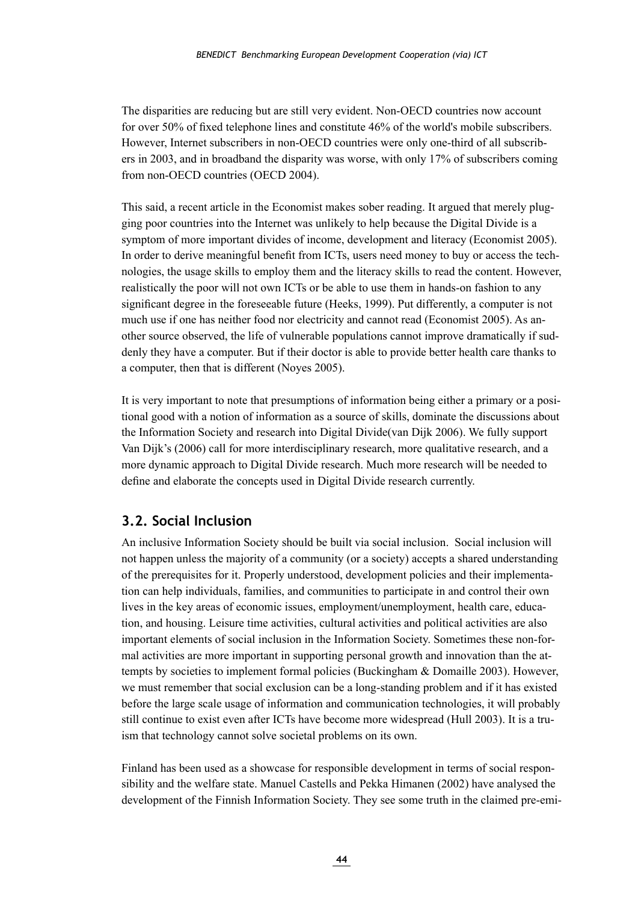The disparities are reducing but are still very evident. Non-OECD countries now account for over 50% of fixed telephone lines and constitute 46% of the world's mobile subscribers. However, Internet subscribers in non-OECD countries were only one-third of all subscribers in 2003, and in broadband the disparity was worse, with only 17% of subscribers coming from non-OECD countries (OECD 2004).

This said, a recent article in the Economist makes sober reading. It argued that merely plugging poor countries into the Internet was unlikely to help because the Digital Divide is a symptom of more important divides of income, development and literacy (Economist 2005). In order to derive meaningful benefit from ICTs, users need money to buy or access the technologies, the usage skills to employ them and the literacy skills to read the content. However, realistically the poor will not own ICTs or be able to use them in hands-on fashion to any significant degree in the foreseeable future (Heeks, 1999). Put differently, a computer is not much use if one has neither food nor electricity and cannot read (Economist 2005). As another source observed, the life of vulnerable populations cannot improve dramatically if suddenly they have a computer. But if their doctor is able to provide better health care thanks to a computer, then that is different (Noyes 2005).

It is very important to note that presumptions of information being either a primary or a positional good with a notion of information as a source of skills, dominate the discussions about the Information Society and research into Digital Divide(van Dijk 2006). We fully support Van Dijk's (2006) call for more interdisciplinary research, more qualitative research, and a more dynamic approach to Digital Divide research. Much more research will be needed to define and elaborate the concepts used in Digital Divide research currently.

## 3.2. Social Inclusion

An inclusive Information Society should be built via social inclusion. Social inclusion will not happen unless the majority of a community (or a society) accepts a shared understanding of the prerequisites for it. Properly understood, development policies and their implementation can help individuals, families, and communities to participate in and control their own lives in the key areas of economic issues, employment/unemployment, health care, education, and housing. Leisure time activities, cultural activities and political activities are also important elements of social inclusion in the Information Society. Sometimes these non-formal activities are more important in supporting personal growth and innovation than the attempts by societies to implement formal policies (Buckingham & Domaille 2003). However, we must remember that social exclusion can be a long-standing problem and if it has existed before the large scale usage of information and communication technologies, it will probably still continue to exist even after ICTs have become more widespread (Hull 2003). It is a truism that technology cannot solve societal problems on its own.

Finland has been used as a showcase for responsible development in terms of social responsibility and the welfare state. Manuel Castells and Pekka Himanen (2002) have analysed the development of the Finnish Information Society. They see some truth in the claimed pre-emi-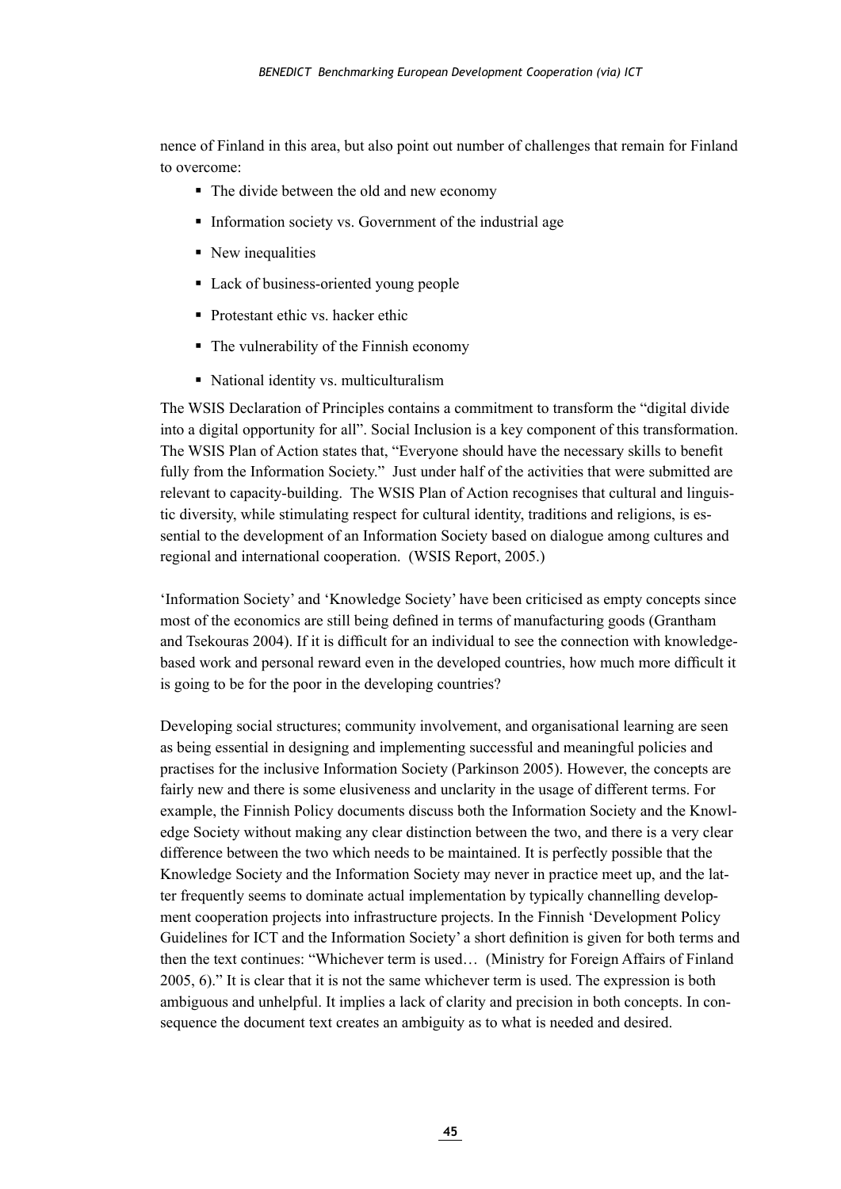nence of Finland in this area, but also point out number of challenges that remain for Finland to overcome:

- The divide between the old and new economy
- Information society vs. Government of the industrial age
- New inequalities
- Lack of business-oriented young people
- Protestant ethic vs. hacker ethic
- The vulnerability of the Finnish economy
- National identity vs. multiculturalism

The WSIS Declaration of Principles contains a commitment to transform the "digital divide into a digital opportunity for all". Social Inclusion is a key component of this transformation. The WSIS Plan of Action states that, "Everyone should have the necessary skills to benefit fully from the Information Society." Just under half of the activities that were submitted are relevant to capacity-building. The WSIS Plan of Action recognises that cultural and linguistic diversity, while stimulating respect for cultural identity, traditions and religions, is essential to the development of an Information Society based on dialogue among cultures and regional and international cooperation. (WSIS Report, 2005.)

'Information Society' and 'Knowledge Society' have been criticised as empty concepts since most of the economics are still being defined in terms of manufacturing goods (Grantham and Tsekouras 2004). If it is difficult for an individual to see the connection with knowledge-based work and personal reward even in the developed countries, how much more difficult it is going to be for the poor in the developing countries?

Developing social structures; community involvement, and organisational learning are seen as being essential in designing and implementing successful and meaningful policies and practises for the inclusive Information Society (Parkinson 2005). However, the concepts are fairly new and there is some elusiveness and unclarity in the usage of different terms. For example, the Finnish Policy documents discuss both the Information Society and the Knowledge Society without making any clear distinction between the two, and there is a very clear difference between the two which needs to be maintained. It is perfectly possible that the Knowledge Society and the Information Society may never in practice meet up, and the latter frequently seems to dominate actual implementation by typically channelling development cooperation projects into infrastructure projects. In the Finnish 'Development Policy Guidelines for ICT and the Information Society' a short definition is given for both terms and then the text continues: "Whichever term is used… (Ministry for Foreign Affairs of Finland 2005, 6)." It is clear that it is not the same whichever term is used. The expression is both ambiguous and unhelpful. It implies a lack of clarity and precision in both concepts. In consequence the document text creates an ambiguity as to what is needed and desired.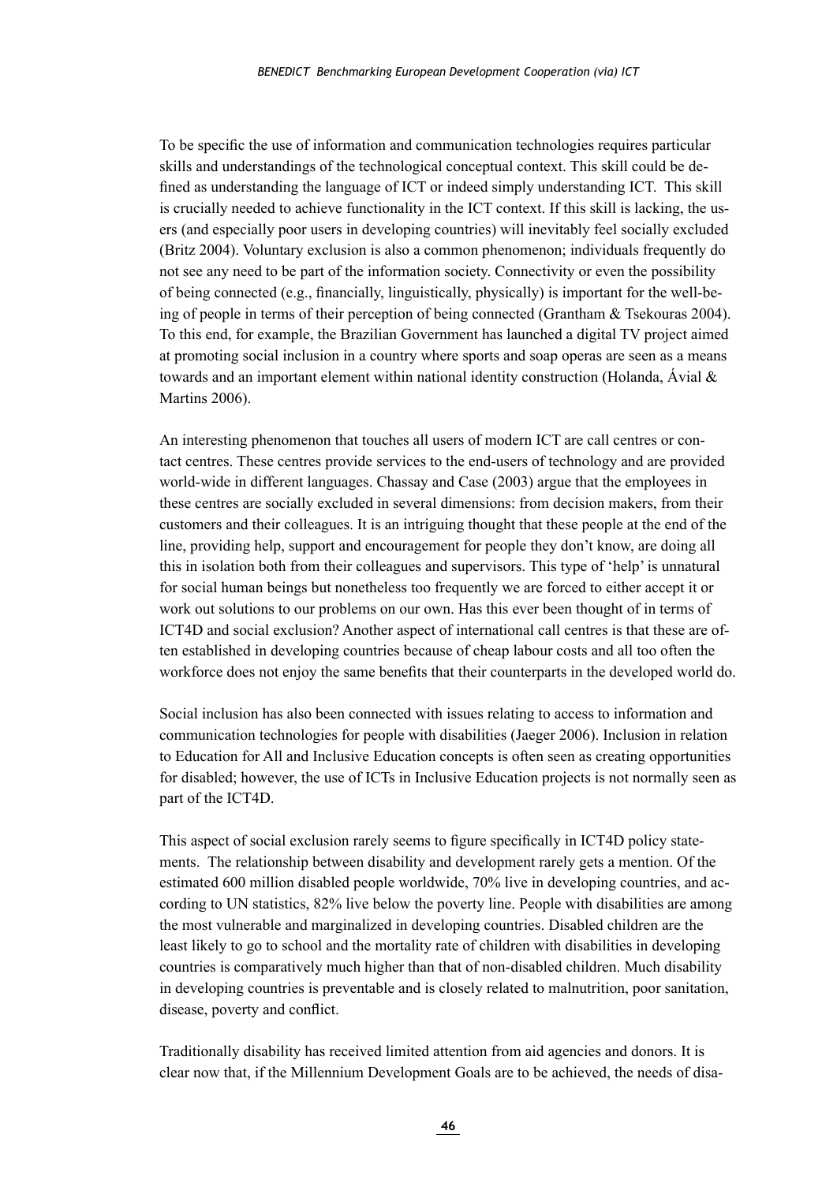To be specific the use of information and communication technologies requires particular skills and understandings of the technological conceptual context. This skill could be defined as understanding the language of ICT or indeed simply understanding ICT. This skill is crucially needed to achieve functionality in the ICT context. If this skill is lacking, the users (and especially poor users in developing countries) will inevitably feel socially excluded (Britz 2004). Voluntary exclusion is also a common phenomenon; individuals frequently do not see any need to be part of the information society. Connectivity or even the possibility of being connected (e.g., financially, linguistically, physically) is important for the well-being of people in terms of their perception of being connected (Grantham & Tsekouras 2004). To this end, for example, the Brazilian Government has launched a digital TV project aimed at promoting social inclusion in a country where sports and soap operas are seen as a means towards and an important element within national identity construction (Holanda, Ávial & Martins 2006).

An interesting phenomenon that touches all users of modern ICT are call centres or contact centres. These centres provide services to the end-users of technology and are provided world-wide in different languages. Chassay and Case (2003) argue that the employees in these centres are socially excluded in several dimensions: from decision makers, from their customers and their colleagues. It is an intriguing thought that these people at the end of the line, providing help, support and encouragement for people they don't know, are doing all this in isolation both from their colleagues and supervisors. This type of 'help' is unnatural for social human beings but nonetheless too frequently we are forced to either accept it or work out solutions to our problems on our own. Has this ever been thought of in terms of ICT4D and social exclusion? Another aspect of international call centres is that these are often established in developing countries because of cheap labour costs and all too often the workforce does not enjoy the same benefits that their counterparts in the developed world do.

Social inclusion has also been connected with issues relating to access to information and communication technologies for people with disabilities (Jaeger 2006). Inclusion in relation to Education for All and Inclusive Education concepts is often seen as creating opportunities for disabled; however, the use of ICTs in Inclusive Education projects is not normally seen as part of the ICT4D.

This aspect of social exclusion rarely seems to figure specifically in ICT4D policy statements. The relationship between disability and development rarely gets a mention. Of the estimated 600 million disabled people worldwide, 70% live in developing countries, and according to UN statistics, 82% live below the poverty line. People with disabilities are among the most vulnerable and marginalized in developing countries. Disabled children are the least likely to go to school and the mortality rate of children with disabilities in developing countries is comparatively much higher than that of non-disabled children. Much disability in developing countries is preventable and is closely related to malnutrition, poor sanitation, disease, poverty and conflict.

Traditionally disability has received limited attention from aid agencies and donors. It is clear now that, if the Millennium Development Goals are to be achieved, the needs of disa-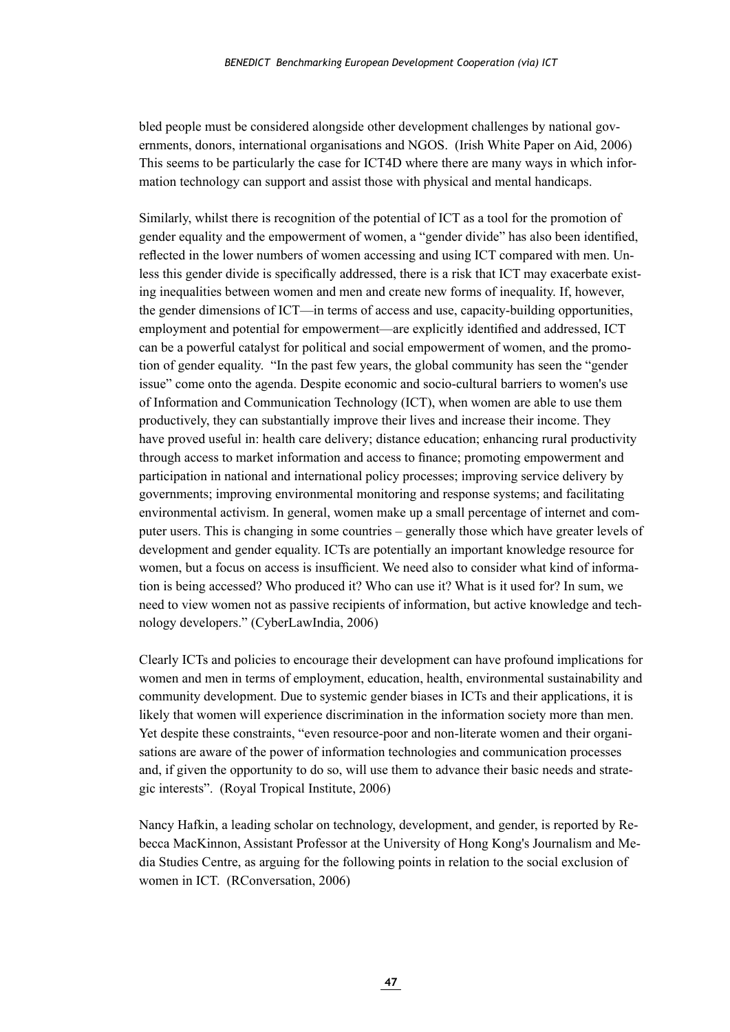bled people must be considered alongside other development challenges by national governments, donors, international organisations and NGOS. (Irish White Paper on Aid, 2006) This seems to be particularly the case for ICT4D where there are many ways in which information technology can support and assist those with physical and mental handicaps.

Similarly, whilst there is recognition of the potential of ICT as a tool for the promotion of gender equality and the empowerment of women, a "gender divide" has also been identified, reflected in the lower numbers of women accessing and using ICT compared with men. Unless this gender divide is specifically addressed, there is a risk that ICT may exacerbate existing inequalities between women and men and create new forms of inequality. If, however, the gender dimensions of ICT—in terms of access and use, capacity-building opportunities, employment and potential for empowerment—are explicitly identified and addressed, ICT can be a powerful catalyst for political and social empowerment of women, and the promotion of gender equality. "In the past few years, the global community has seen the "gender issue" come onto the agenda. Despite economic and socio-cultural barriers to women's use of Information and Communication Technology (ICT), when women are able to use them productively, they can substantially improve their lives and increase their income. They have proved useful in: health care delivery; distance education; enhancing rural productivity through access to market information and access to finance; promoting empowerment and participation in national and international policy processes; improving service delivery by governments; improving environmental monitoring and response systems; and facilitating environmental activism. In general, women make up a small percentage of internet and computer users. This is changing in some countries – generally those which have greater levels of development and gender equality. ICTs are potentially an important knowledge resource for women, but a focus on access is insufficient. We need also to consider what kind of information is being accessed? Who produced it? Who can use it? What is it used for? In sum, we need to view women not as passive recipients of information, but active knowledge and technology developers." (CyberLawIndia, 2006)

Clearly ICTs and policies to encourage their development can have profound implications for women and men in terms of employment, education, health, environmental sustainability and community development. Due to systemic gender biases in ICTs and their applications, it is likely that women will experience discrimination in the information society more than men. Yet despite these constraints, "even resource-poor and non-literate women and their organisations are aware of the power of information technologies and communication processes and, if given the opportunity to do so, will use them to advance their basic needs and strategic interests". (Royal Tropical Institute, 2006)

Nancy Hafkin, a leading scholar on technology, development, and gender, is reported by Rebecca MacKinnon, Assistant Professor at the University of Hong Kong's Journalism and Media Studies Centre, as arguing for the following points in relation to the social exclusion of women in ICT. (RConversation, 2006)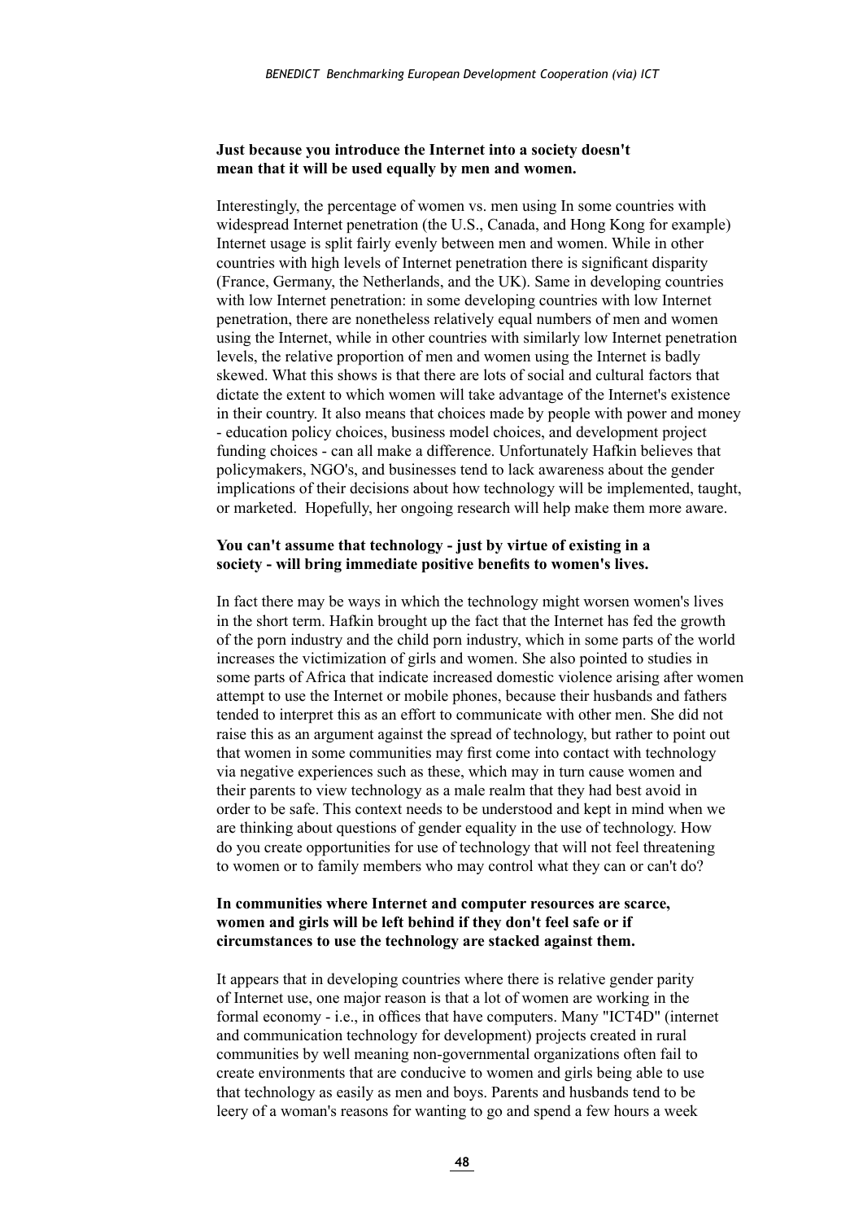**Just because you introduce the Internet into a society doesn't mean that it will be used equally by men and women.**

Interestingly, the percentage of women vs. men using In some countries with widespread Internet penetration (the U.S., Canada, and Hong Kong for example) Internet usage is split fairly evenly between men and women. While in other countries with high levels of Internet penetration there is significant disparity (France, Germany, the Netherlands, and the UK). Same in developing countries with low Internet penetration: in some developing countries with low Internet penetration, there are nonetheless relatively equal numbers of men and women using the Internet, while in other countries with similarly low Internet penetration levels, the relative proportion of men and women using the Internet is badly skewed. What this shows is that there are lots of social and cultural factors that dictate the extent to which women will take advantage of the Internet's existence in their country. It also means that choices made by people with power and money - education policy choices, business model choices, and development project funding choices - can all make a difference. Unfortunately Hafkin believes that policymakers, NGO's, and businesses tend to lack awareness about the gender implications of their decisions about how technology will be implemented, taught, or marketed. Hopefully, her ongoing research will help make them more aware.

**You can't assume that technology - just by virtue of existing in a society - will bring immediate positive benefits to women's lives.**

In fact there may be ways in which the technology might worsen women's lives in the short term. Hafkin brought up the fact that the Internet has fed the growth of the porn industry and the child porn industry, which in some parts of the world increases the victimization of girls and women. She also pointed to studies in some parts of Africa that indicate increased domestic violence arising after women attempt to use the Internet or mobile phones, because their husbands and fathers tended to interpret this as an effort to communicate with other men. She did not raise this as an argument against the spread of technology, but rather to point out that women in some communities may first come into contact with technology via negative experiences such as these, which may in turn cause women and their parents to view technology as a male realm that they had best avoid in order to be safe. This context needs to be understood and kept in mind when we are thinking about questions of gender equality in the use of technology. How do you create opportunities for use of technology that will not feel threatening to women or to family members who may control what they can or can't do?

**In communities where Internet and computer resources are scarce, women and girls will be left behind if they don't feel safe or if circumstances to use the technology are stacked against them.**

It appears that in developing countries where there is relative gender parity of Internet use, one major reason is that a lot of women are working in the formal economy - i.e., in offices that have computers. Many "ICT4D" (internet and communication technology for development) projects created in rural communities by well meaning non-governmental organizations often fail to create environments that are conducive to women and girls being able to use that technology as easily as men and boys. Parents and husbands tend to be leery of a woman's reasons for wanting to go and spend a few hours a week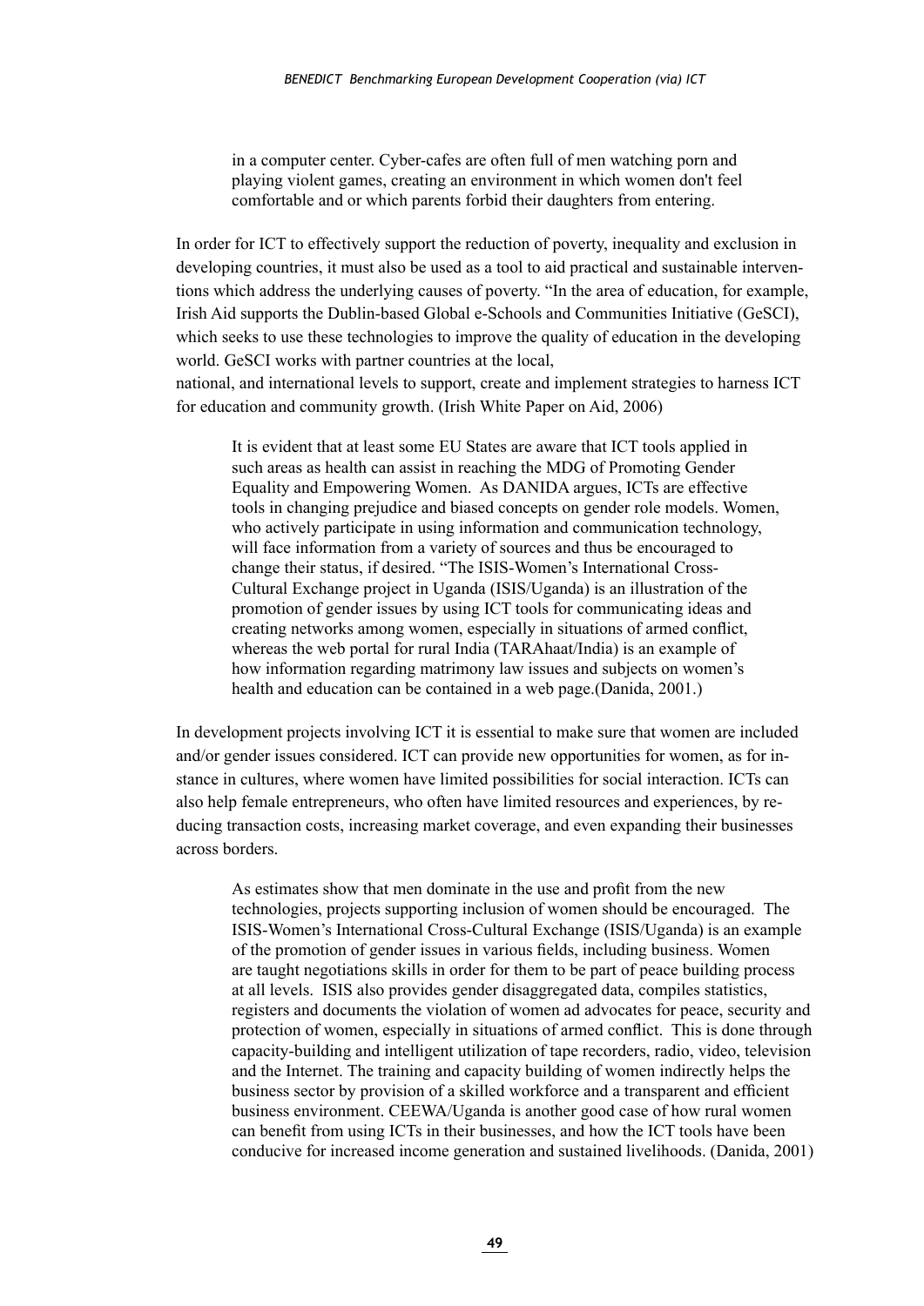in a computer center. Cyber-cafes are often full of men watching porn and playing violent games, creating an environment in which women don't feel comfortable and or which parents forbid their daughters from entering.

In order for ICT to effectively support the reduction of poverty, inequality and exclusion in developing countries, it must also be used as a tool to aid practical and sustainable interventions which address the underlying causes of poverty. "In the area of education, for example, Irish Aid supports the Dublin-based Global e-Schools and Communities Initiative (GeSCI), which seeks to use these technologies to improve the quality of education in the developing world. GeSCI works with partner countries at the local,
national, and international levels to support, create and implement strategies to harness ICT for education and community growth. (Irish White Paper on Aid, 2006)

> It is evident that at least some EU States are aware that ICT tools applied in such areas as health can assist in reaching the MDG of Promoting Gender Equality and Empowering Women. As DANIDA argues, ICTs are effective tools in changing prejudice and biased concepts on gender role models. Women, who actively participate in using information and communication technology, will face information from a variety of sources and thus be encouraged to change their status, if desired. "The ISIS-Women's International Cross-Cultural Exchange project in Uganda (ISIS/Uganda) is an illustration of the promotion of gender issues by using ICT tools for communicating ideas and creating networks among women, especially in situations of armed conflict, whereas the web portal for rural India (TARAhaat/India) is an example of how information regarding matrimony law issues and subjects on women's health and education can be contained in a web page.(Danida, 2001.)

In development projects involving ICT it is essential to make sure that women are included and/or gender issues considered. ICT can provide new opportunities for women, as for instance in cultures, where women have limited possibilities for social interaction. ICTs can also help female entrepreneurs, who often have limited resources and experiences, by reducing transaction costs, increasing market coverage, and even expanding their businesses across borders.

> As estimates show that men dominate in the use and profit from the new technologies, projects supporting inclusion of women should be encouraged. The ISIS-Women's International Cross-Cultural Exchange (ISIS/Uganda) is an example of the promotion of gender issues in various fields, including business. Women are taught negotiations skills in order for them to be part of peace building process at all levels. ISIS also provides gender disaggregated data, compiles statistics, registers and documents the violation of women ad advocates for peace, security and protection of women, especially in situations of armed conflict. This is done through capacity-building and intelligent utilization of tape recorders, radio, video, television and the Internet. The training and capacity building of women indirectly helps the business sector by provision of a skilled workforce and a transparent and efficient business environment. CEEWA/Uganda is another good case of how rural women can benefit from using ICTs in their businesses, and how the ICT tools have been conducive for increased income generation and sustained livelihoods. (Danida, 2001)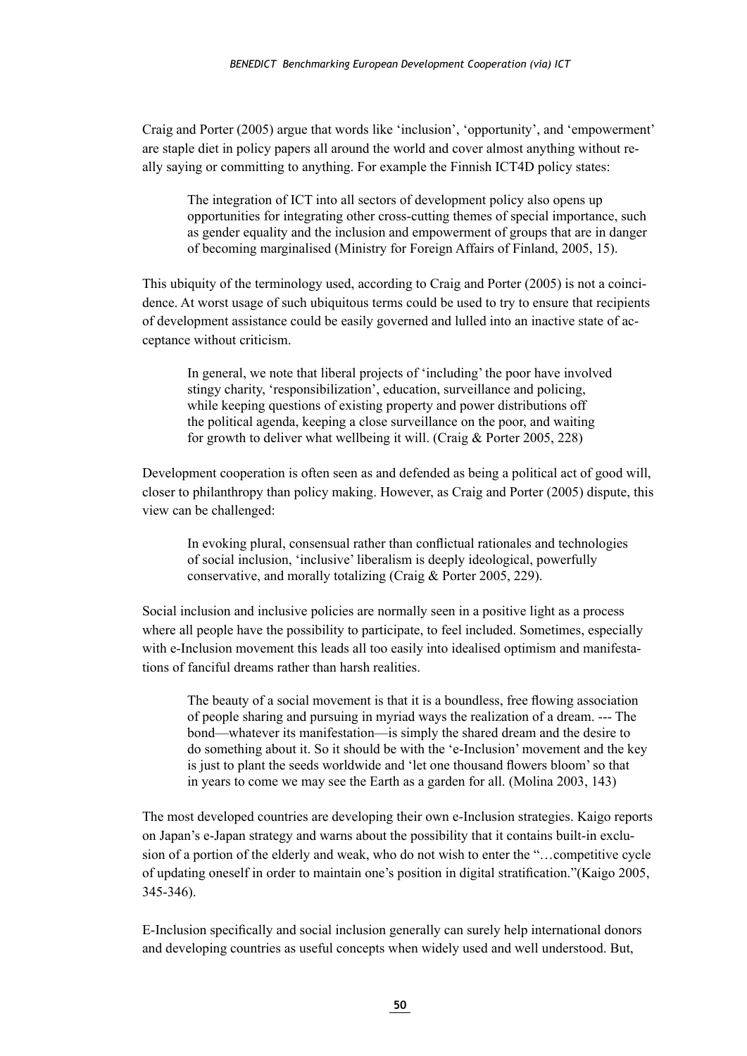Craig and Porter (2005) argue that words like 'inclusion', 'opportunity', and 'empowerment' are staple diet in policy papers all around the world and cover almost anything without really saying or committing to anything. For example the Finnish ICT4D policy states:

> The integration of ICT into all sectors of development policy also opens up opportunities for integrating other cross-cutting themes of special importance, such as gender equality and the inclusion and empowerment of groups that are in danger of becoming marginalised (Ministry for Foreign Affairs of Finland, 2005, 15).

This ubiquity of the terminology used, according to Craig and Porter (2005) is not a coincidence. At worst usage of such ubiquitous terms could be used to try to ensure that recipients of development assistance could be easily governed and lulled into an inactive state of acceptance without criticism.

> In general, we note that liberal projects of 'including' the poor have involved stingy charity, 'responsibilization', education, surveillance and policing, while keeping questions of existing property and power distributions off the political agenda, keeping a close surveillance on the poor, and waiting for growth to deliver what wellbeing it will. (Craig & Porter 2005, 228)

Development cooperation is often seen as and defended as being a political act of good will, closer to philanthropy than policy making. However, as Craig and Porter (2005) dispute, this view can be challenged:

> In evoking plural, consensual rather than conflictual rationales and technologies of social inclusion, 'inclusive' liberalism is deeply ideological, powerfully conservative, and morally totalizing (Craig & Porter 2005, 229).

Social inclusion and inclusive policies are normally seen in a positive light as a process where all people have the possibility to participate, to feel included. Sometimes, especially with e-Inclusion movement this leads all too easily into idealised optimism and manifestations of fanciful dreams rather than harsh realities.

> The beauty of a social movement is that it is a boundless, free flowing association of people sharing and pursuing in myriad ways the realization of a dream. --- The bond—whatever its manifestation—is simply the shared dream and the desire to do something about it. So it should be with the 'e-Inclusion' movement and the key is just to plant the seeds worldwide and 'let one thousand flowers bloom' so that in years to come we may see the Earth as a garden for all. (Molina 2003, 143)

The most developed countries are developing their own e-Inclusion strategies. Kaigo reports on Japan's e-Japan strategy and warns about the possibility that it contains built-in exclusion of a portion of the elderly and weak, who do not wish to enter the "…competitive cycle of updating oneself in order to maintain one's position in digital stratification."(Kaigo 2005, 345-346).

E-Inclusion specifically and social inclusion generally can surely help international donors and developing countries as useful concepts when widely used and well understood. But,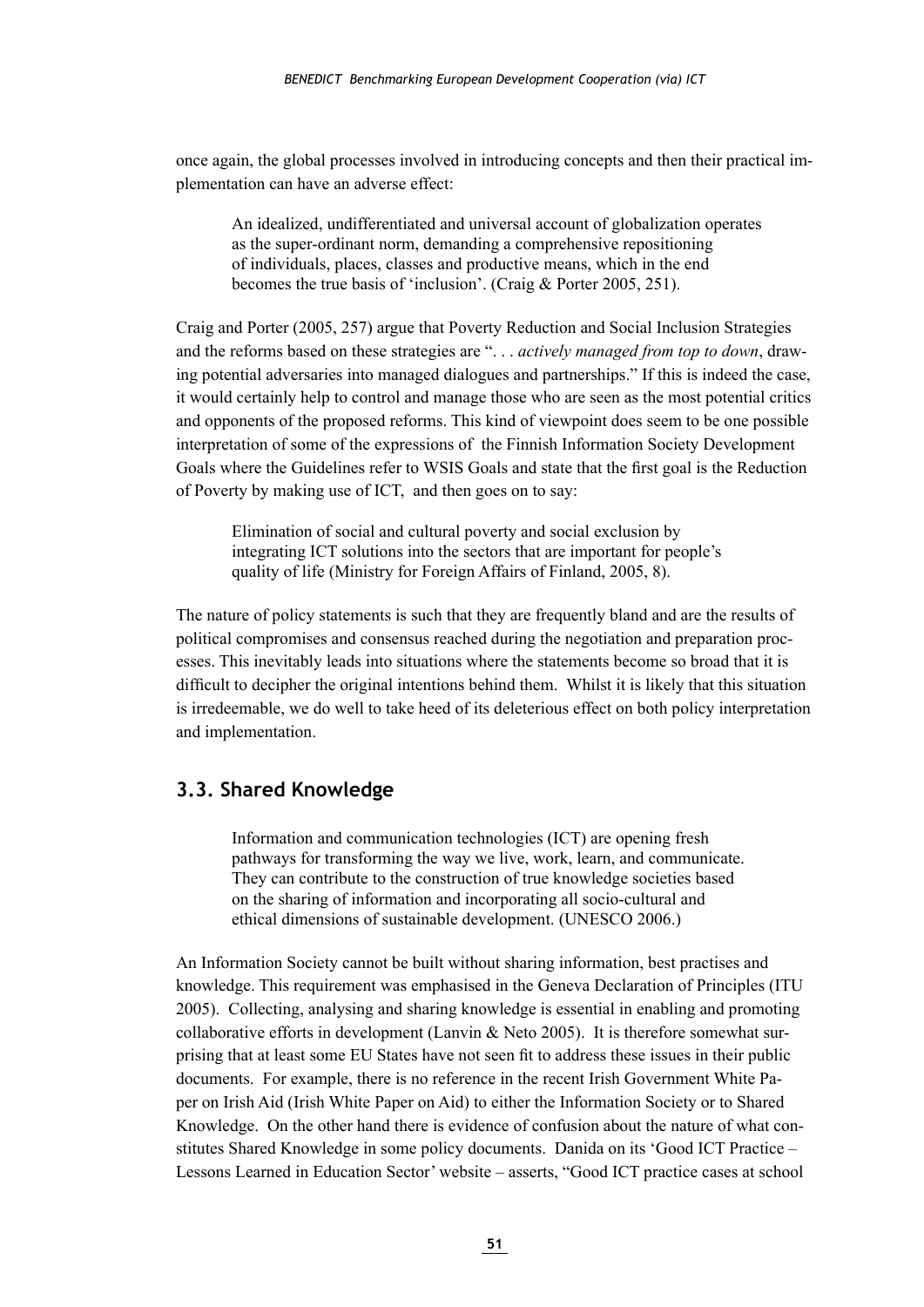once again, the global processes involved in introducing concepts and then their practical implementation can have an adverse effect:

> An idealized, undifferentiated and universal account of globalization operates as the super-ordinant norm, demanding a comprehensive repositioning of individuals, places, classes and productive means, which in the end becomes the true basis of 'inclusion'. (Craig & Porter 2005, 251).

Craig and Porter (2005, 257) argue that Poverty Reduction and Social Inclusion Strategies and the reforms based on these strategies are ". . . *actively managed from top to down*, drawing potential adversaries into managed dialogues and partnerships." If this is indeed the case, it would certainly help to control and manage those who are seen as the most potential critics and opponents of the proposed reforms. This kind of viewpoint does seem to be one possible interpretation of some of the expressions of the Finnish Information Society Development Goals where the Guidelines refer to WSIS Goals and state that the first goal is the Reduction of Poverty by making use of ICT, and then goes on to say:

> Elimination of social and cultural poverty and social exclusion by integrating ICT solutions into the sectors that are important for people's quality of life (Ministry for Foreign Affairs of Finland, 2005, 8).

The nature of policy statements is such that they are frequently bland and are the results of political compromises and consensus reached during the negotiation and preparation processes. This inevitably leads into situations where the statements become so broad that it is difficult to decipher the original intentions behind them. Whilst it is likely that this situation is irredeemable, we do well to take heed of its deleterious effect on both policy interpretation and implementation.

## 3.3. Shared Knowledge

> Information and communication technologies (ICT) are opening fresh pathways for transforming the way we live, work, learn, and communicate. They can contribute to the construction of true knowledge societies based on the sharing of information and incorporating all socio-cultural and ethical dimensions of sustainable development. (UNESCO 2006.)

An Information Society cannot be built without sharing information, best practises and knowledge. This requirement was emphasised in the Geneva Declaration of Principles (ITU 2005). Collecting, analysing and sharing knowledge is essential in enabling and promoting collaborative efforts in development (Lanvin & Neto 2005). It is therefore somewhat surprising that at least some EU States have not seen fit to address these issues in their public documents. For example, there is no reference in the recent Irish Government White Paper on Irish Aid (Irish White Paper on Aid) to either the Information Society or to Shared Knowledge. On the other hand there is evidence of confusion about the nature of what constitutes Shared Knowledge in some policy documents. Danida on its 'Good ICT Practice – Lessons Learned in Education Sector' website – asserts, "Good ICT practice cases at school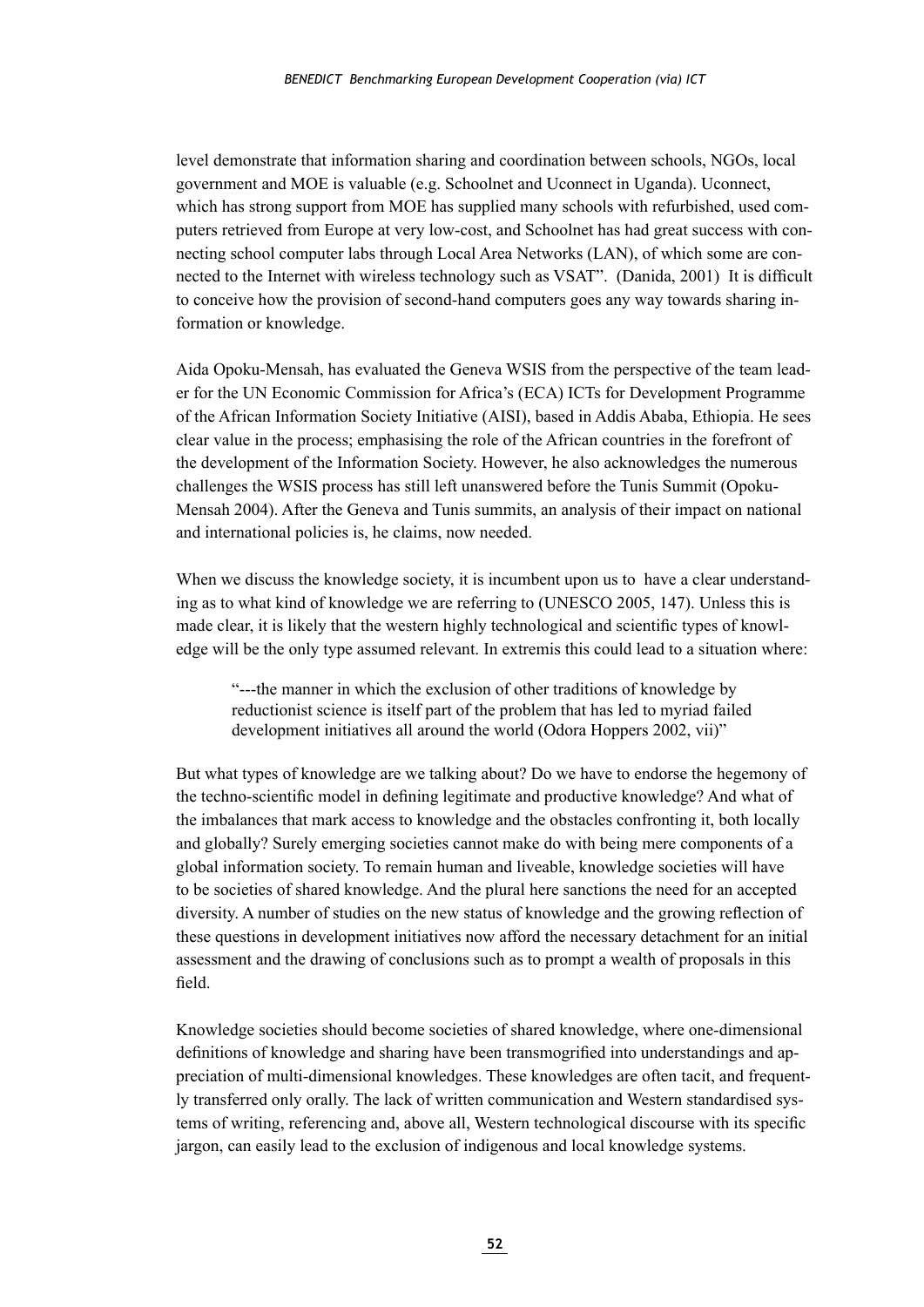level demonstrate that information sharing and coordination between schools, NGOs, local government and MOE is valuable (e.g. Schoolnet and Uconnect in Uganda). Uconnect, which has strong support from MOE has supplied many schools with refurbished, used computers retrieved from Europe at very low-cost, and Schoolnet has had great success with connecting school computer labs through Local Area Networks (LAN), of which some are connected to the Internet with wireless technology such as VSAT". (Danida, 2001) It is difficult to conceive how the provision of second-hand computers goes any way towards sharing information or knowledge.

Aida Opoku-Mensah, has evaluated the Geneva WSIS from the perspective of the team leader for the UN Economic Commission for Africa's (ECA) ICTs for Development Programme of the African Information Society Initiative (AISI), based in Addis Ababa, Ethiopia. He sees clear value in the process; emphasising the role of the African countries in the forefront of the development of the Information Society. However, he also acknowledges the numerous challenges the WSIS process has still left unanswered before the Tunis Summit (Opoku-Mensah 2004). After the Geneva and Tunis summits, an analysis of their impact on national and international policies is, he claims, now needed.

When we discuss the knowledge society, it is incumbent upon us to have a clear understanding as to what kind of knowledge we are referring to (UNESCO 2005, 147). Unless this is made clear, it is likely that the western highly technological and scientific types of knowledge will be the only type assumed relevant. In extremis this could lead to a situation where:

> "---the manner in which the exclusion of other traditions of knowledge by reductionist science is itself part of the problem that has led to myriad failed development initiatives all around the world (Odora Hoppers 2002, vii)"

But what types of knowledge are we talking about? Do we have to endorse the hegemony of the techno-scientific model in defining legitimate and productive knowledge? And what of the imbalances that mark access to knowledge and the obstacles confronting it, both locally and globally? Surely emerging societies cannot make do with being mere components of a global information society. To remain human and liveable, knowledge societies will have to be societies of shared knowledge. And the plural here sanctions the need for an accepted diversity. A number of studies on the new status of knowledge and the growing reflection of these questions in development initiatives now afford the necessary detachment for an initial assessment and the drawing of conclusions such as to prompt a wealth of proposals in this field.

Knowledge societies should become societies of shared knowledge, where one-dimensional definitions of knowledge and sharing have been transmogrified into understandings and appreciation of multi-dimensional knowledges. These knowledges are often tacit, and frequently transferred only orally. The lack of written communication and Western standardised systems of writing, referencing and, above all, Western technological discourse with its specific jargon, can easily lead to the exclusion of indigenous and local knowledge systems.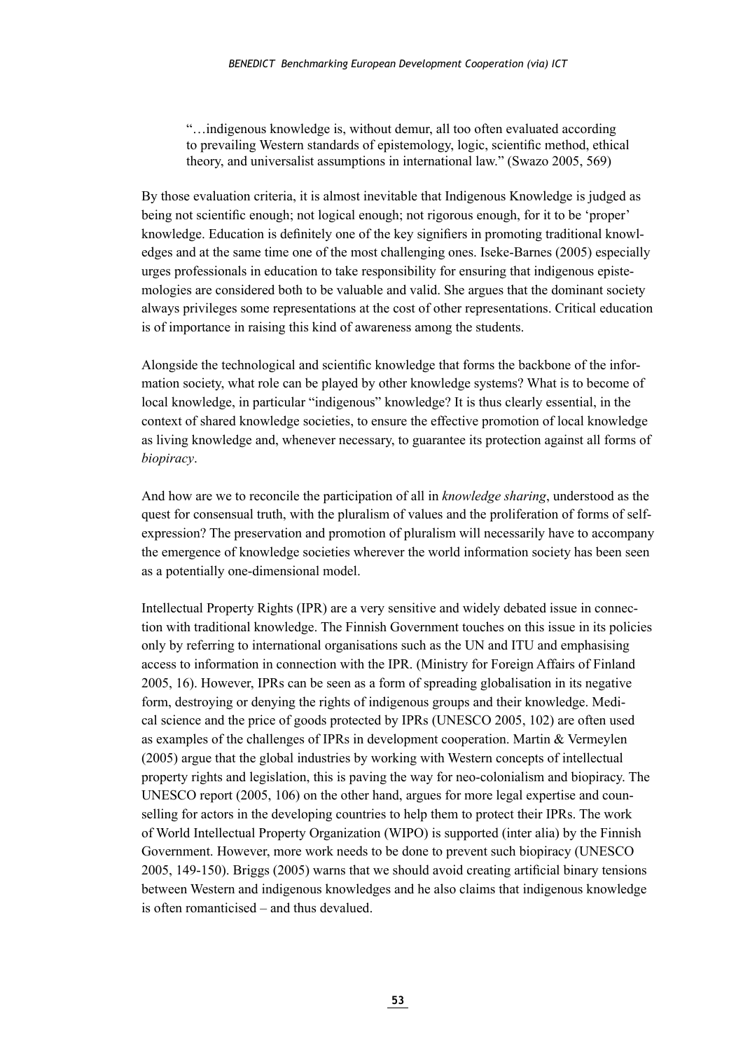> "…indigenous knowledge is, without demur, all too often evaluated according to prevailing Western standards of epistemology, logic, scientific method, ethical theory, and universalist assumptions in international law." (Swazo 2005, 569)

By those evaluation criteria, it is almost inevitable that Indigenous Knowledge is judged as being not scientific enough; not logical enough; not rigorous enough, for it to be 'proper' knowledge. Education is definitely one of the key signifiers in promoting traditional knowledges and at the same time one of the most challenging ones. Iseke-Barnes (2005) especially urges professionals in education to take responsibility for ensuring that indigenous epistemologies are considered both to be valuable and valid. She argues that the dominant society always privileges some representations at the cost of other representations. Critical education is of importance in raising this kind of awareness among the students.

Alongside the technological and scientific knowledge that forms the backbone of the information society, what role can be played by other knowledge systems? What is to become of local knowledge, in particular "indigenous" knowledge? It is thus clearly essential, in the context of shared knowledge societies, to ensure the effective promotion of local knowledge as living knowledge and, whenever necessary, to guarantee its protection against all forms of *biopiracy*.

And how are we to reconcile the participation of all in *knowledge sharing*, understood as the quest for consensual truth, with the pluralism of values and the proliferation of forms of self-expression? The preservation and promotion of pluralism will necessarily have to accompany the emergence of knowledge societies wherever the world information society has been seen as a potentially one-dimensional model.

Intellectual Property Rights (IPR) are a very sensitive and widely debated issue in connection with traditional knowledge. The Finnish Government touches on this issue in its policies only by referring to international organisations such as the UN and ITU and emphasising access to information in connection with the IPR. (Ministry for Foreign Affairs of Finland 2005, 16). However, IPRs can be seen as a form of spreading globalisation in its negative form, destroying or denying the rights of indigenous groups and their knowledge. Medical science and the price of goods protected by IPRs (UNESCO 2005, 102) are often used as examples of the challenges of IPRs in development cooperation. Martin & Vermeylen (2005) argue that the global industries by working with Western concepts of intellectual property rights and legislation, this is paving the way for neo-colonialism and biopiracy. The UNESCO report (2005, 106) on the other hand, argues for more legal expertise and counselling for actors in the developing countries to help them to protect their IPRs. The work of World Intellectual Property Organization (WIPO) is supported (inter alia) by the Finnish Government. However, more work needs to be done to prevent such biopiracy (UNESCO 2005, 149-150). Briggs (2005) warns that we should avoid creating artificial binary tensions between Western and indigenous knowledges and he also claims that indigenous knowledge is often romanticised – and thus devalued.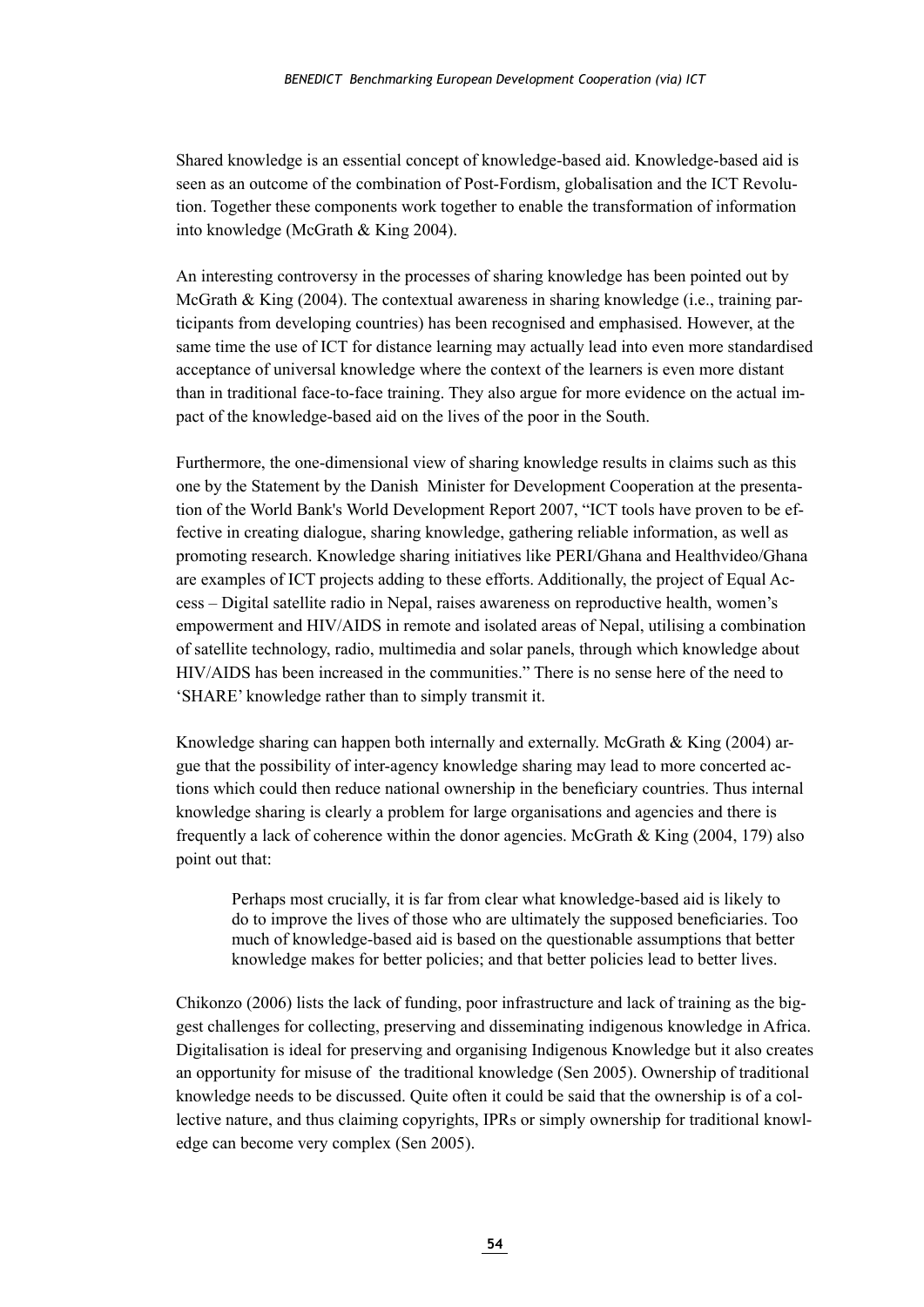Shared knowledge is an essential concept of knowledge-based aid. Knowledge-based aid is seen as an outcome of the combination of Post-Fordism, globalisation and the ICT Revolution. Together these components work together to enable the transformation of information into knowledge (McGrath & King 2004).

An interesting controversy in the processes of sharing knowledge has been pointed out by McGrath & King (2004). The contextual awareness in sharing knowledge (i.e., training participants from developing countries) has been recognised and emphasised. However, at the same time the use of ICT for distance learning may actually lead into even more standardised acceptance of universal knowledge where the context of the learners is even more distant than in traditional face-to-face training. They also argue for more evidence on the actual impact of the knowledge-based aid on the lives of the poor in the South.

Furthermore, the one-dimensional view of sharing knowledge results in claims such as this one by the Statement by the Danish Minister for Development Cooperation at the presentation of the World Bank's World Development Report 2007, "ICT tools have proven to be effective in creating dialogue, sharing knowledge, gathering reliable information, as well as promoting research. Knowledge sharing initiatives like PERI/Ghana and Healthvideo/Ghana are examples of ICT projects adding to these efforts. Additionally, the project of Equal Access – Digital satellite radio in Nepal, raises awareness on reproductive health, women's empowerment and HIV/AIDS in remote and isolated areas of Nepal, utilising a combination of satellite technology, radio, multimedia and solar panels, through which knowledge about HIV/AIDS has been increased in the communities." There is no sense here of the need to 'SHARE' knowledge rather than to simply transmit it.

Knowledge sharing can happen both internally and externally. McGrath & King (2004) argue that the possibility of inter-agency knowledge sharing may lead to more concerted actions which could then reduce national ownership in the beneficiary countries. Thus internal knowledge sharing is clearly a problem for large organisations and agencies and there is frequently a lack of coherence within the donor agencies. McGrath & King (2004, 179) also point out that:

> Perhaps most crucially, it is far from clear what knowledge-based aid is likely to do to improve the lives of those who are ultimately the supposed beneficiaries. Too much of knowledge-based aid is based on the questionable assumptions that better knowledge makes for better policies; and that better policies lead to better lives.

Chikonzo (2006) lists the lack of funding, poor infrastructure and lack of training as the biggest challenges for collecting, preserving and disseminating indigenous knowledge in Africa. Digitalisation is ideal for preserving and organising Indigenous Knowledge but it also creates an opportunity for misuse of the traditional knowledge (Sen 2005). Ownership of traditional knowledge needs to be discussed. Quite often it could be said that the ownership is of a collective nature, and thus claiming copyrights, IPRs or simply ownership for traditional knowledge can become very complex (Sen 2005).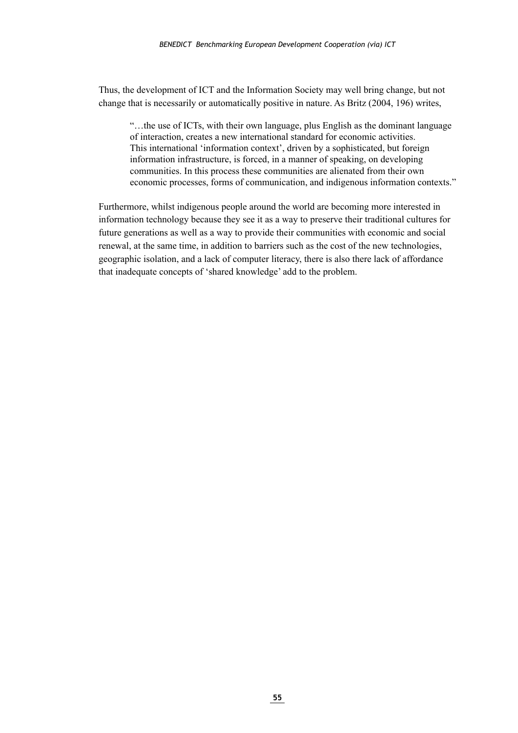Thus, the development of ICT and the Information Society may well bring change, but not change that is necessarily or automatically positive in nature. As Britz (2004, 196) writes,

> "…the use of ICTs, with their own language, plus English as the dominant language of interaction, creates a new international standard for economic activities. This international 'information context', driven by a sophisticated, but foreign information infrastructure, is forced, in a manner of speaking, on developing communities. In this process these communities are alienated from their own economic processes, forms of communication, and indigenous information contexts."

Furthermore, whilst indigenous people around the world are becoming more interested in information technology because they see it as a way to preserve their traditional cultures for future generations as well as a way to provide their communities with economic and social renewal, at the same time, in addition to barriers such as the cost of the new technologies, geographic isolation, and a lack of computer literacy, there is also there lack of affordance that inadequate concepts of 'shared knowledge' add to the problem.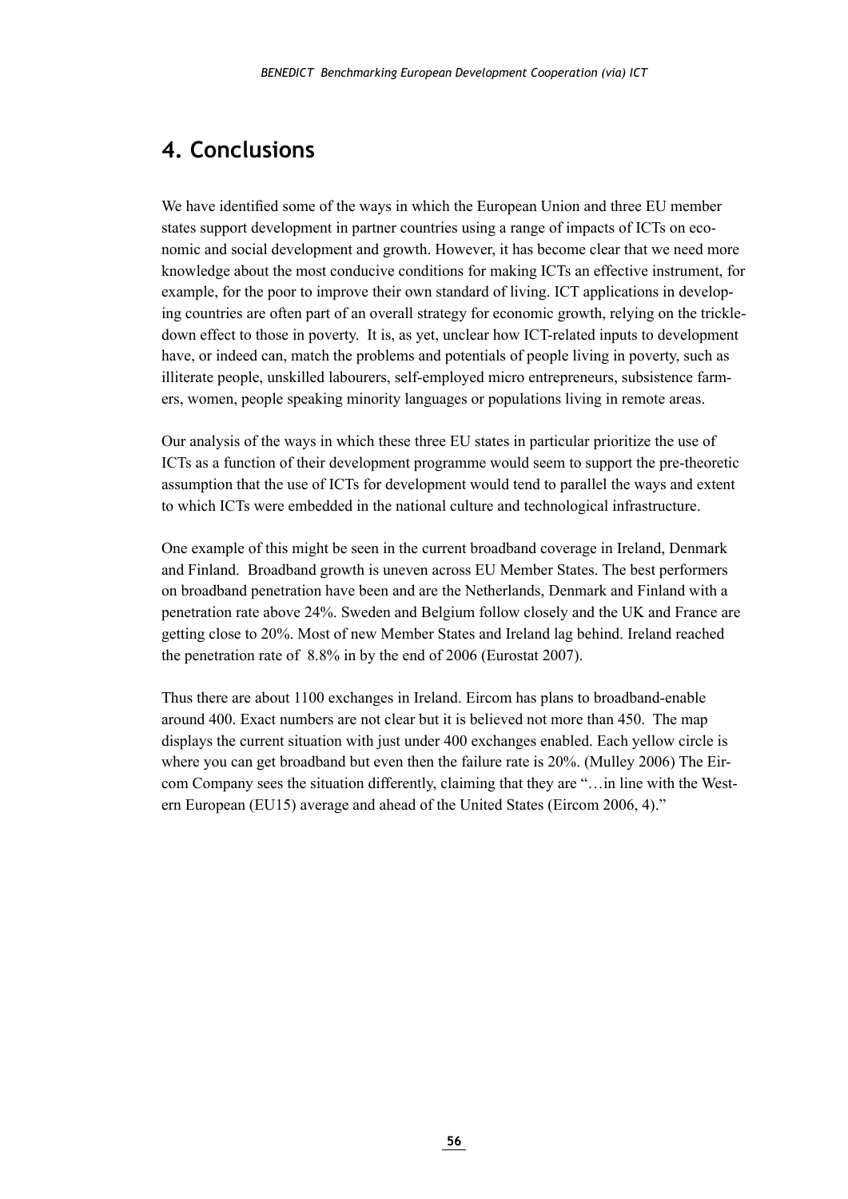# 4. Conclusions

We have identified some of the ways in which the European Union and three EU member states support development in partner countries using a range of impacts of ICTs on economic and social development and growth. However, it has become clear that we need more knowledge about the most conducive conditions for making ICTs an effective instrument, for example, for the poor to improve their own standard of living. ICT applications in developing countries are often part of an overall strategy for economic growth, relying on the trickle-down effect to those in poverty. It is, as yet, unclear how ICT-related inputs to development have, or indeed can, match the problems and potentials of people living in poverty, such as illiterate people, unskilled labourers, self-employed micro entrepreneurs, subsistence farmers, women, people speaking minority languages or populations living in remote areas.

Our analysis of the ways in which these three EU states in particular prioritize the use of ICTs as a function of their development programme would seem to support the pre-theoretic assumption that the use of ICTs for development would tend to parallel the ways and extent to which ICTs were embedded in the national culture and technological infrastructure.

One example of this might be seen in the current broadband coverage in Ireland, Denmark and Finland. Broadband growth is uneven across EU Member States. The best performers on broadband penetration have been and are the Netherlands, Denmark and Finland with a penetration rate above 24%. Sweden and Belgium follow closely and the UK and France are getting close to 20%. Most of new Member States and Ireland lag behind. Ireland reached the penetration rate of 8.8% in by the end of 2006 (Eurostat 2007).

Thus there are about 1100 exchanges in Ireland. Eircom has plans to broadband-enable around 400. Exact numbers are not clear but it is believed not more than 450. The map displays the current situation with just under 400 exchanges enabled. Each yellow circle is where you can get broadband but even then the failure rate is 20%. (Mulley 2006) The Eircom Company sees the situation differently, claiming that they are "…in line with the Western European (EU15) average and ahead of the United States (Eircom 2006, 4)."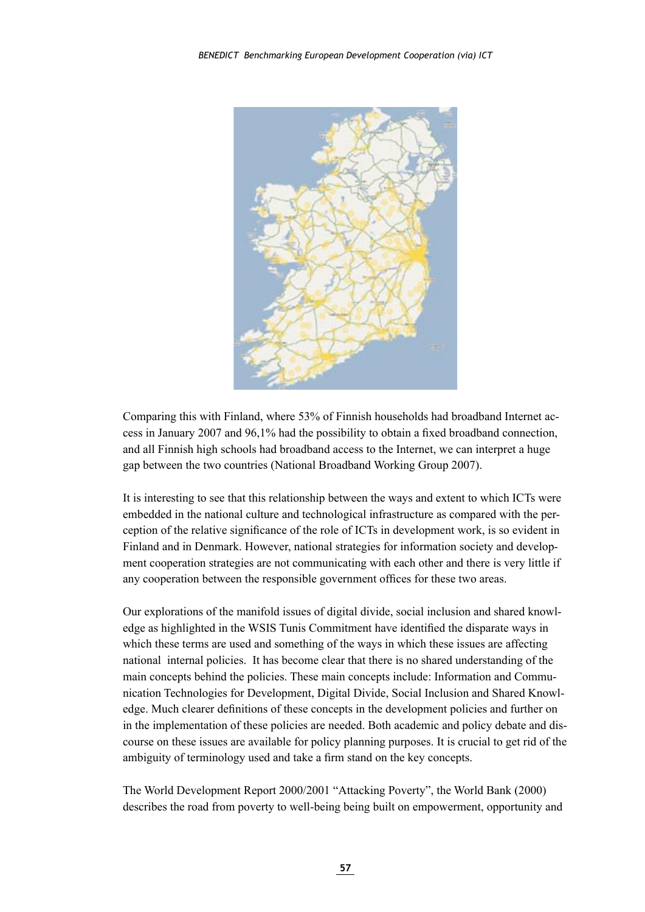Comparing this with Finland, where 53% of Finnish households had broadband Internet access in January 2007 and 96,1% had the possibility to obtain a fixed broadband connection, and all Finnish high schools had broadband access to the Internet, we can interpret a huge gap between the two countries (National Broadband Working Group 2007).

It is interesting to see that this relationship between the ways and extent to which ICTs were embedded in the national culture and technological infrastructure as compared with the perception of the relative significance of the role of ICTs in development work, is so evident in Finland and in Denmark. However, national strategies for information society and development cooperation strategies are not communicating with each other and there is very little if any cooperation between the responsible government offices for these two areas.

Our explorations of the manifold issues of digital divide, social inclusion and shared knowledge as highlighted in the WSIS Tunis Commitment have identified the disparate ways in which these terms are used and something of the ways in which these issues are affecting national internal policies. It has become clear that there is no shared understanding of the main concepts behind the policies. These main concepts include: Information and Communication Technologies for Development, Digital Divide, Social Inclusion and Shared Knowledge. Much clearer definitions of these concepts in the development policies and further on in the implementation of these policies are needed. Both academic and policy debate and discourse on these issues are available for policy planning purposes. It is crucial to get rid of the ambiguity of terminology used and take a firm stand on the key concepts.

The World Development Report 2000/2001 "Attacking Poverty", the World Bank (2000) describes the road from poverty to well-being being built on empowerment, opportunity and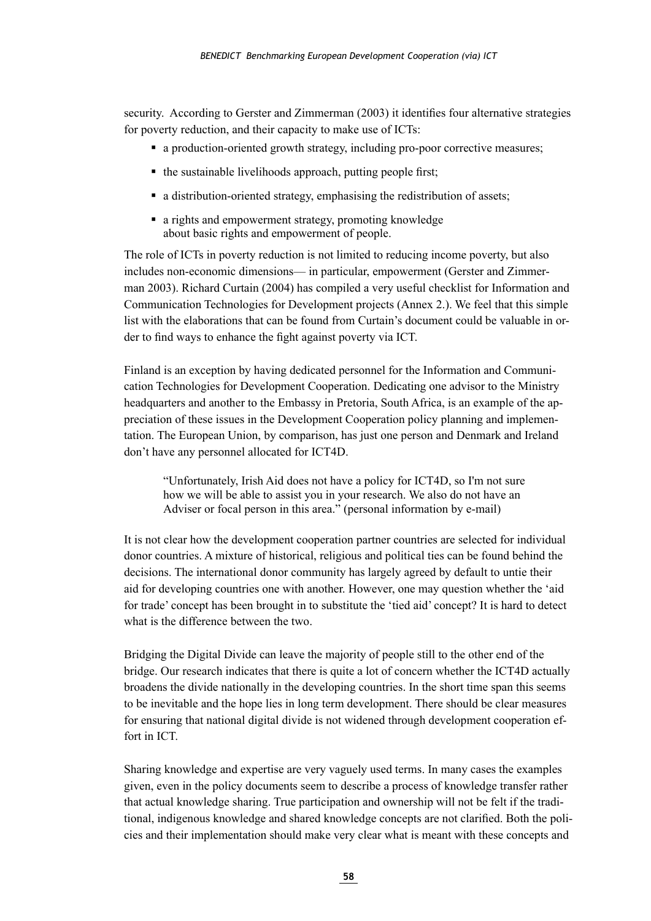security. According to Gerster and Zimmerman (2003) it identifies four alternative strategies for poverty reduction, and their capacity to make use of ICTs:

- a production-oriented growth strategy, including pro-poor corrective measures;
- the sustainable livelihoods approach, putting people first;
- a distribution-oriented strategy, emphasising the redistribution of assets;
- a rights and empowerment strategy, promoting knowledge about basic rights and empowerment of people.

The role of ICTs in poverty reduction is not limited to reducing income poverty, but also includes non-economic dimensions— in particular, empowerment (Gerster and Zimmerman 2003). Richard Curtain (2004) has compiled a very useful checklist for Information and Communication Technologies for Development projects (Annex 2.). We feel that this simple list with the elaborations that can be found from Curtain's document could be valuable in order to find ways to enhance the fight against poverty via ICT.

Finland is an exception by having dedicated personnel for the Information and Communication Technologies for Development Cooperation. Dedicating one advisor to the Ministry headquarters and another to the Embassy in Pretoria, South Africa, is an example of the appreciation of these issues in the Development Cooperation policy planning and implementation. The European Union, by comparison, has just one person and Denmark and Ireland don't have any personnel allocated for ICT4D.

> "Unfortunately, Irish Aid does not have a policy for ICT4D, so I'm not sure how we will be able to assist you in your research. We also do not have an Adviser or focal person in this area." (personal information by e-mail)

It is not clear how the development cooperation partner countries are selected for individual donor countries. A mixture of historical, religious and political ties can be found behind the decisions. The international donor community has largely agreed by default to untie their aid for developing countries one with another. However, one may question whether the 'aid for trade' concept has been brought in to substitute the 'tied aid' concept? It is hard to detect what is the difference between the two.

Bridging the Digital Divide can leave the majority of people still to the other end of the bridge. Our research indicates that there is quite a lot of concern whether the ICT4D actually broadens the divide nationally in the developing countries. In the short time span this seems to be inevitable and the hope lies in long term development. There should be clear measures for ensuring that national digital divide is not widened through development cooperation effort in ICT.

Sharing knowledge and expertise are very vaguely used terms. In many cases the examples given, even in the policy documents seem to describe a process of knowledge transfer rather that actual knowledge sharing. True participation and ownership will not be felt if the traditional, indigenous knowledge and shared knowledge concepts are not clarified. Both the policies and their implementation should make very clear what is meant with these concepts and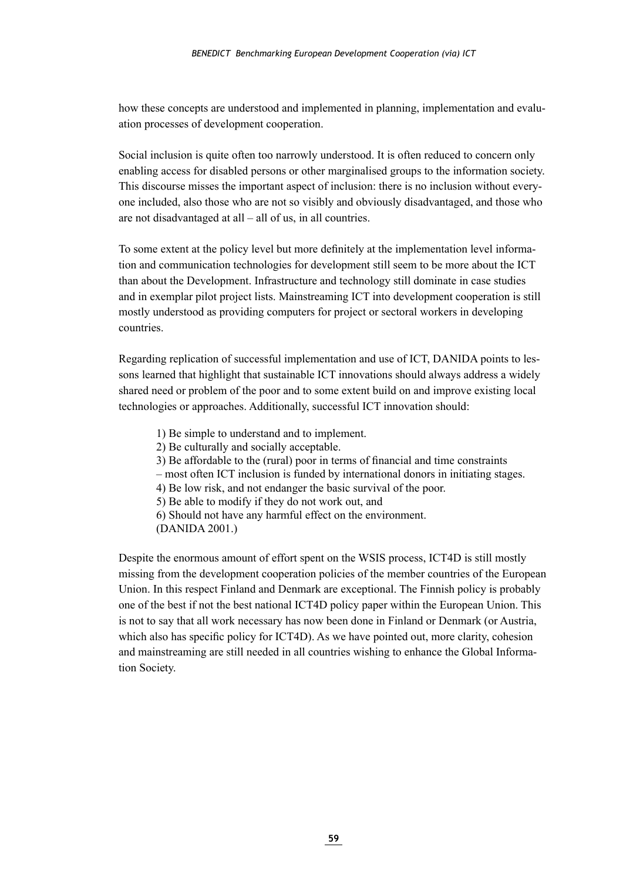how these concepts are understood and implemented in planning, implementation and evaluation processes of development cooperation.

Social inclusion is quite often too narrowly understood. It is often reduced to concern only enabling access for disabled persons or other marginalised groups to the information society. This discourse misses the important aspect of inclusion: there is no inclusion without everyone included, also those who are not so visibly and obviously disadvantaged, and those who are not disadvantaged at all – all of us, in all countries.

To some extent at the policy level but more definitely at the implementation level information and communication technologies for development still seem to be more about the ICT than about the Development. Infrastructure and technology still dominate in case studies and in exemplar pilot project lists. Mainstreaming ICT into development cooperation is still mostly understood as providing computers for project or sectoral workers in developing countries.

Regarding replication of successful implementation and use of ICT, DANIDA points to lessons learned that highlight that sustainable ICT innovations should always address a widely shared need or problem of the poor and to some extent build on and improve existing local technologies or approaches. Additionally, successful ICT innovation should:

1) Be simple to understand and to implement.
2) Be culturally and socially acceptable.
3) Be affordable to the (rural) poor in terms of financial and time constraints – most often ICT inclusion is funded by international donors in initiating stages.
4) Be low risk, and not endanger the basic survival of the poor.
5) Be able to modify if they do not work out, and
6) Should not have any harmful effect on the environment.
(DANIDA 2001.)

Despite the enormous amount of effort spent on the WSIS process, ICT4D is still mostly missing from the development cooperation policies of the member countries of the European Union. In this respect Finland and Denmark are exceptional. The Finnish policy is probably one of the best if not the best national ICT4D policy paper within the European Union. This is not to say that all work necessary has now been done in Finland or Denmark (or Austria, which also has specific policy for ICT4D). As we have pointed out, more clarity, cohesion and mainstreaming are still needed in all countries wishing to enhance the Global Information Society.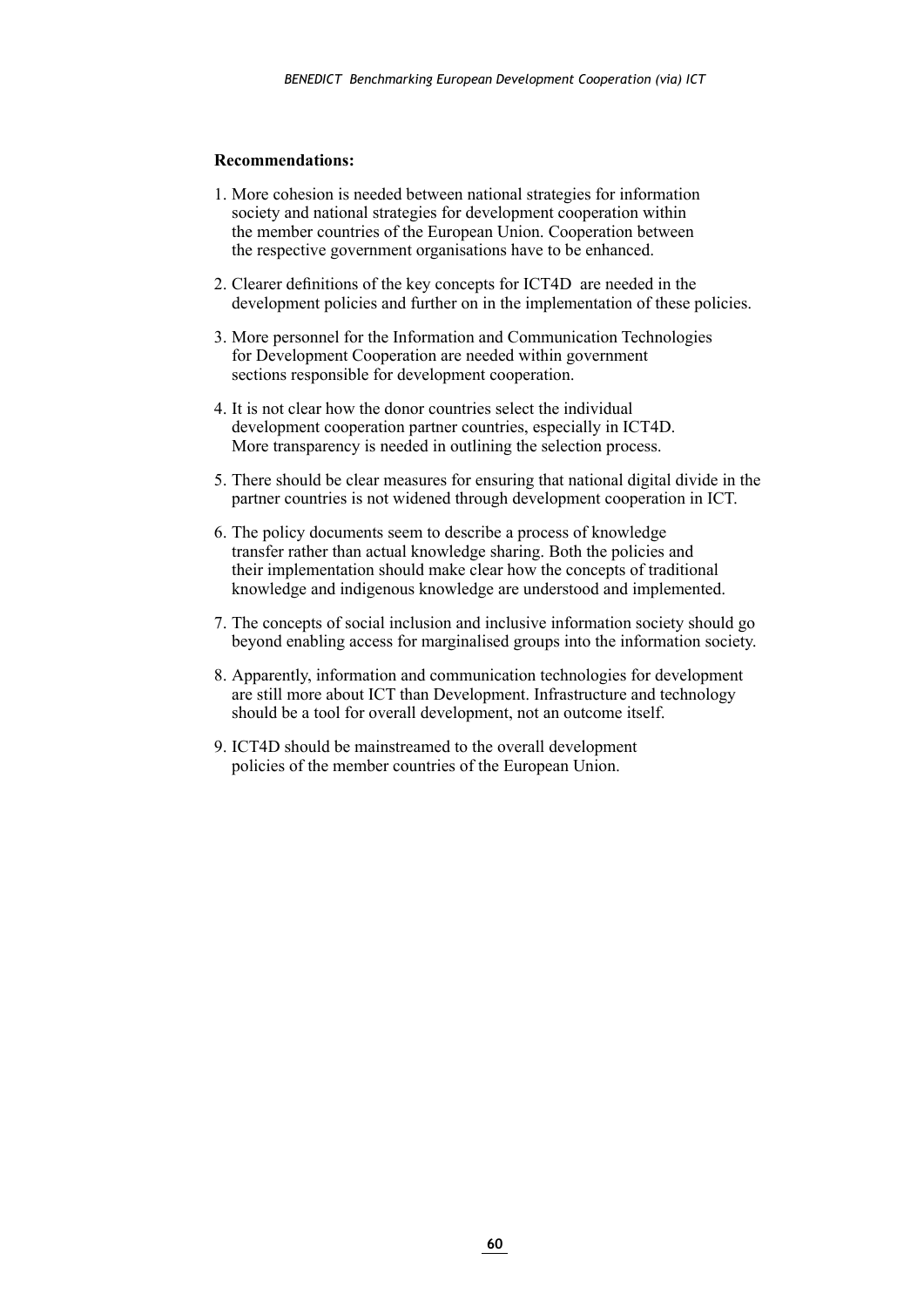**Recommendations:**

1. More cohesion is needed between national strategies for information society and national strategies for development cooperation within the member countries of the European Union. Cooperation between the respective government organisations have to be enhanced.

2. Clearer definitions of the key concepts for ICT4D are needed in the development policies and further on in the implementation of these policies.

3. More personnel for the Information and Communication Technologies for Development Cooperation are needed within government sections responsible for development cooperation.

4. It is not clear how the donor countries select the individual development cooperation partner countries, especially in ICT4D. More transparency is needed in outlining the selection process.

5. There should be clear measures for ensuring that national digital divide in the partner countries is not widened through development cooperation in ICT.

6. The policy documents seem to describe a process of knowledge transfer rather than actual knowledge sharing. Both the policies and their implementation should make clear how the concepts of traditional knowledge and indigenous knowledge are understood and implemented.

7. The concepts of social inclusion and inclusive information society should go beyond enabling access for marginalised groups into the information society.

8. Apparently, information and communication technologies for development are still more about ICT than Development. Infrastructure and technology should be a tool for overall development, not an outcome itself.

9. ICT4D should be mainstreamed to the overall development policies of the member countries of the European Union.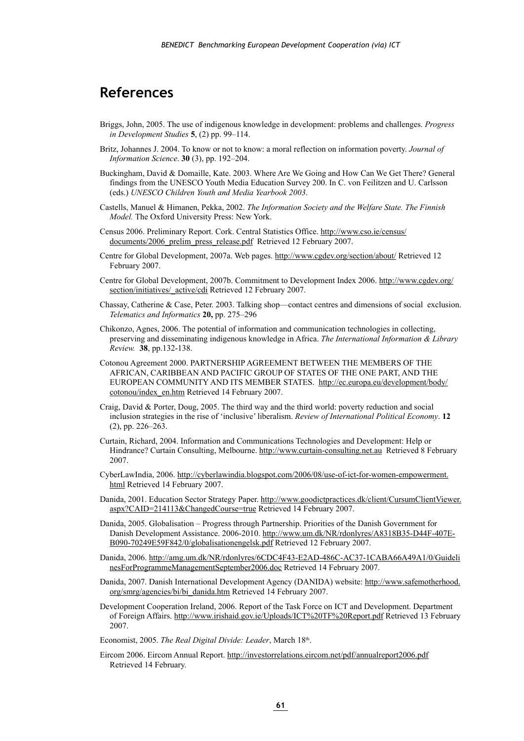## References

Briggs, John, 2005. The use of indigenous knowledge in development: problems and challenges. *Progress in Development Studies* **5**, (2) pp. 99–114.

Britz, Johannes J. 2004. To know or not to know: a moral reflection on information poverty. *Journal of Information Science*. **30** (3), pp. 192–204.

Buckingham, David & Domaille, Kate. 2003. Where Are We Going and How Can We Get There? General findings from the UNESCO Youth Media Education Survey 200. In C. von Feilitzen and U. Carlsson (eds.) *UNESCO Children Youth and Media Yearbook 2003*.

Castells, Manuel & Himanen, Pekka, 2002. *The Information Society and the Welfare State. The Finnish Model.* The Oxford University Press: New York.

Census 2006. Preliminary Report. Cork. Central Statistics Office. http://www.cso.ie/census/documents/2006_prelim_press_release.pdf Retrieved 12 February 2007.

Centre for Global Development, 2007a. Web pages. http://www.cgdev.org/section/about/ Retrieved 12 February 2007.

Centre for Global Development, 2007b. Commitment to Development Index 2006. http://www.cgdev.org/section/initiatives/_active/cdi Retrieved 12 February 2007.

Chassay, Catherine & Case, Peter. 2003. Talking shop—contact centres and dimensions of social exclusion. *Telematics and Informatics* **20,** pp. 275–296

Chikonzo, Agnes, 2006. The potential of information and communication technologies in collecting, preserving and disseminating indigenous knowledge in Africa. *The International Information & Library Review.* **38**, pp.132-138.

Cotonou Agreement 2000. PARTNERSHIP AGREEMENT BETWEEN THE MEMBERS OF THE AFRICAN, CARIBBEAN AND PACIFIC GROUP OF STATES OF THE ONE PART, AND THE EUROPEAN COMMUNITY AND ITS MEMBER STATES. http://ec.europa.eu/development/body/cotonou/index_en.htm Retrieved 14 February 2007.

Craig, David & Porter, Doug, 2005. The third way and the third world: poverty reduction and social inclusion strategies in the rise of 'inclusive' liberalism. *Review of International Political Economy*. **12** (2), pp. 226–263.

Curtain, Richard, 2004. Information and Communications Technologies and Development: Help or Hindrance? Curtain Consulting, Melbourne. http://www.curtain-consulting.net.au Retrieved 8 February 2007.

CyberLawIndia, 2006. http://cyberlawindia.blogspot.com/2006/08/use-of-ict-for-women-empowerment.html Retrieved 14 February 2007.

Danida, 2001. Education Sector Strategy Paper. http://www.goodictpractices.dk/client/CursumClientViewer.aspx?CAID=214113&ChangedCourse=true Retrieved 14 February 2007.

Danida, 2005. Globalisation – Progress through Partnership. Priorities of the Danish Government for Danish Development Assistance. 2006-2010. http://www.um.dk/NR/rdonlyres/A8318B35-D44F-407E-B090-70249E59F842/0/globalisationengelsk.pdf Retrieved 12 February 2007.

Danida, 2006. http://amg.um.dk/NR/rdonlyres/6CDC4F43-E2AD-486C-AC37-1CABA66A49A1/0/GuidelinesForProgrammeManagementSeptember2006.doc Retrieved 14 February 2007.

Danida, 2007. Danish International Development Agency (DANIDA) website: http://www.safemotherhood.org/smrg/agencies/bi/bi_danida.htm Retrieved 14 February 2007.

Development Cooperation Ireland, 2006. Report of the Task Force on ICT and Development. Department of Foreign Affairs. http://www.irishaid.gov.ie/Uploads/ICT%20TF%20Report.pdf Retrieved 13 February 2007.

Economist, 2005. *The Real Digital Divide: Leader*, March 18th.

Eircom 2006. Eircom Annual Report. http://investorrelations.eircom.net/pdf/annualreport2006.pdf Retrieved 14 February.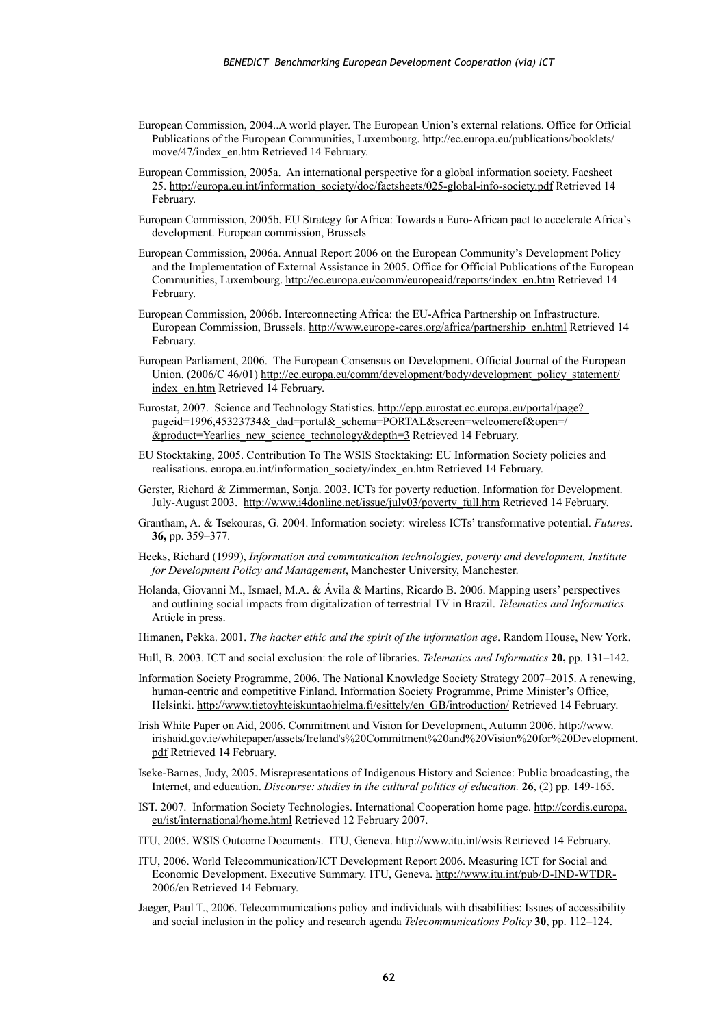European Commission, 2004..A world player. The European Union's external relations. Office for Official Publications of the European Communities, Luxembourg. http://ec.europa.eu/publications/booklets/move/47/index_en.htm Retrieved 14 February.

European Commission, 2005a. An international perspective for a global information society. Facsheet 25. http://europa.eu.int/information_society/doc/factsheets/025-global-info-society.pdf Retrieved 14 February.

European Commission, 2005b. EU Strategy for Africa: Towards a Euro-African pact to accelerate Africa's development. European commission, Brussels

European Commission, 2006a. Annual Report 2006 on the European Community's Development Policy and the Implementation of External Assistance in 2005. Office for Official Publications of the European Communities, Luxembourg. http://ec.europa.eu/comm/europeaid/reports/index_en.htm Retrieved 14 February.

European Commission, 2006b. Interconnecting Africa: the EU-Africa Partnership on Infrastructure. European Commission, Brussels. http://www.europe-cares.org/africa/partnership_en.html Retrieved 14 February.

European Parliament, 2006. The European Consensus on Development. Official Journal of the European Union. (2006/C 46/01) http://ec.europa.eu/comm/development/body/development_policy_statement/index_en.htm Retrieved 14 February.

Eurostat, 2007. Science and Technology Statistics. http://epp.eurostat.ec.europa.eu/portal/page?_pageid=1996,45323734&_dad=portal&_schema=PORTAL&screen=welcomeref&open=/&product=Yearlies_new_science_technology&depth=3 Retrieved 14 February.

EU Stocktaking, 2005. Contribution To The WSIS Stocktaking: EU Information Society policies and realisations. europa.eu.int/information_society/index_en.htm Retrieved 14 February.

Gerster, Richard & Zimmerman, Sonja. 2003. ICTs for poverty reduction. Information for Development. July-August 2003. http://www.i4donline.net/issue/july03/poverty_full.htm Retrieved 14 February.

Grantham, A. & Tsekouras, G. 2004. Information society: wireless ICTs' transformative potential. *Futures*. **36,** pp. 359–377.

Heeks, Richard (1999), *Information and communication technologies, poverty and development, Institute for Development Policy and Management*, Manchester University, Manchester.

Holanda, Giovanni M., Ismael, M.A. & Ávila & Martins, Ricardo B. 2006. Mapping users' perspectives and outlining social impacts from digitalization of terrestrial TV in Brazil. *Telematics and Informatics.* Article in press.

Himanen, Pekka. 2001. *The hacker ethic and the spirit of the information age*. Random House, New York.

Hull, B. 2003. ICT and social exclusion: the role of libraries. *Telematics and Informatics* **20,** pp. 131–142.

Information Society Programme, 2006. The National Knowledge Society Strategy 2007–2015. A renewing, human-centric and competitive Finland. Information Society Programme, Prime Minister's Office, Helsinki. http://www.tietoyhteiskuntaohjelma.fi/esittely/en_GB/introduction/ Retrieved 14 February.

Irish White Paper on Aid, 2006. Commitment and Vision for Development, Autumn 2006. http://www.irishaid.gov.ie/whitepaper/assets/Ireland's%20Commitment%20and%20Vision%20for%20Development.pdf Retrieved 14 February.

Iseke-Barnes, Judy, 2005. Misrepresentations of Indigenous History and Science: Public broadcasting, the Internet, and education. *Discourse: studies in the cultural politics of education.* **26**, (2) pp. 149-165.

IST. 2007. Information Society Technologies. International Cooperation home page. http://cordis.europa.eu/ist/international/home.html Retrieved 12 February 2007.

ITU, 2005. WSIS Outcome Documents. ITU, Geneva. http://www.itu.int/wsis Retrieved 14 February.

ITU, 2006. World Telecommunication/ICT Development Report 2006. Measuring ICT for Social and Economic Development. Executive Summary. ITU, Geneva. http://www.itu.int/pub/D-IND-WTDR-2006/en Retrieved 14 February.

Jaeger, Paul T., 2006. Telecommunications policy and individuals with disabilities: Issues of accessibility and social inclusion in the policy and research agenda *Telecommunications Policy* **30**, pp. 112–124.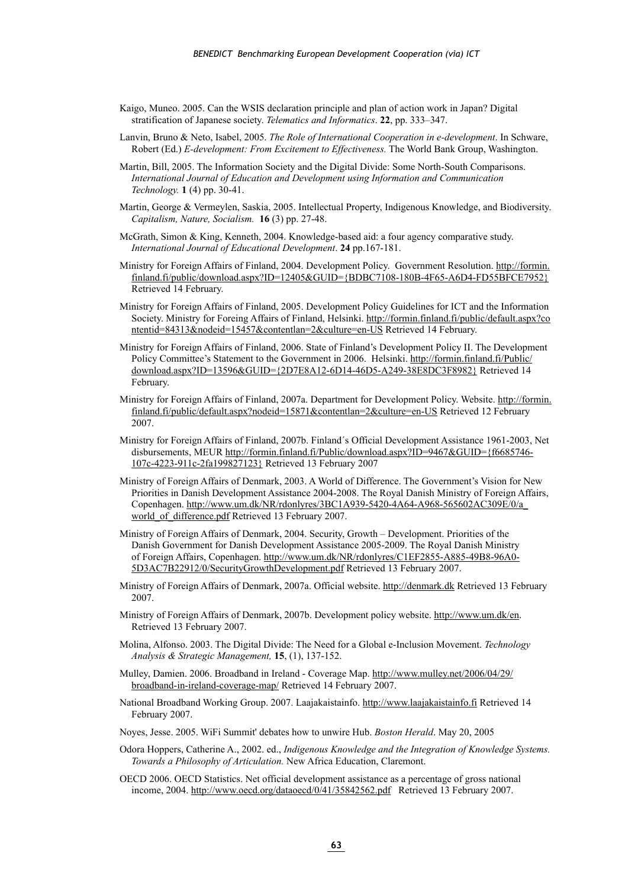Kaigo, Muneo. 2005. Can the WSIS declaration principle and plan of action work in Japan? Digital stratification of Japanese society. *Telematics and Informatics*. **22**, pp. 333–347.

Lanvin, Bruno & Neto, Isabel, 2005. *The Role of International Cooperation in e-development*. In Schware, Robert (Ed.) *E-development: From Excitement to Effectiveness.* The World Bank Group, Washington.

Martin, Bill, 2005. The Information Society and the Digital Divide: Some North-South Comparisons. *International Journal of Education and Development using Information and Communication Technology.* **1** (4) pp. 30-41.

Martin, George & Vermeylen, Saskia, 2005. Intellectual Property, Indigenous Knowledge, and Biodiversity. *Capitalism, Nature, Socialism.* **16** (3) pp. 27-48.

McGrath, Simon & King, Kenneth, 2004. Knowledge-based aid: a four agency comparative study. *International Journal of Educational Development*. **24** pp.167-181.

Ministry for Foreign Affairs of Finland, 2004. Development Policy. Government Resolution. http://formin.finland.fi/public/download.aspx?ID=12405&GUID={BDBC7108-180B-4F65-A6D4-FD55BFCE7952} Retrieved 14 February.

Ministry for Foreign Affairs of Finland, 2005. Development Policy Guidelines for ICT and the Information Society. Ministry for Foreing Affairs of Finland, Helsinki. http://formin.finland.fi/public/default.aspx?contentid=84313&nodeid=15457&contentlan=2&culture=en-US Retrieved 14 February.

Ministry for Foreign Affairs of Finland, 2006. State of Finland's Development Policy II. The Development Policy Committee's Statement to the Government in 2006. Helsinki. http://formin.finland.fi/Public/download.aspx?ID=13596&GUID={2D7E8A12-6D14-46D5-A249-38E8DC3F8982} Retrieved 14 February.

Ministry for Foreign Affairs of Finland, 2007a. Department for Development Policy. Website. http://formin.finland.fi/public/default.aspx?nodeid=15871&contentlan=2&culture=en-US Retrieved 12 February 2007.

Ministry for Foreign Affairs of Finland, 2007b. Finland´s Official Development Assistance 1961-2003, Net disbursements, MEUR http://formin.finland.fi/Public/download.aspx?ID=9467&GUID={f6685746-107c-4223-911c-2fa199827123} Retrieved 13 February 2007

Ministry of Foreign Affairs of Denmark, 2003. A World of Difference. The Government's Vision for New Priorities in Danish Development Assistance 2004-2008. The Royal Danish Ministry of Foreign Affairs, Copenhagen. http://www.um.dk/NR/rdonlyres/3BC1A939-5420-4A64-A968-565602AC309E/0/a_world_of_difference.pdf Retrieved 13 February 2007.

Ministry of Foreign Affairs of Denmark, 2004. Security, Growth – Development. Priorities of the Danish Government for Danish Development Assistance 2005-2009. The Royal Danish Ministry of Foreign Affairs, Copenhagen. http://www.um.dk/NR/rdonlyres/C1EF2855-A885-49B8-96A0-5D3AC7B22912/0/SecurityGrowthDevelopment.pdf Retrieved 13 February 2007.

Ministry of Foreign Affairs of Denmark, 2007a. Official website. http://denmark.dk Retrieved 13 February 2007.

Ministry of Foreign Affairs of Denmark, 2007b. Development policy website. http://www.um.dk/en. Retrieved 13 February 2007.

Molina, Alfonso. 2003. The Digital Divide: The Need for a Global e-Inclusion Movement. *Technology Analysis & Strategic Management,* **15**, (1), 137-152.

Mulley, Damien. 2006. Broadband in Ireland - Coverage Map. http://www.mulley.net/2006/04/29/broadband-in-ireland-coverage-map/ Retrieved 14 February 2007.

National Broadband Working Group. 2007. Laajakaistainfo. http://www.laajakaistainfo.fi Retrieved 14 February 2007.

Noyes, Jesse. 2005. WiFi Summit' debates how to unwire Hub. *Boston Herald*. May 20, 2005

Odora Hoppers, Catherine A., 2002. ed., *Indigenous Knowledge and the Integration of Knowledge Systems. Towards a Philosophy of Articulation.* New Africa Education, Claremont.

OECD 2006. OECD Statistics. Net official development assistance as a percentage of gross national income, 2004. http://www.oecd.org/dataoecd/0/41/35842562.pdf Retrieved 13 February 2007.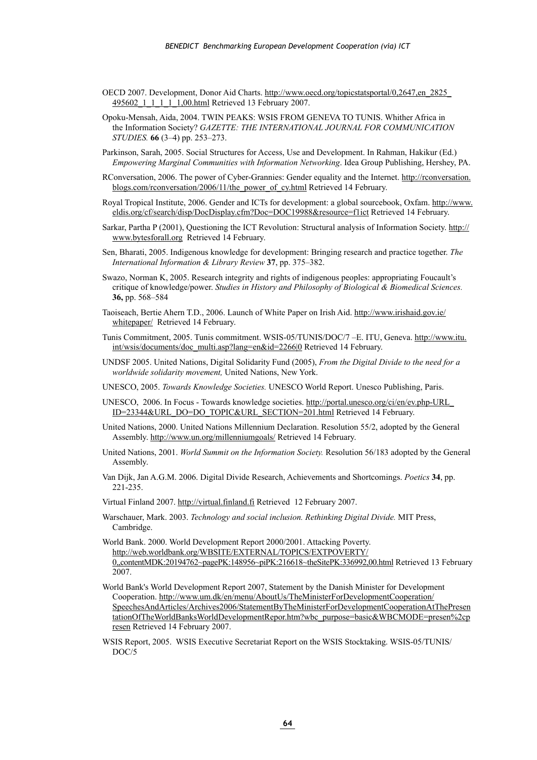OECD 2007. Development, Donor Aid Charts. http://www.oecd.org/topicstatsportal/0,2647,en_2825_495602_1_1_1_1_1,00.html Retrieved 13 February 2007.

Opoku-Mensah, Aida, 2004. TWIN PEAKS: WSIS FROM GENEVA TO TUNIS. Whither Africa in the Information Society? *GAZETTE: THE INTERNATIONAL JOURNAL FOR COMMUNICATION STUDIES.* **66** (3–4) pp. 253–273.

Parkinson, Sarah, 2005. Social Structures for Access, Use and Development. In Rahman, Hakikur (Ed.) *Empowering Marginal Communities with Information Networking*. Idea Group Publishing, Hershey, PA.

RConversation, 2006. The power of Cyber-Grannies: Gender equality and the Internet. http://rconversation.blogs.com/rconversation/2006/11/the_power_of_cy.html Retrieved 14 February.

Royal Tropical Institute, 2006. Gender and ICTs for development: a global sourcebook, Oxfam. http://www.eldis.org/cf/search/disp/DocDisplay.cfm?Doc=DOC19988&resource=f1ict Retrieved 14 February.

Sarkar, Partha P (2001), Questioning the ICT Revolution: Structural analysis of Information Society. http://www.bytesforall.org Retrieved 14 February.

Sen, Bharati, 2005. Indigenous knowledge for development: Bringing research and practice together. *The International Information & Library Review* **37**, pp. 375–382.

Swazo, Norman K, 2005. Research integrity and rights of indigenous peoples: appropriating Foucault's critique of knowledge/power. *Studies in History and Philosophy of Biological & Biomedical Sciences.* **36,** pp. 568–584

Taoiseach, Bertie Ahern T.D., 2006. Launch of White Paper on Irish Aid. http://www.irishaid.gov.ie/whitepaper/ Retrieved 14 February.

Tunis Commitment, 2005. Tunis commitment. WSIS-05/TUNIS/DOC/7 –E. ITU, Geneva. http://www.itu.int/wsis/documents/doc_multi.asp?lang=en&id=2266|0 Retrieved 14 February.

UNDSF 2005. United Nations, Digital Solidarity Fund (2005), *From the Digital Divide to the need for a worldwide solidarity movement,* United Nations, New York.

UNESCO, 2005. *Towards Knowledge Societies.* UNESCO World Report. Unesco Publishing, Paris.

UNESCO, 2006. In Focus - Towards knowledge societies. http://portal.unesco.org/ci/en/ev.php-URL_ID=23344&URL_DO=DO_TOPIC&URL_SECTION=201.html Retrieved 14 February.

United Nations, 2000. United Nations Millennium Declaration. Resolution 55/2, adopted by the General Assembly. http://www.un.org/millenniumgoals/ Retrieved 14 February.

United Nations, 2001. *World Summit on the Information Society.* Resolution 56/183 adopted by the General Assembly.

Van Dijk, Jan A.G.M. 2006. Digital Divide Research, Achievements and Shortcomings. *Poetics* **34**, pp. 221-235.

Virtual Finland 2007. http://virtual.finland.fi Retrieved 12 February 2007.

Warschauer, Mark. 2003. *Technology and social inclusion. Rethinking Digital Divide.* MIT Press, Cambridge.

World Bank. 2000. World Development Report 2000/2001. Attacking Poverty. http://web.worldbank.org/WBSITE/EXTERNAL/TOPICS/EXTPOVERTY/0,,contentMDK:20194762~pagePK:148956~piPK:216618~theSitePK:336992,00.html Retrieved 13 February 2007.

World Bank's World Development Report 2007, Statement by the Danish Minister for Development Cooperation. http://www.um.dk/en/menu/AboutUs/TheMinisterForDevelopmentCooperation/SpeechesAndArticles/Archives2006/StatementByTheMinisterForDevelopmentCooperationAtThePresentationOfTheWorldBanksWorldDevelopmentRepor.htm?wbc_purpose=basic&WBCMODE=presen%2cpresen Retrieved 14 February 2007.

WSIS Report, 2005. WSIS Executive Secretariat Report on the WSIS Stocktaking. WSIS-05/TUNIS/DOC/5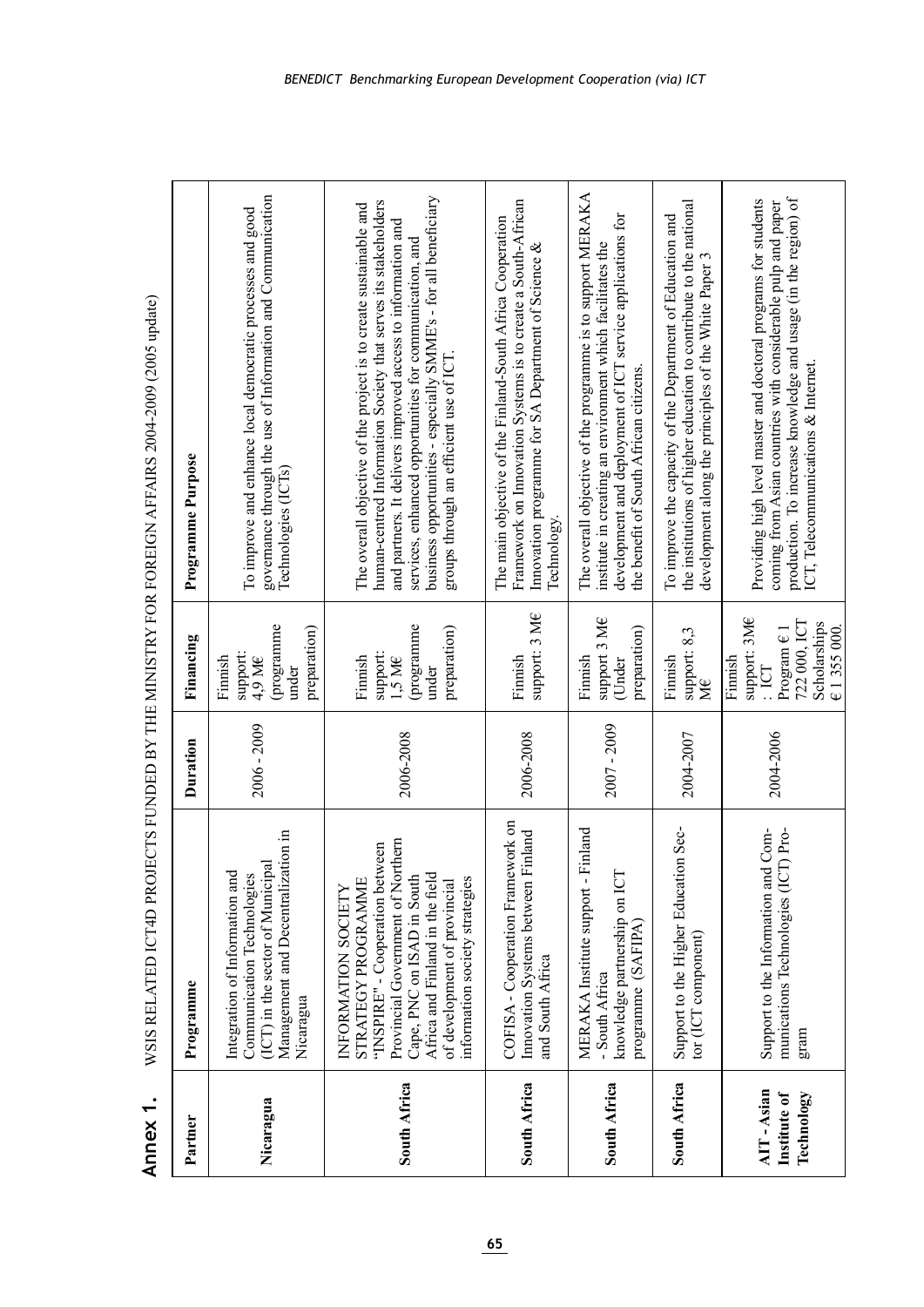## Annex 1. WSIS RELATED ICT4D PROJECTS FUNDED BY THE MINISTRY FOR FOREIGN AFFAIRS 2004-2009 (2005 update)

| Partner | Programme | Duration | Financing | Programme Purpose |
|---|---|---|---|---|
| **Nicaragua** | Integration of Information and Communication Technologies (ICT) in the sector of Municipal Management and Decentralization in Nicaragua | 2006 - 2009 | Finnish support: 4,9 M€ (programme under preparation) | To improve and enhance local democratic processes and good governance through the use of Information and Communication Technologies (ICTs) |
| **South Africa** | INFORMATION SOCIETY STRATEGY PROGRAMME "INSPIRE" - Cooperation between Provincial Government of Northern Cape, PNC on ISAD in South Africa and Finland in the field of development of provincial information society strategies | 2006-2008 | Finnish support: 1,5 M€ (programme under preparation) | The overall objective of the project is to create sustainable and human-centred Information Society that serves its stakeholders and partners. It delivers improved access to information and services, enhanced opportunities for communication, and business opportunities - especially SMME's - for all beneficiary groups through an efficient use of ICT. |
| **South Africa** | COFISA - Cooperation Framework on Innovation Systems between Finland and South Africa | 2006-2008 | Finnish support: 3 M€ | The main objective of the Finland-South Africa Cooperation Framework on Innovation Systems is to create a South-African Innovation programme for SA Department of Science & Technology. |
| **South Africa** | MERAKA Institute support - Finland - South Africa knowledge partnership on ICT programme (SAFIPA) | 2007 - 2009 | Finnish support 3 M€ (Under preparation) | The overall objective of the programme is to support MERAKA institute in creating an environment which facilitates the development and deployment of ICT service applications for the benefit of South African citizens. |
| **South Africa** | Support to the Higher Education Sector (ICT component) | 2004-2007 | Finnish support: 8,3 M€ | To improve the capacity of the Department of Education and the institutions of higher education to contribute to the national development along the principles of the White Paper 3 |
| **AIT - Asian Institute of Technology** | Support to the Information and Communications Technologies (ICT) Program | 2004-2006 | Finnish support: 3M€ : ICT Program € 1 722 000, ICT Scholarships € 1 355 000. | Providing high level master and doctoral programs for students coming from Asian countries with considerable pulp and paper production. To increase knowledge and usage (in the region) of ICT, Telecommunications & Internet. |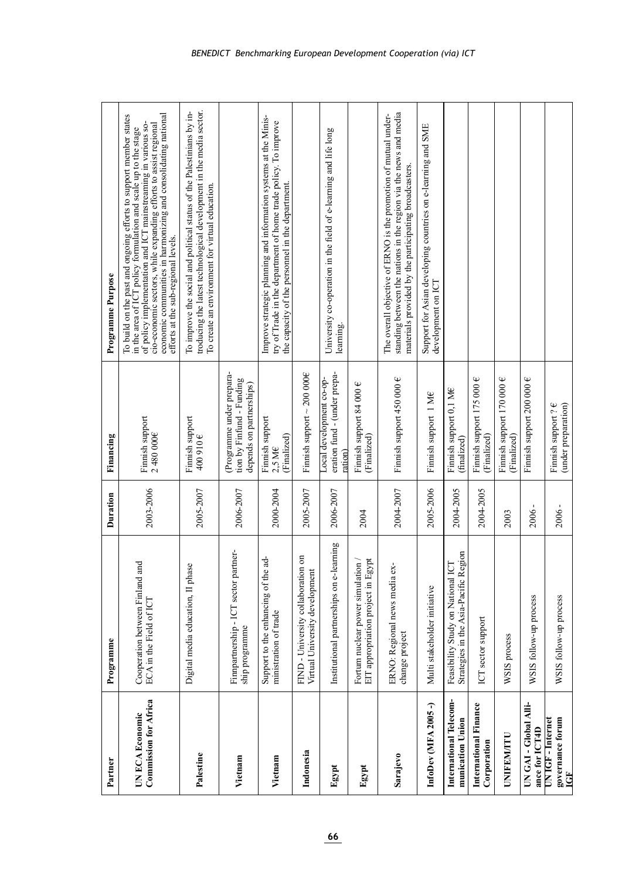| Partner | Programme | Duration | Financing | Programme Purpose |
|---|---|---|---|---|
| **UN ECA Economic Commission for Africa** | Cooperation between Finland and ECA in the Field of ICT | 2003-2006 | Finnish support 2 480 000€ | To build on the past and ongoing efforts to support member states in the area of ICT policy formulation and scale up to the stage of policy implementation and ICT mainstreaming in various socio-economic sectors, while expanding efforts to assist regional economic communities in harmonizing and consolidating national efforts at the sub-regional levels. |
| **Palestine** | Digital media education, II phase | 2005-2007 | Finnish support 400 910 € | To improve the social and political status of the Palestinians by introducing the latest technological development in the media sector. To create an environment for virtual education. |
| **Vietnam** | Finnpartnership - ICT sector partnership programme | 2006-2007 | (Programme under preparation by Finfund - Funding depends on partnerships) | |
| **Vietnam** | Support to the enhancing of the administration of trade | 2000-2004 | Finnish support 2,5 M€ (Finalized) | Improve strategic planning and information systems at the Ministry of Trade in the department of home trade policy. To improve the capacity of the personnel in the department. |
| **Indonesia** | FIND - University collaboration on Virtual University development | 2005-2007 | Finnish support ~ 200 000€ | |
| **Egypt** | Institutional partnerships on e-learning | 2006-2007 | Local development co-operation fund - (under preparation) | University co-operation in the field of e-learning and life long learning. |
| **Egypt** | Fortum nuclear power simulation / EIT appropriation project in Egypt | 2004 | Finnish support 84 000 € (Finalized) | |
| **Sarajevo** | ERNO: Regional news media exchange project | 2004-2007 | Finnish support 450 000 € | The overall objective of ERNO is the promotion of mutual understanding between the nations in the region via the news and media materials provided by the participating broadcasters. |
| **InfoDev (MFA 2005 -)** | Multi stakeholder initiative | 2005-2006 | Finnish support 1 M€ | Support for Asian developing countries on e-learning and SME development on ICT |
| **International Telecommunication Union** | Feasibility Study on National ICT Strategies in the Asia-Pacific Region | 2004-2005 | Finnish support 0,1 M€ (finalized) | |
| **International Finance Corporation** | ICT sector support | 2004-2005 | Finnish support 175 000 € (Finalized) | |
| **UNIFEM/ITU** | WSIS process | 2003 | Finnish support 170 000 € (Finalized) | |
| **UN GAI - Global Alliance for ICT4D** | WSIS follow-up process | 2006 - | Finnish support 200 000 € | |
| **UN IGF - Internet governance forum IGF** | WSIS follow-up process | 2006 - | Finnish support ? € (under preparation) | |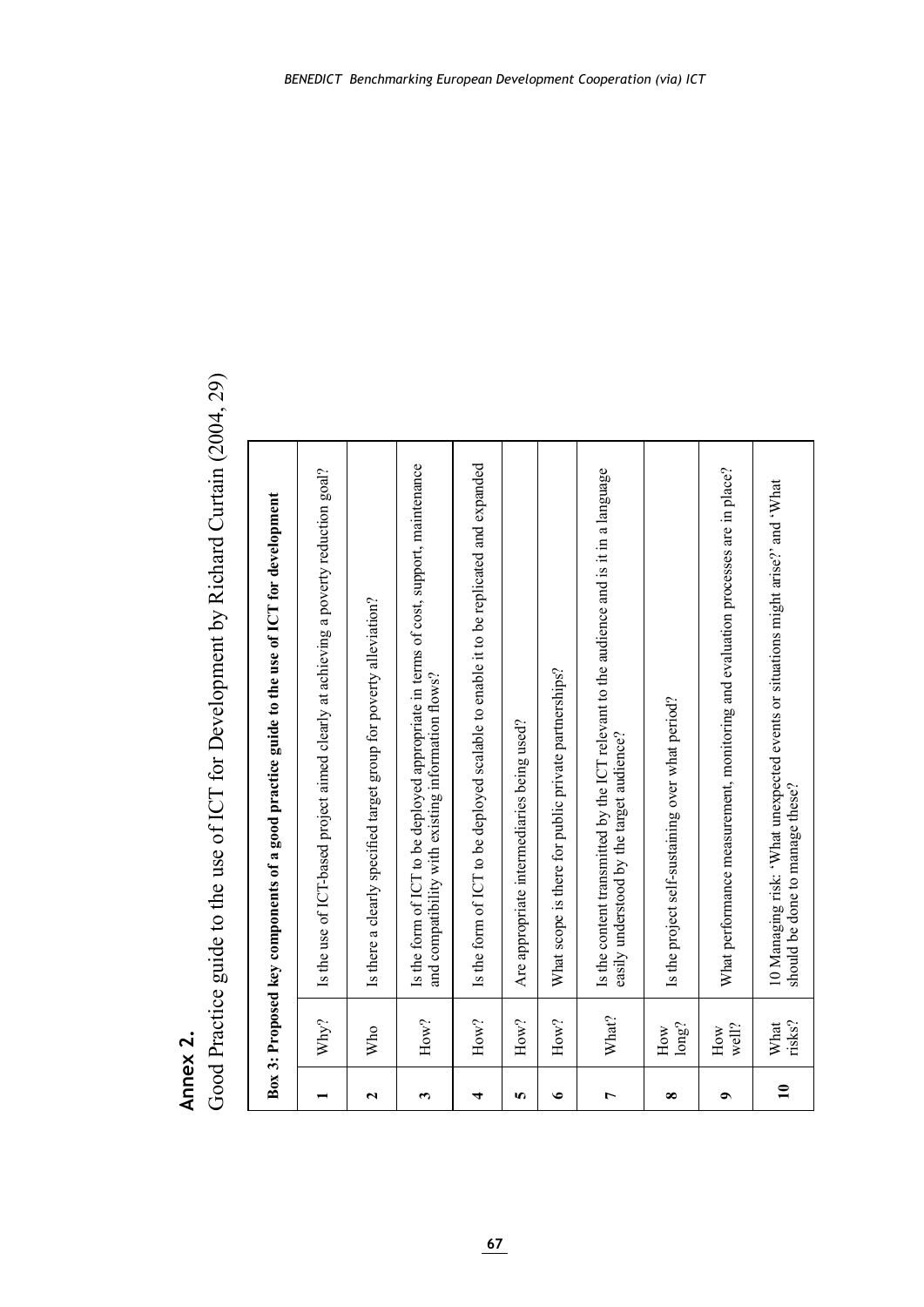## Annex 2.

Good Practice guide to the use of ICT for Development by Richard Curtain (2004, 29)

| Box 3: Proposed key components of a good practice guide to the use of ICT for development | | |
|---|---|---|
| 1 | Why? | Is the use of ICT-based project aimed clearly at achieving a poverty reduction goal? |
| 2 | Who | Is there a clearly specified target group for poverty alleviation? |
| 3 | How? | Is the form of ICT to be deployed appropriate in terms of cost, support, maintenance and compatibility with existing information flows? |
| 4 | How? | Is the form of ICT to be deployed scalable to enable it to be replicated and expanded |
| 5 | How? | Are appropriate intermediaries being used? |
| 6 | How? | What scope is there for public private partnerships? |
| 7 | What? | Is the content transmitted by the ICT relevant to the audience and is it in a language easily understood by the target audience? |
| 8 | How long? | Is the project self-sustaining over what period? |
| 9 | How well? | What performance measurement, monitoring and evaluation processes are in place? |
| 10 | What risks? | 10 Managing risk: 'What unexpected events or situations might arise?' and 'What should be done to manage these? |